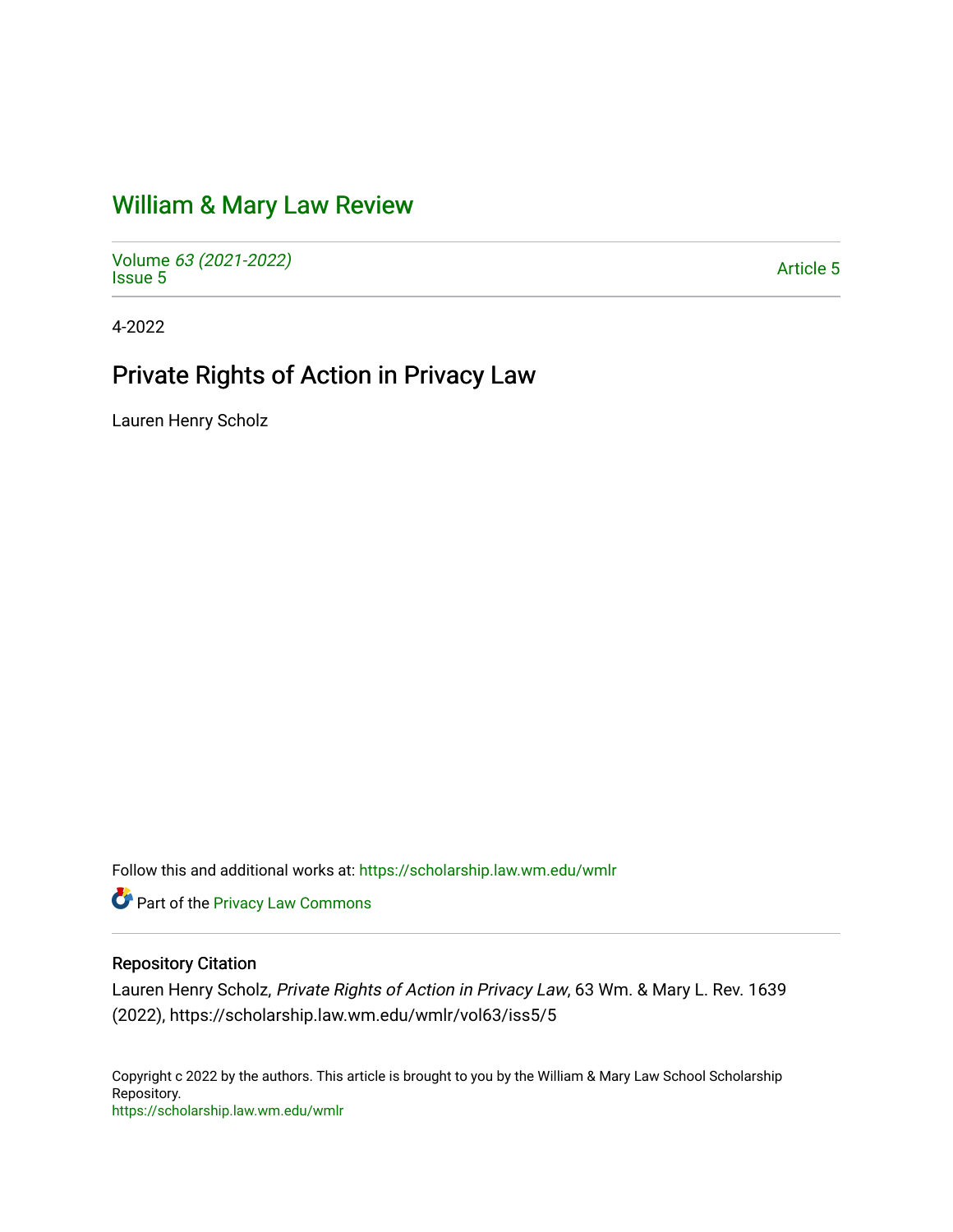# William & Mary Law Review

Volume *63 (2021-2022)*
Issue 5

Article 5

4-2022

## Private Rights of Action in Privacy Law

Lauren Henry Scholz

Follow this and additional works at: https://scholarship.law.wm.edu/wmlr

Part of the Privacy Law Commons

### Repository Citation

Lauren Henry Scholz, *Private Rights of Action in Privacy Law*, 63 Wm. & Mary L. Rev. 1639 (2022), https://scholarship.law.wm.edu/wmlr/vol63/iss5/5

Copyright c 2022 by the authors. This article is brought to you by the William & Mary Law School Scholarship Repository.
https://scholarship.law.wm.edu/wmlr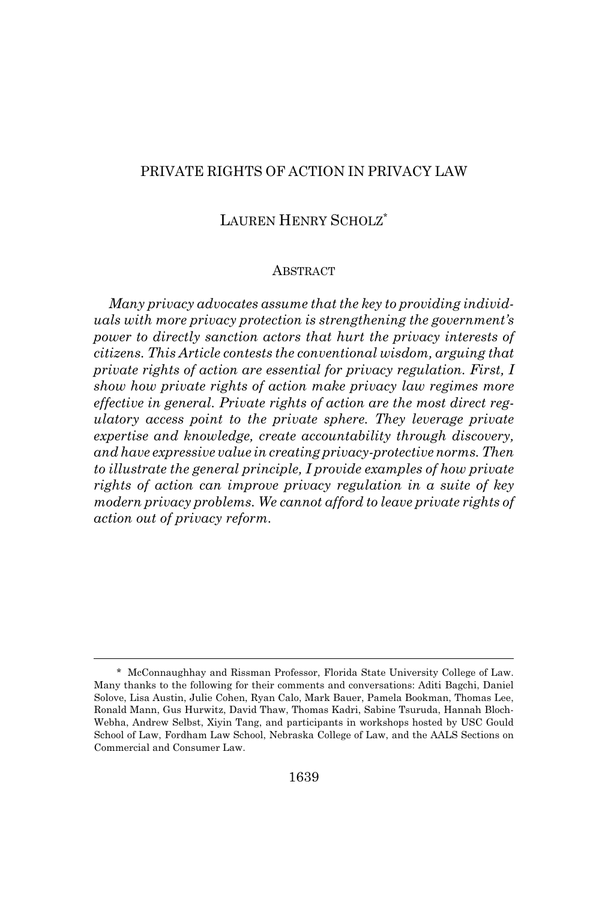# PRIVATE RIGHTS OF ACTION IN PRIVACY LAW

LAUREN HENRY SCHOLZ[*]

## ABSTRACT

*Many privacy advocates assume that the key to providing individuals with more privacy protection is strengthening the government's power to directly sanction actors that hurt the privacy interests of citizens. This Article contests the conventional wisdom, arguing that private rights of action are essential for privacy regulation. First, I show how private rights of action make privacy law regimes more effective in general. Private rights of action are the most direct regulatory access point to the private sphere. They leverage private expertise and knowledge, create accountability through discovery, and have expressive value in creating privacy-protective norms. Then to illustrate the general principle, I provide examples of how private rights of action can improve privacy regulation in a suite of key modern privacy problems. We cannot afford to leave private rights of action out of privacy reform.*

---

\* McConnaughhay and Rissman Professor, Florida State University College of Law. Many thanks to the following for their comments and conversations: Aditi Bagchi, Daniel Solove, Lisa Austin, Julie Cohen, Ryan Calo, Mark Bauer, Pamela Bookman, Thomas Lee, Ronald Mann, Gus Hurwitz, David Thaw, Thomas Kadri, Sabine Tsuruda, Hannah Bloch-Webha, Andrew Selbst, Xiyin Tang, and participants in workshops hosted by USC Gould School of Law, Fordham Law School, Nebraska College of Law, and the AALS Sections on Commercial and Consumer Law.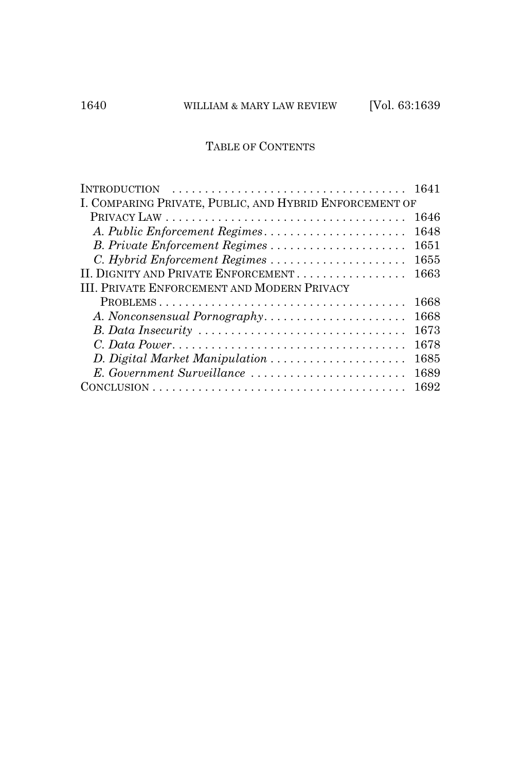## TABLE OF CONTENTS

INTRODUCTION . . . . . . . . . . . . . . . . . . . . . . . . . . . . . . . . . . . . 1641

I. COMPARING PRIVATE, PUBLIC, AND HYBRID ENFORCEMENT OF PRIVACY LAW . . . . . . . . . . . . . . . . . . . . . . . . . . . . . . . . . . . . 1646

- *A. Public Enforcement Regimes* . . . . . . . . . . . . . . . . . . . . . . 1648
- *B. Private Enforcement Regimes* . . . . . . . . . . . . . . . . . . . . . 1651
- *C. Hybrid Enforcement Regimes* . . . . . . . . . . . . . . . . . . . . . 1655

II. DIGNITY AND PRIVATE ENFORCEMENT . . . . . . . . . . . . . . . . . 1663

III. PRIVATE ENFORCEMENT AND MODERN PRIVACY PROBLEMS . . . . . . . . . . . . . . . . . . . . . . . . . . . . . . . . . . . . . . 1668

- *A. Nonconsensual Pornography* . . . . . . . . . . . . . . . . . . . . . . 1668
- *B. Data Insecurity* . . . . . . . . . . . . . . . . . . . . . . . . . . . . . . . . 1673
- *C. Data Power* . . . . . . . . . . . . . . . . . . . . . . . . . . . . . . . . . . . . 1678
- *D. Digital Market Manipulation* . . . . . . . . . . . . . . . . . . . . . 1685
- *E. Government Surveillance* . . . . . . . . . . . . . . . . . . . . . . . . . 1689

CONCLUSION . . . . . . . . . . . . . . . . . . . . . . . . . . . . . . . . . . . . . . . 1692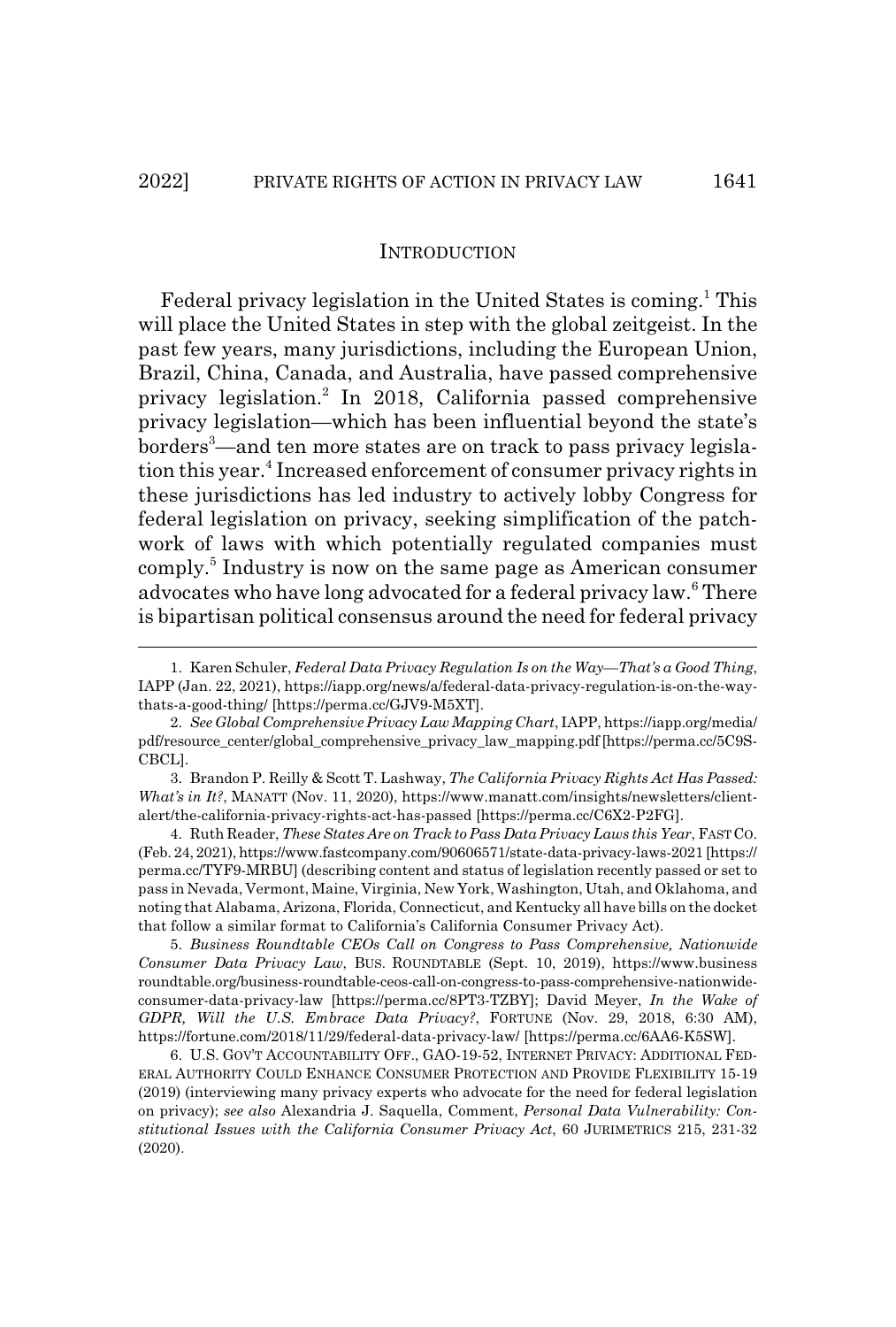## INTRODUCTION

Federal privacy legislation in the United States is coming.[1] This will place the United States in step with the global zeitgeist. In the past few years, many jurisdictions, including the European Union, Brazil, China, Canada, and Australia, have passed comprehensive privacy legislation.[2] In 2018, California passed comprehensive privacy legislation—which has been influential beyond the state's borders[3]—and ten more states are on track to pass privacy legislation this year.[4] Increased enforcement of consumer privacy rights in these jurisdictions has led industry to actively lobby Congress for federal legislation on privacy, seeking simplification of the patchwork of laws with which potentially regulated companies must comply.[5] Industry is now on the same page as American consumer advocates who have long advocated for a federal privacy law.[6] There is bipartisan political consensus around the need for federal privacy

---

1. Karen Schuler, *Federal Data Privacy Regulation Is on the Way—That's a Good Thing*, IAPP (Jan. 22, 2021), https://iapp.org/news/a/federal-data-privacy-regulation-is-on-the-way-thats-a-good-thing/ [https://perma.cc/GJV9-M5XT].

2. *See Global Comprehensive Privacy Law Mapping Chart*, IAPP, https://iapp.org/media/pdf/resource_center/global_comprehensive_privacy_law_mapping.pdf [https://perma.cc/5C9S-CBCL].

3. Brandon P. Reilly & Scott T. Lashway, *The California Privacy Rights Act Has Passed: What's in It?*, MANATT (Nov. 11, 2020), https://www.manatt.com/insights/newsletters/client-alert/the-california-privacy-rights-act-has-passed [https://perma.cc/C6X2-P2FG].

4. Ruth Reader, *These States Are on Track to Pass Data Privacy Laws this Year*, FAST CO. (Feb. 24, 2021), https://www.fastcompany.com/90606571/state-data-privacy-laws-2021 [https://perma.cc/TYF9-MRBU] (describing content and status of legislation recently passed or set to pass in Nevada, Vermont, Maine, Virginia, New York, Washington, Utah, and Oklahoma, and noting that Alabama, Arizona, Florida, Connecticut, and Kentucky all have bills on the docket that follow a similar format to California's California Consumer Privacy Act).

5. *Business Roundtable CEOs Call on Congress to Pass Comprehensive, Nationwide Consumer Data Privacy Law*, BUS. ROUNDTABLE (Sept. 10, 2019), https://www.businessroundtable.org/business-roundtable-ceos-call-on-congress-to-pass-comprehensive-nationwide-consumer-data-privacy-law [https://perma.cc/8PT3-TZBY]; David Meyer, *In the Wake of GDPR, Will the U.S. Embrace Data Privacy?*, FORTUNE (Nov. 29, 2018, 6:30 AM), https://fortune.com/2018/11/29/federal-data-privacy-law/ [https://perma.cc/6AA6-K5SW].

6. U.S. GOV'T ACCOUNTABILITY OFF., GAO-19-52, INTERNET PRIVACY: ADDITIONAL FEDERAL AUTHORITY COULD ENHANCE CONSUMER PROTECTION AND PROVIDE FLEXIBILITY 15-19 (2019) (interviewing many privacy experts who advocate for the need for federal legislation on privacy); *see also* Alexandria J. Saquella, Comment, *Personal Data Vulnerability: Constitutional Issues with the California Consumer Privacy Act*, 60 JURIMETRICS 215, 231-32 (2020).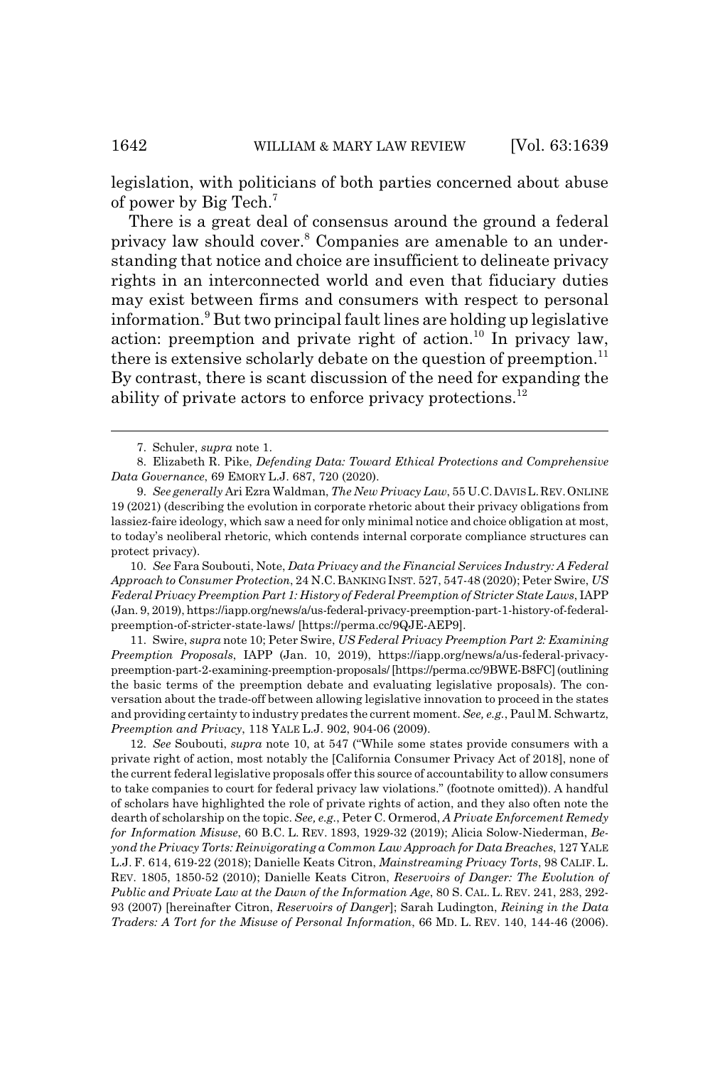legislation, with politicians of both parties concerned about abuse of power by Big Tech.[7]

There is a great deal of consensus around the ground a federal privacy law should cover.[8] Companies are amenable to an understanding that notice and choice are insufficient to delineate privacy rights in an interconnected world and even that fiduciary duties may exist between firms and consumers with respect to personal information.[9] But two principal fault lines are holding up legislative action: preemption and private right of action.[10] In privacy law, there is extensive scholarly debate on the question of preemption.[11] By contrast, there is scant discussion of the need for expanding the ability of private actors to enforce privacy protections.[12]

---

7. Schuler, *supra* note 1.

8. Elizabeth R. Pike, *Defending Data: Toward Ethical Protections and Comprehensive Data Governance*, 69 EMORY L.J. 687, 720 (2020).

9. *See generally* Ari Ezra Waldman, *The New Privacy Law*, 55 U.C. DAVIS L. REV. ONLINE 19 (2021) (describing the evolution in corporate rhetoric about their privacy obligations from lassiez-faire ideology, which saw a need for only minimal notice and choice obligation at most, to today's neoliberal rhetoric, which contends internal corporate compliance structures can protect privacy).

10. *See* Fara Soubouti, Note, *Data Privacy and the Financial Services Industry: A Federal Approach to Consumer Protection*, 24 N.C. BANKING INST. 527, 547-48 (2020); Peter Swire, *US Federal Privacy Preemption Part 1: History of Federal Preemption of Stricter State Laws*, IAPP (Jan. 9, 2019), https://iapp.org/news/a/us-federal-privacy-preemption-part-1-history-of-federal-preemption-of-stricter-state-laws/ [https://perma.cc/9QJE-AEP9].

11. Swire, *supra* note 10; Peter Swire, *US Federal Privacy Preemption Part 2: Examining Preemption Proposals*, IAPP (Jan. 10, 2019), https://iapp.org/news/a/us-federal-privacy-preemption-part-2-examining-preemption-proposals/ [https://perma.cc/9BWE-B8FC] (outlining the basic terms of the preemption debate and evaluating legislative proposals). The conversation about the trade-off between allowing legislative innovation to proceed in the states and providing certainty to industry predates the current moment. *See, e.g.*, Paul M. Schwartz, *Preemption and Privacy*, 118 YALE L.J. 902, 904-06 (2009).

12. *See* Soubouti, *supra* note 10, at 547 ("While some states provide consumers with a private right of action, most notably the [California Consumer Privacy Act of 2018], none of the current federal legislative proposals offer this source of accountability to allow consumers to take companies to court for federal privacy law violations." (footnote omitted)). A handful of scholars have highlighted the role of private rights of action, and they also often note the dearth of scholarship on the topic. *See, e.g.*, Peter C. Ormerod, *A Private Enforcement Remedy for Information Misuse*, 60 B.C. L. REV. 1893, 1929-32 (2019); Alicia Solow-Niederman, *Beyond the Privacy Torts: Reinvigorating a Common Law Approach for Data Breaches*, 127 YALE L.J. F. 614, 619-22 (2018); Danielle Keats Citron, *Mainstreaming Privacy Torts*, 98 CALIF. L. REV. 1805, 1850-52 (2010); Danielle Keats Citron, *Reservoirs of Danger: The Evolution of Public and Private Law at the Dawn of the Information Age*, 80 S. CAL. L. REV. 241, 283, 292-93 (2007) [hereinafter Citron, *Reservoirs of Danger*]; Sarah Ludington, *Reining in the Data Traders: A Tort for the Misuse of Personal Information*, 66 MD. L. REV. 140, 144-46 (2006).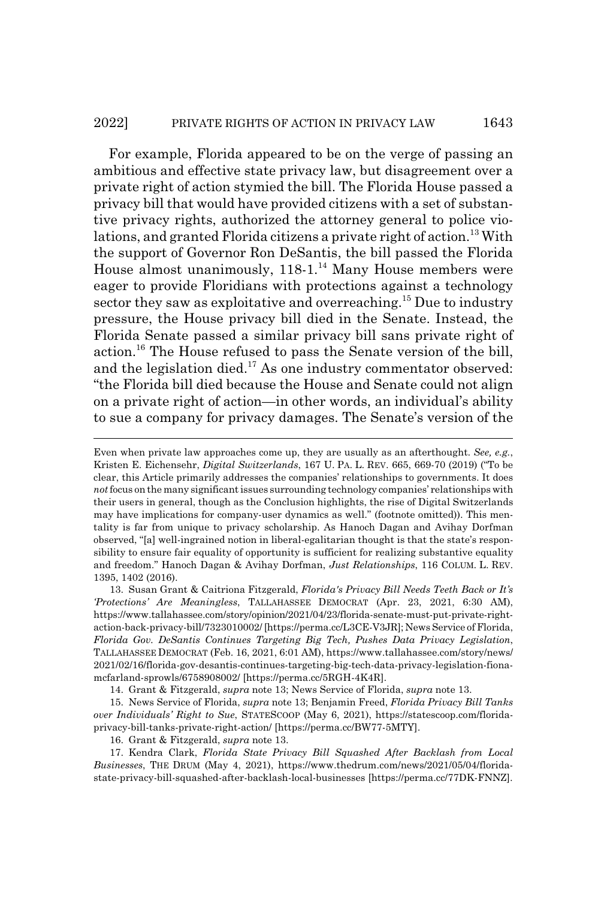For example, Florida appeared to be on the verge of passing an ambitious and effective state privacy law, but disagreement over a private right of action stymied the bill. The Florida House passed a privacy bill that would have provided citizens with a set of substantive privacy rights, authorized the attorney general to police violations, and granted Florida citizens a private right of action.[13] With the support of Governor Ron DeSantis, the bill passed the Florida House almost unanimously, 118-1.[14] Many House members were eager to provide Floridians with protections against a technology sector they saw as exploitative and overreaching.[15] Due to industry pressure, the House privacy bill died in the Senate. Instead, the Florida Senate passed a similar privacy bill sans private right of action.[16] The House refused to pass the Senate version of the bill, and the legislation died.[17] As one industry commentator observed: "the Florida bill died because the House and Senate could not align on a private right of action—in other words, an individual's ability to sue a company for privacy damages. The Senate's version of the

---

Even when private law approaches come up, they are usually as an afterthought. *See, e.g.*, Kristen E. Eichensehr, *Digital Switzerlands*, 167 U. PA. L. REV. 665, 669-70 (2019) ("To be clear, this Article primarily addresses the companies' relationships to governments. It does *not* focus on the many significant issues surrounding technology companies' relationships with their users in general, though as the Conclusion highlights, the rise of Digital Switzerlands may have implications for company-user dynamics as well." (footnote omitted)). This mentality is far from unique to privacy scholarship. As Hanoch Dagan and Avihay Dorfman observed, "[a] well-ingrained notion in liberal-egalitarian thought is that the state's responsibility to ensure fair equality of opportunity is sufficient for realizing substantive equality and freedom." Hanoch Dagan & Avihay Dorfman, *Just Relationships*, 116 COLUM. L. REV. 1395, 1402 (2016).

13. Susan Grant & Caitriona Fitzgerald, *Florida's Privacy Bill Needs Teeth Back or It's 'Protections' Are Meaningless*, TALLAHASSEE DEMOCRAT (Apr. 23, 2021, 6:30 AM), https://www.tallahassee.com/story/opinion/2021/04/23/florida-senate-must-put-private-right-action-back-privacy-bill/7323010002/ [https://perma.cc/L3CE-V3JR]; News Service of Florida, *Florida Gov. DeSantis Continues Targeting Big Tech, Pushes Data Privacy Legislation*, TALLAHASSEE DEMOCRAT (Feb. 16, 2021, 6:01 AM), https://www.tallahassee.com/story/news/2021/02/16/florida-gov-desantis-continues-targeting-big-tech-data-privacy-legislation-fiona-mcfarland-sprowls/6758908002/ [https://perma.cc/5RGH-4K4R].

14. Grant & Fitzgerald, *supra* note 13; News Service of Florida, *supra* note 13.

15. News Service of Florida, *supra* note 13; Benjamin Freed, *Florida Privacy Bill Tanks over Individuals' Right to Sue*, STATESCOOP (May 6, 2021), https://statescoop.com/florida-privacy-bill-tanks-private-right-action/ [https://perma.cc/BW77-5MTY].

16. Grant & Fitzgerald, *supra* note 13.

17. Kendra Clark, *Florida State Privacy Bill Squashed After Backlash from Local Businesses*, THE DRUM (May 4, 2021), https://www.thedrum.com/news/2021/05/04/florida-state-privacy-bill-squashed-after-backlash-local-businesses [https://perma.cc/77DK-FNNZ].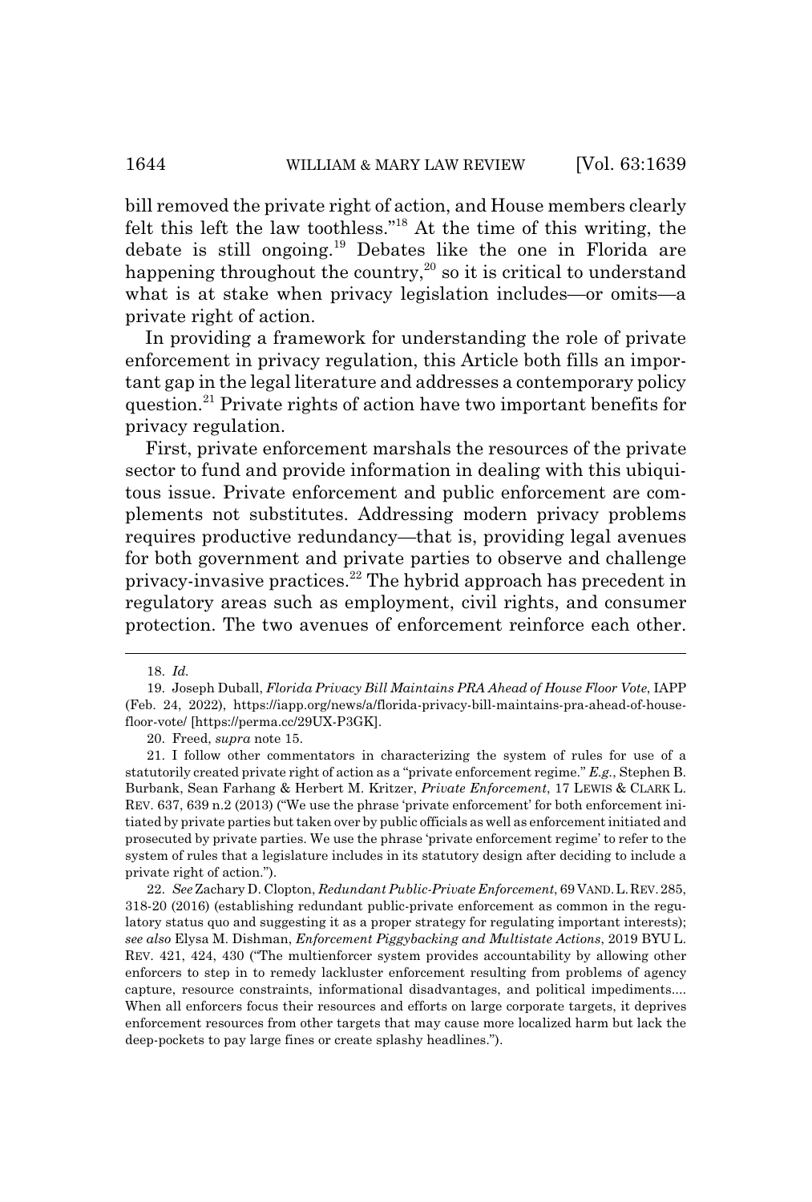bill removed the private right of action, and House members clearly felt this left the law toothless."[18] At the time of this writing, the debate is still ongoing.[19] Debates like the one in Florida are happening throughout the country,[20] so it is critical to understand what is at stake when privacy legislation includes—or omits—a private right of action.

In providing a framework for understanding the role of private enforcement in privacy regulation, this Article both fills an important gap in the legal literature and addresses a contemporary policy question.[21] Private rights of action have two important benefits for privacy regulation.

First, private enforcement marshals the resources of the private sector to fund and provide information in dealing with this ubiquitous issue. Private enforcement and public enforcement are complements not substitutes. Addressing modern privacy problems requires productive redundancy—that is, providing legal avenues for both government and private parties to observe and challenge privacy-invasive practices.[22] The hybrid approach has precedent in regulatory areas such as employment, civil rights, and consumer protection. The two avenues of enforcement reinforce each other.

---

18. *Id.*

19. Joseph Duball, *Florida Privacy Bill Maintains PRA Ahead of House Floor Vote*, IAPP (Feb. 24, 2022), https://iapp.org/news/a/florida-privacy-bill-maintains-pra-ahead-of-house-floor-vote/ [https://perma.cc/29UX-P3GK].

20. Freed, *supra* note 15.

21. I follow other commentators in characterizing the system of rules for use of a statutorily created private right of action as a "private enforcement regime." *E.g.*, Stephen B. Burbank, Sean Farhang & Herbert M. Kritzer, *Private Enforcement*, 17 LEWIS & CLARK L. REV. 637, 639 n.2 (2013) ("We use the phrase 'private enforcement' for both enforcement initiated by private parties but taken over by public officials as well as enforcement initiated and prosecuted by private parties. We use the phrase 'private enforcement regime' to refer to the system of rules that a legislature includes in its statutory design after deciding to include a private right of action.").

22. *See* Zachary D. Clopton, *Redundant Public-Private Enforcement*, 69 VAND. L. REV. 285, 318-20 (2016) (establishing redundant public-private enforcement as common in the regulatory status quo and suggesting it as a proper strategy for regulating important interests); *see also* Elysa M. Dishman, *Enforcement Piggybacking and Multistate Actions*, 2019 BYU L. REV. 421, 424, 430 ("The multienforcer system provides accountability by allowing other enforcers to step in to remedy lackluster enforcement resulting from problems of agency capture, resource constraints, informational disadvantages, and political impediments.... When all enforcers focus their resources and efforts on large corporate targets, it deprives enforcement resources from other targets that may cause more localized harm but lack the deep-pockets to pay large fines or create splashy headlines.").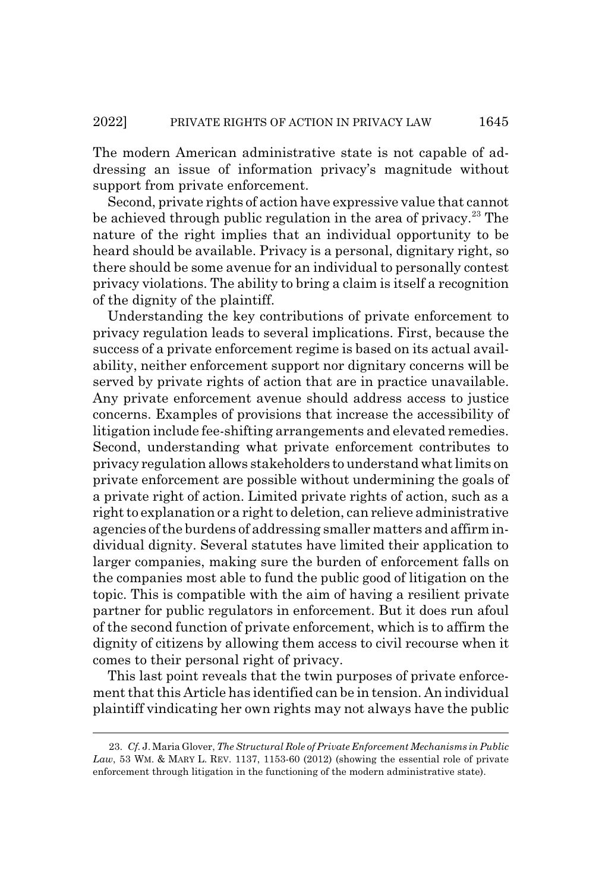The modern American administrative state is not capable of addressing an issue of information privacy's magnitude without support from private enforcement.

Second, private rights of action have expressive value that cannot be achieved through public regulation in the area of privacy.[23] The nature of the right implies that an individual opportunity to be heard should be available. Privacy is a personal, dignitary right, so there should be some avenue for an individual to personally contest privacy violations. The ability to bring a claim is itself a recognition of the dignity of the plaintiff.

Understanding the key contributions of private enforcement to privacy regulation leads to several implications. First, because the success of a private enforcement regime is based on its actual availability, neither enforcement support nor dignitary concerns will be served by private rights of action that are in practice unavailable. Any private enforcement avenue should address access to justice concerns. Examples of provisions that increase the accessibility of litigation include fee-shifting arrangements and elevated remedies. Second, understanding what private enforcement contributes to privacy regulation allows stakeholders to understand what limits on private enforcement are possible without undermining the goals of a private right of action. Limited private rights of action, such as a right to explanation or a right to deletion, can relieve administrative agencies of the burdens of addressing smaller matters and affirm individual dignity. Several statutes have limited their application to larger companies, making sure the burden of enforcement falls on the companies most able to fund the public good of litigation on the topic. This is compatible with the aim of having a resilient private partner for public regulators in enforcement. But it does run afoul of the second function of private enforcement, which is to affirm the dignity of citizens by allowing them access to civil recourse when it comes to their personal right of privacy.

This last point reveals that the twin purposes of private enforcement that this Article has identified can be in tension. An individual plaintiff vindicating her own rights may not always have the public

---

23. *Cf.* J. Maria Glover, *The Structural Role of Private Enforcement Mechanisms in Public Law*, 53 WM. & MARY L. REV. 1137, 1153-60 (2012) (showing the essential role of private enforcement through litigation in the functioning of the modern administrative state).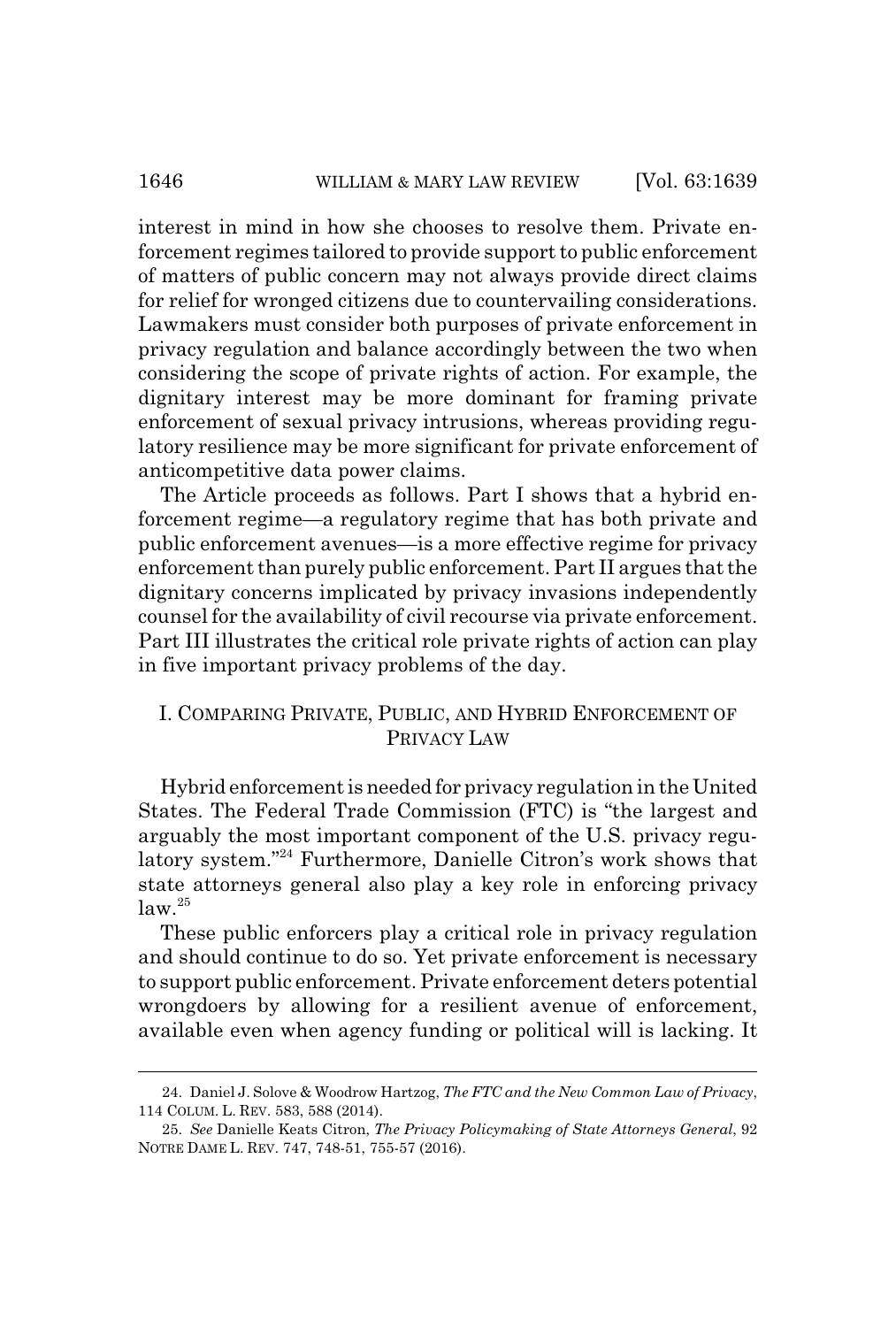interest in mind in how she chooses to resolve them. Private enforcement regimes tailored to provide support to public enforcement of matters of public concern may not always provide direct claims for relief for wronged citizens due to countervailing considerations. Lawmakers must consider both purposes of private enforcement in privacy regulation and balance accordingly between the two when considering the scope of private rights of action. For example, the dignitary interest may be more dominant for framing private enforcement of sexual privacy intrusions, whereas providing regulatory resilience may be more significant for private enforcement of anticompetitive data power claims.

The Article proceeds as follows. Part I shows that a hybrid enforcement regime—a regulatory regime that has both private and public enforcement avenues—is a more effective regime for privacy enforcement than purely public enforcement. Part II argues that the dignitary concerns implicated by privacy invasions independently counsel for the availability of civil recourse via private enforcement. Part III illustrates the critical role private rights of action can play in five important privacy problems of the day.

## I. COMPARING PRIVATE, PUBLIC, AND HYBRID ENFORCEMENT OF PRIVACY LAW

Hybrid enforcement is needed for privacy regulation in the United States. The Federal Trade Commission (FTC) is "the largest and arguably the most important component of the U.S. privacy regulatory system."[24] Furthermore, Danielle Citron's work shows that state attorneys general also play a key role in enforcing privacy law.[25]

These public enforcers play a critical role in privacy regulation and should continue to do so. Yet private enforcement is necessary to support public enforcement. Private enforcement deters potential wrongdoers by allowing for a resilient avenue of enforcement, available even when agency funding or political will is lacking. It

---

24. Daniel J. Solove & Woodrow Hartzog, *The FTC and the New Common Law of Privacy*, 114 COLUM. L. REV. 583, 588 (2014).

25. *See* Danielle Keats Citron, *The Privacy Policymaking of State Attorneys General*, 92 NOTRE DAME L. REV. 747, 748-51, 755-57 (2016).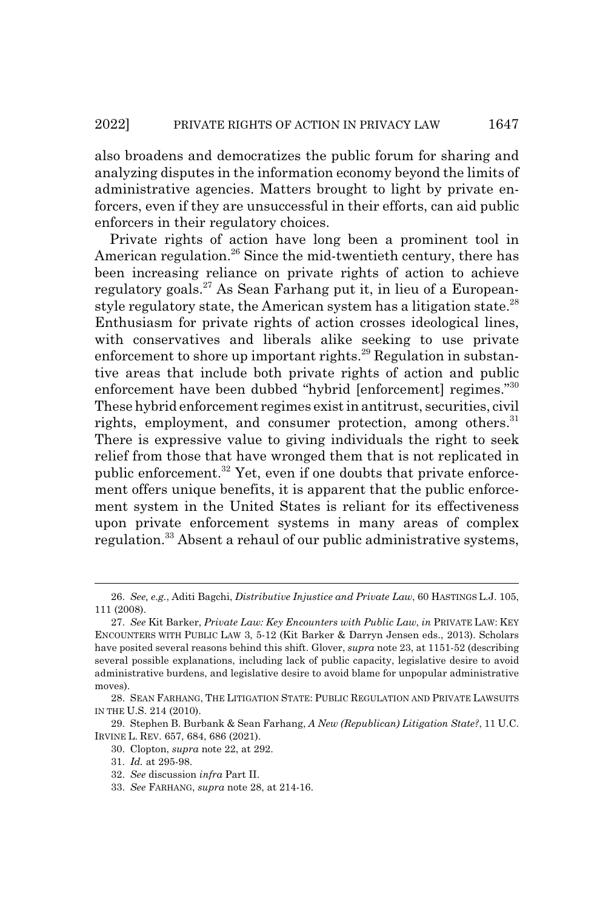also broadens and democratizes the public forum for sharing and analyzing disputes in the information economy beyond the limits of administrative agencies. Matters brought to light by private enforcers, even if they are unsuccessful in their efforts, can aid public enforcers in their regulatory choices.

Private rights of action have long been a prominent tool in American regulation.[26] Since the mid-twentieth century, there has been increasing reliance on private rights of action to achieve regulatory goals.[27] As Sean Farhang put it, in lieu of a European-style regulatory state, the American system has a litigation state.[28] Enthusiasm for private rights of action crosses ideological lines, with conservatives and liberals alike seeking to use private enforcement to shore up important rights.[29] Regulation in substantive areas that include both private rights of action and public enforcement have been dubbed "hybrid [enforcement] regimes."[30] These hybrid enforcement regimes exist in antitrust, securities, civil rights, employment, and consumer protection, among others.[31] There is expressive value to giving individuals the right to seek relief from those that have wronged them that is not replicated in public enforcement.[32] Yet, even if one doubts that private enforcement offers unique benefits, it is apparent that the public enforcement system in the United States is reliant for its effectiveness upon private enforcement systems in many areas of complex regulation.[33] Absent a rehaul of our public administrative systems,

---

26. *See, e.g.*, Aditi Bagchi, *Distributive Injustice and Private Law*, 60 HASTINGS L.J. 105, 111 (2008).

27. *See* Kit Barker, *Private Law: Key Encounters with Public Law*, *in* PRIVATE LAW: KEY ENCOUNTERS WITH PUBLIC LAW 3, 5-12 (Kit Barker & Darryn Jensen eds., 2013). Scholars have posited several reasons behind this shift. Glover, *supra* note 23, at 1151-52 (describing several possible explanations, including lack of public capacity, legislative desire to avoid administrative burdens, and legislative desire to avoid blame for unpopular administrative moves).

28. SEAN FARHANG, THE LITIGATION STATE: PUBLIC REGULATION AND PRIVATE LAWSUITS IN THE U.S. 214 (2010).

29. Stephen B. Burbank & Sean Farhang, *A New (Republican) Litigation State?*, 11 U.C. IRVINE L. REV. 657, 684, 686 (2021).

30. Clopton, *supra* note 22, at 292.

31. *Id.* at 295-98.

32. *See* discussion *infra* Part II.

33. *See* FARHANG, *supra* note 28, at 214-16.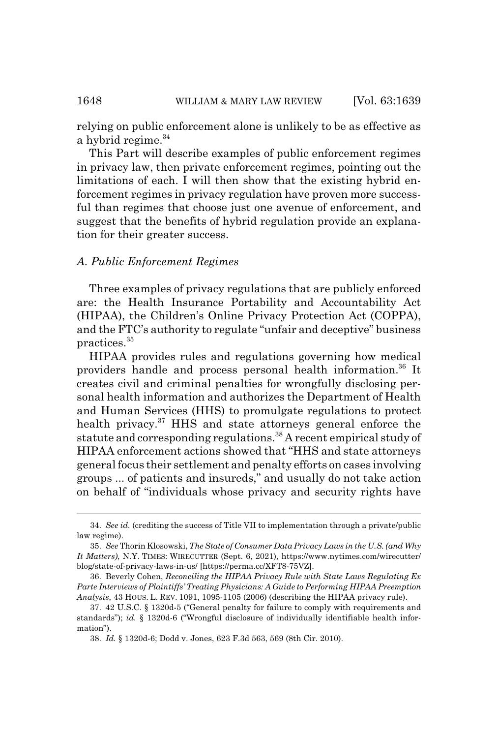relying on public enforcement alone is unlikely to be as effective as a hybrid regime.[34]

This Part will describe examples of public enforcement regimes in privacy law, then private enforcement regimes, pointing out the limitations of each. I will then show that the existing hybrid enforcement regimes in privacy regulation have proven more successful than regimes that choose just one avenue of enforcement, and suggest that the benefits of hybrid regulation provide an explanation for their greater success.

### *A. Public Enforcement Regimes*

Three examples of privacy regulations that are publicly enforced are: the Health Insurance Portability and Accountability Act (HIPAA), the Children's Online Privacy Protection Act (COPPA), and the FTC's authority to regulate "unfair and deceptive" business practices.[35]

HIPAA provides rules and regulations governing how medical providers handle and process personal health information.[36] It creates civil and criminal penalties for wrongfully disclosing personal health information and authorizes the Department of Health and Human Services (HHS) to promulgate regulations to protect health privacy.[37] HHS and state attorneys general enforce the statute and corresponding regulations.[38] A recent empirical study of HIPAA enforcement actions showed that "HHS and state attorneys general focus their settlement and penalty efforts on cases involving groups ... of patients and insureds," and usually do not take action on behalf of "individuals whose privacy and security rights have

---

34. *See id.* (crediting the success of Title VII to implementation through a private/public law regime).

35. *See* Thorin Klosowski, *The State of Consumer Data Privacy Laws in the U.S. (and Why It Matters)*, N.Y. TIMES: WIRECUTTER (Sept. 6, 2021), https://www.nytimes.com/wirecutter/blog/state-of-privacy-laws-in-us/ [https://perma.cc/XFT8-75VZ].

36. Beverly Cohen, *Reconciling the HIPAA Privacy Rule with State Laws Regulating Ex Parte Interviews of Plaintiffs' Treating Physicians: A Guide to Performing HIPAA Preemption Analysis*, 43 HOUS. L. REV. 1091, 1095-1105 (2006) (describing the HIPAA privacy rule).

37. 42 U.S.C. § 1320d-5 ("General penalty for failure to comply with requirements and standards"); *id.* § 1320d-6 ("Wrongful disclosure of individually identifiable health information").

38. *Id.* § 1320d-6; Dodd v. Jones, 623 F.3d 563, 569 (8th Cir. 2010).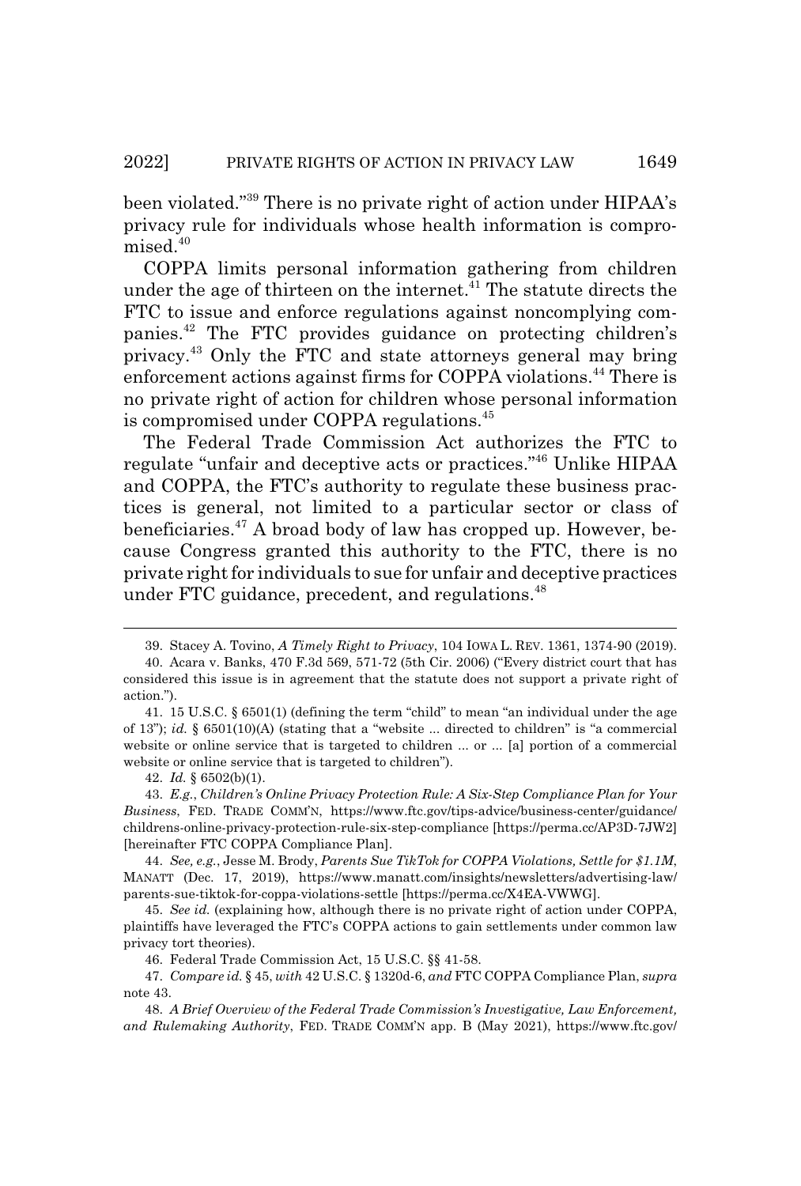been violated."[39] There is no private right of action under HIPAA's privacy rule for individuals whose health information is compromised.[40]

COPPA limits personal information gathering from children under the age of thirteen on the internet.[41] The statute directs the FTC to issue and enforce regulations against noncomplying companies.[42] The FTC provides guidance on protecting children's privacy.[43] Only the FTC and state attorneys general may bring enforcement actions against firms for COPPA violations.[44] There is no private right of action for children whose personal information is compromised under COPPA regulations.[45]

The Federal Trade Commission Act authorizes the FTC to regulate "unfair and deceptive acts or practices."[46] Unlike HIPAA and COPPA, the FTC's authority to regulate these business practices is general, not limited to a particular sector or class of beneficiaries.[47] A broad body of law has cropped up. However, because Congress granted this authority to the FTC, there is no private right for individuals to sue for unfair and deceptive practices under FTC guidance, precedent, and regulations.[48]

---

39. Stacey A. Tovino, *A Timely Right to Privacy*, 104 IOWA L. REV. 1361, 1374-90 (2019).

40. Acara v. Banks, 470 F.3d 569, 571-72 (5th Cir. 2006) ("Every district court that has considered this issue is in agreement that the statute does not support a private right of action.").

41. 15 U.S.C. § 6501(1) (defining the term "child" to mean "an individual under the age of 13"); *id.* § 6501(10)(A) (stating that a "website ... directed to children" is "a commercial website or online service that is targeted to children ... or ... [a] portion of a commercial website or online service that is targeted to children").

42. *Id.* § 6502(b)(1).

43. *E.g.*, *Children's Online Privacy Protection Rule: A Six-Step Compliance Plan for Your Business*, FED. TRADE COMM'N, https://www.ftc.gov/tips-advice/business-center/guidance/childrens-online-privacy-protection-rule-six-step-compliance [https://perma.cc/AP3D-7JW2] [hereinafter FTC COPPA Compliance Plan].

44. *See, e.g.*, Jesse M. Brody, *Parents Sue TikTok for COPPA Violations, Settle for $1.1M*, MANATT (Dec. 17, 2019), https://www.manatt.com/insights/newsletters/advertising-law/parents-sue-tiktok-for-coppa-violations-settle [https://perma.cc/X4EA-VWWG].

45. *See id.* (explaining how, although there is no private right of action under COPPA, plaintiffs have leveraged the FTC's COPPA actions to gain settlements under common law privacy tort theories).

46. Federal Trade Commission Act, 15 U.S.C. §§ 41-58.

47. *Compare id.* § 45, *with* 42 U.S.C. § 1320d-6, *and* FTC COPPA Compliance Plan, *supra* note 43.

48. *A Brief Overview of the Federal Trade Commission's Investigative, Law Enforcement, and Rulemaking Authority*, FED. TRADE COMM'N app. B (May 2021), https://www.ftc.gov/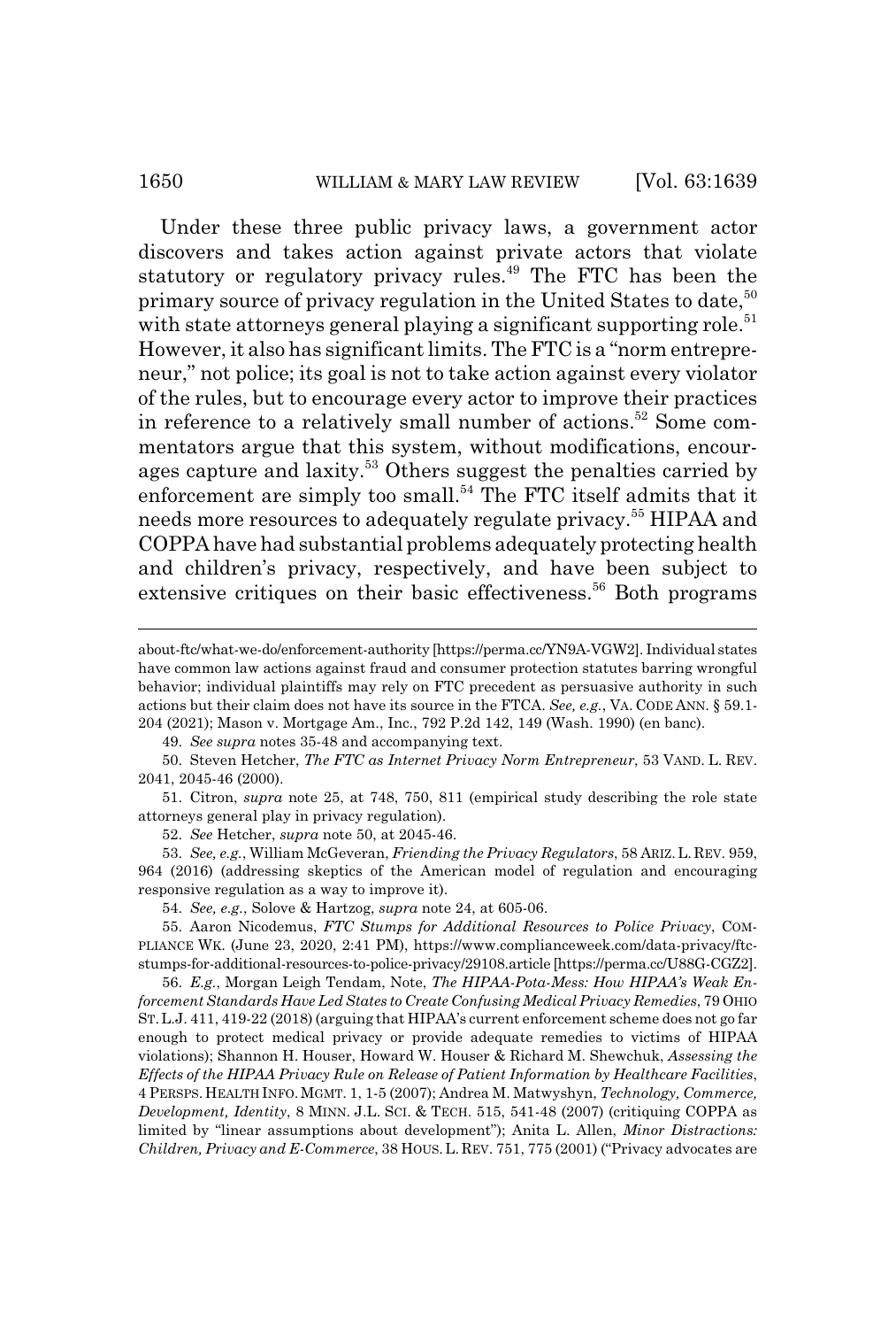Under these three public privacy laws, a government actor discovers and takes action against private actors that violate statutory or regulatory privacy rules.[49] The FTC has been the primary source of privacy regulation in the United States to date,[50] with state attorneys general playing a significant supporting role.[51] However, it also has significant limits. The FTC is a "norm entrepreneur," not police; its goal is not to take action against every violator of the rules, but to encourage every actor to improve their practices in reference to a relatively small number of actions.[52] Some commentators argue that this system, without modifications, encourages capture and laxity.[53] Others suggest the penalties carried by enforcement are simply too small.[54] The FTC itself admits that it needs more resources to adequately regulate privacy.[55] HIPAA and COPPA have had substantial problems adequately protecting health and children's privacy, respectively, and have been subject to extensive critiques on their basic effectiveness.[56] Both programs

---

about-ftc/what-we-do/enforcement-authority [https://perma.cc/YN9A-VGW2]. Individual states have common law actions against fraud and consumer protection statutes barring wrongful behavior; individual plaintiffs may rely on FTC precedent as persuasive authority in such actions but their claim does not have its source in the FTCA. *See, e.g.*, VA. CODE ANN. § 59.1-204 (2021); Mason v. Mortgage Am., Inc., 792 P.2d 142, 149 (Wash. 1990) (en banc).

49. *See supra* notes 35-48 and accompanying text.

50. Steven Hetcher, *The FTC as Internet Privacy Norm Entrepreneur*, 53 VAND. L. REV. 2041, 2045-46 (2000).

51. Citron, *supra* note 25, at 748, 750, 811 (empirical study describing the role state attorneys general play in privacy regulation).

52. *See* Hetcher, *supra* note 50, at 2045-46.

53. *See, e.g.*, William McGeveran, *Friending the Privacy Regulators*, 58 ARIZ. L. REV. 959, 964 (2016) (addressing skeptics of the American model of regulation and encouraging responsive regulation as a way to improve it).

54. *See, e.g.*, Solove & Hartzog, *supra* note 24, at 605-06.

55. Aaron Nicodemus, *FTC Stumps for Additional Resources to Police Privacy*, COMPLIANCE WK. (June 23, 2020, 2:41 PM), https://www.complianceweek.com/data-privacy/ftc-stumps-for-additional-resources-to-police-privacy/29108.article [https://perma.cc/U88G-CGZ2].

56. *E.g.*, Morgan Leigh Tendam, Note, *The HIPAA-Pota-Mess: How HIPAA's Weak Enforcement Standards Have Led States to Create Confusing Medical Privacy Remedies*, 79 OHIO ST. L.J. 411, 419-22 (2018) (arguing that HIPAA's current enforcement scheme does not go far enough to protect medical privacy or provide adequate remedies to victims of HIPAA violations); Shannon H. Houser, Howard W. Houser & Richard M. Shewchuk, *Assessing the Effects of the HIPAA Privacy Rule on Release of Patient Information by Healthcare Facilities*, 4 PERSPS. HEALTH INFO. MGMT. 1, 1-5 (2007); Andrea M. Matwyshyn, *Technology, Commerce, Development, Identity*, 8 MINN. J.L. SCI. & TECH. 515, 541-48 (2007) (critiquing COPPA as limited by "linear assumptions about development"); Anita L. Allen, *Minor Distractions: Children, Privacy and E-Commerce*, 38 HOUS. L. REV. 751, 775 (2001) ("Privacy advocates are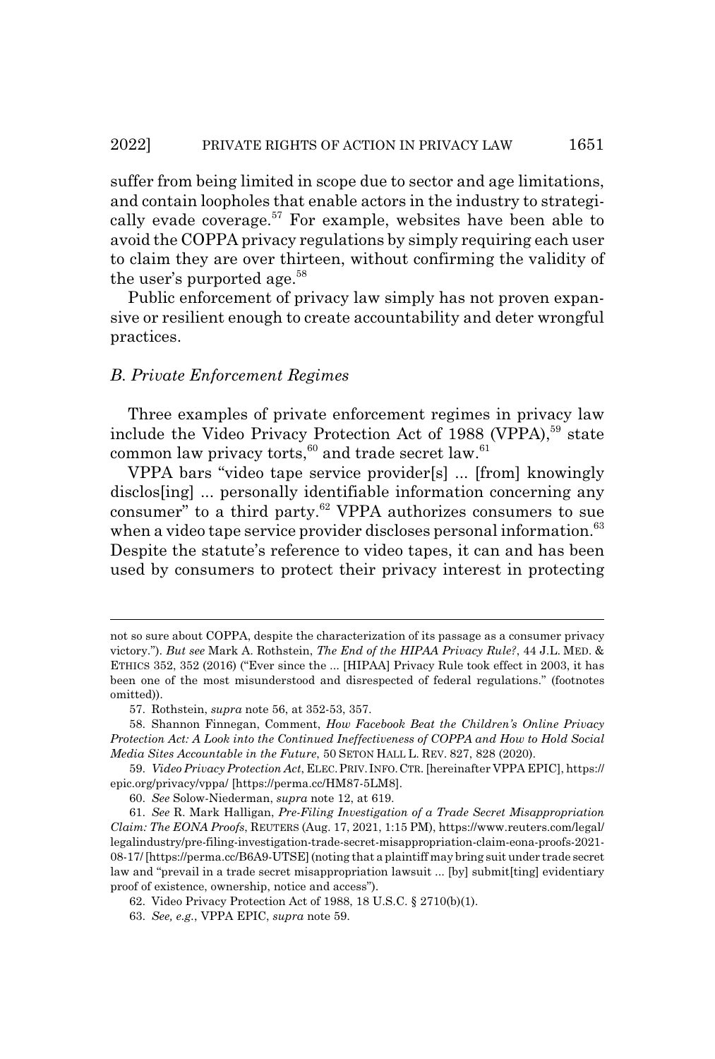suffer from being limited in scope due to sector and age limitations, and contain loopholes that enable actors in the industry to strategically evade coverage.[57] For example, websites have been able to avoid the COPPA privacy regulations by simply requiring each user to claim they are over thirteen, without confirming the validity of the user's purported age.[58]

Public enforcement of privacy law simply has not proven expansive or resilient enough to create accountability and deter wrongful practices.

### *B. Private Enforcement Regimes*

Three examples of private enforcement regimes in privacy law include the Video Privacy Protection Act of 1988 (VPPA),[59] state common law privacy torts,[60] and trade secret law.[61]

VPPA bars "video tape service provider[s] ... [from] knowingly disclos[ing] ... personally identifiable information concerning any consumer" to a third party.[62] VPPA authorizes consumers to sue when a video tape service provider discloses personal information.[63] Despite the statute's reference to video tapes, it can and has been used by consumers to protect their privacy interest in protecting

---

not so sure about COPPA, despite the characterization of its passage as a consumer privacy victory."). *But see* Mark A. Rothstein, *The End of the HIPAA Privacy Rule?*, 44 J.L. MED. & ETHICS 352, 352 (2016) ("Ever since the ... [HIPAA] Privacy Rule took effect in 2003, it has been one of the most misunderstood and disrespected of federal regulations." (footnotes omitted)).

57. Rothstein, *supra* note 56, at 352-53, 357.

58. Shannon Finnegan, Comment, *How Facebook Beat the Children's Online Privacy Protection Act: A Look into the Continued Ineffectiveness of COPPA and How to Hold Social Media Sites Accountable in the Future*, 50 SETON HALL L. REV. 827, 828 (2020).

59. *Video Privacy Protection Act*, ELEC. PRIV. INFO. CTR. [hereinafter VPPA EPIC], https://epic.org/privacy/vppa/ [https://perma.cc/HM87-5LM8].

60. *See* Solow-Niederman, *supra* note 12, at 619.

61. *See* R. Mark Halligan, *Pre-Filing Investigation of a Trade Secret Misappropriation Claim: The EONA Proofs*, REUTERS (Aug. 17, 2021, 1:15 PM), https://www.reuters.com/legal/legalindustry/pre-filing-investigation-trade-secret-misappropriation-claim-eona-proofs-2021-08-17/ [https://perma.cc/B6A9-UTSE] (noting that a plaintiff may bring suit under trade secret law and "prevail in a trade secret misappropriation lawsuit ... [by] submit[ting] evidentiary proof of existence, ownership, notice and access").

62. Video Privacy Protection Act of 1988, 18 U.S.C. § 2710(b)(1).

63. *See, e.g.*, VPPA EPIC, *supra* note 59.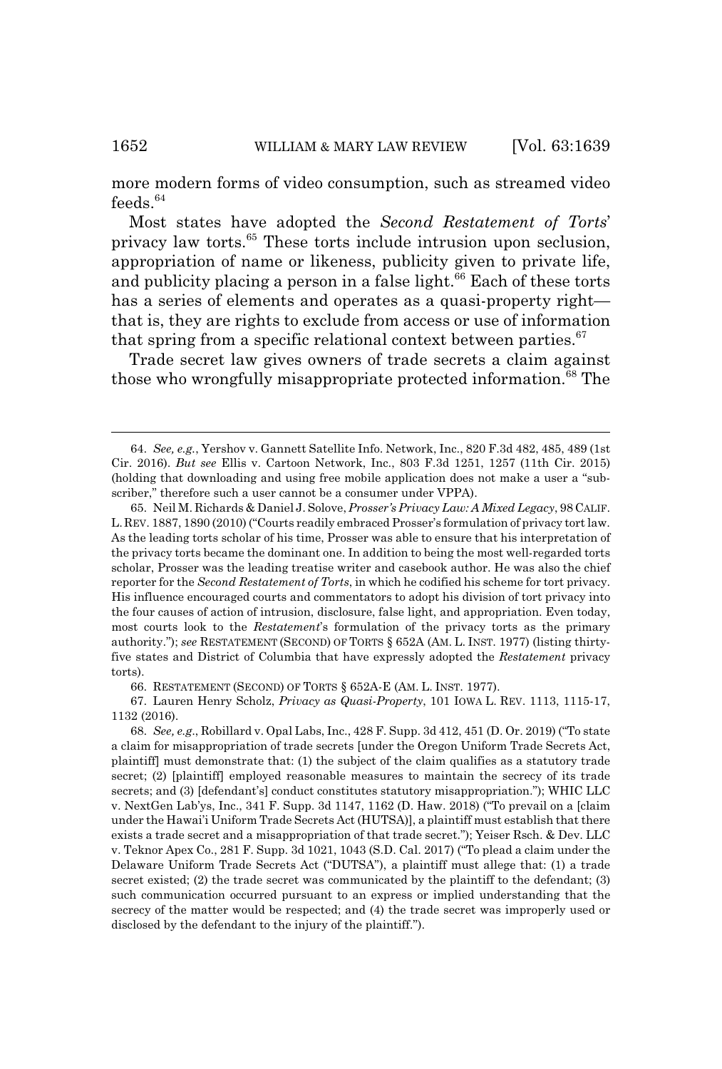more modern forms of video consumption, such as streamed video feeds.[64]

Most states have adopted the *Second Restatement of Torts*' privacy law torts.[65] These torts include intrusion upon seclusion, appropriation of name or likeness, publicity given to private life, and publicity placing a person in a false light.[66] Each of these torts has a series of elements and operates as a quasi-property right—that is, they are rights to exclude from access or use of information that spring from a specific relational context between parties.[67]

Trade secret law gives owners of trade secrets a claim against those who wrongfully misappropriate protected information.[68] The

---

64. *See, e.g.*, Yershov v. Gannett Satellite Info. Network, Inc., 820 F.3d 482, 485, 489 (1st Cir. 2016). *But see* Ellis v. Cartoon Network, Inc., 803 F.3d 1251, 1257 (11th Cir. 2015) (holding that downloading and using free mobile application does not make a user a "subscriber," therefore such a user cannot be a consumer under VPPA).

65. Neil M. Richards & Daniel J. Solove, *Prosser's Privacy Law: A Mixed Legacy*, 98 CALIF. L. REV. 1887, 1890 (2010) ("Courts readily embraced Prosser's formulation of privacy tort law. As the leading torts scholar of his time, Prosser was able to ensure that his interpretation of the privacy torts became the dominant one. In addition to being the most well-regarded torts scholar, Prosser was the leading treatise writer and casebook author. He was also the chief reporter for the *Second Restatement of Torts*, in which he codified his scheme for tort privacy. His influence encouraged courts and commentators to adopt his division of tort privacy into the four causes of action of intrusion, disclosure, false light, and appropriation. Even today, most courts look to the *Restatement*'s formulation of the privacy torts as the primary authority."); *see* RESTATEMENT (SECOND) OF TORTS § 652A (AM. L. INST. 1977) (listing thirty-five states and District of Columbia that have expressly adopted the *Restatement* privacy torts).

66. RESTATEMENT (SECOND) OF TORTS § 652A-E (AM. L. INST. 1977).

67. Lauren Henry Scholz, *Privacy as Quasi-Property*, 101 IOWA L. REV. 1113, 1115-17, 1132 (2016).

68. *See, e.g.*, Robillard v. Opal Labs, Inc., 428 F. Supp. 3d 412, 451 (D. Or. 2019) ("To state a claim for misappropriation of trade secrets [under the Oregon Uniform Trade Secrets Act, plaintiff] must demonstrate that: (1) the subject of the claim qualifies as a statutory trade secret; (2) [plaintiff] employed reasonable measures to maintain the secrecy of its trade secrets; and (3) [defendant's] conduct constitutes statutory misappropriation."); WHIC LLC v. NextGen Lab'ys, Inc., 341 F. Supp. 3d 1147, 1162 (D. Haw. 2018) ("To prevail on a [claim under the Hawai'i Uniform Trade Secrets Act (HUTSA)], a plaintiff must establish that there exists a trade secret and a misappropriation of that trade secret."); Yeiser Rsch. & Dev. LLC v. Teknor Apex Co., 281 F. Supp. 3d 1021, 1043 (S.D. Cal. 2017) ("To plead a claim under the Delaware Uniform Trade Secrets Act ("DUTSA"), a plaintiff must allege that: (1) a trade secret existed; (2) the trade secret was communicated by the plaintiff to the defendant; (3) such communication occurred pursuant to an express or implied understanding that the secrecy of the matter would be respected; and (4) the trade secret was improperly used or disclosed by the defendant to the injury of the plaintiff.").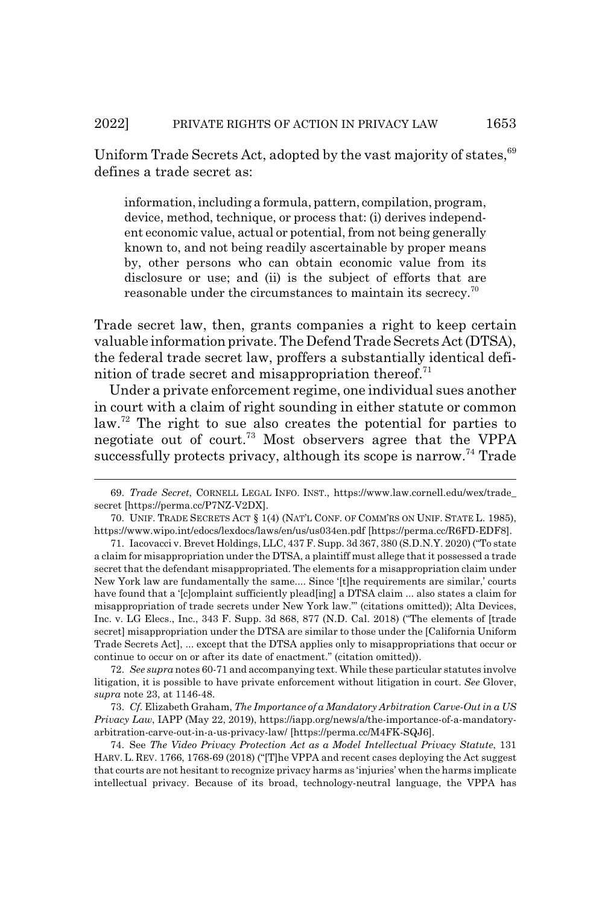Uniform Trade Secrets Act, adopted by the vast majority of states,[69] defines a trade secret as:

> information, including a formula, pattern, compilation, program, device, method, technique, or process that: (i) derives independent economic value, actual or potential, from not being generally known to, and not being readily ascertainable by proper means by, other persons who can obtain economic value from its disclosure or use; and (ii) is the subject of efforts that are reasonable under the circumstances to maintain its secrecy.[70]

Trade secret law, then, grants companies a right to keep certain valuable information private. The Defend Trade Secrets Act (DTSA), the federal trade secret law, proffers a substantially identical definition of trade secret and misappropriation thereof.[71]

Under a private enforcement regime, one individual sues another in court with a claim of right sounding in either statute or common law.[72] The right to sue also creates the potential for parties to negotiate out of court.[73] Most observers agree that the VPPA successfully protects privacy, although its scope is narrow.[74] Trade

---

69. *Trade Secret*, CORNELL LEGAL INFO. INST., https://www.law.cornell.edu/wex/trade_secret [https://perma.cc/P7NZ-V2DX].

70. UNIF. TRADE SECRETS ACT § 1(4) (NAT'L CONF. OF COMM'RS ON UNIF. STATE L. 1985), https://www.wipo.int/edocs/lexdocs/laws/en/us/us034en.pdf [https://perma.cc/R6FD-EDF8].

71. Iacovacci v. Brevet Holdings, LLC, 437 F. Supp. 3d 367, 380 (S.D.N.Y. 2020) ("To state a claim for misappropriation under the DTSA, a plaintiff must allege that it possessed a trade secret that the defendant misappropriated. The elements for a misappropriation claim under New York law are fundamentally the same.... Since '[t]he requirements are similar,' courts have found that a '[c]omplaint sufficiently plead[ing] a DTSA claim ... also states a claim for misappropriation of trade secrets under New York law.'" (citations omitted)); Alta Devices, Inc. v. LG Elecs., Inc., 343 F. Supp. 3d 868, 877 (N.D. Cal. 2018) ("The elements of [trade secret] misappropriation under the DTSA are similar to those under the [California Uniform Trade Secrets Act], ... except that the DTSA applies only to misappropriations that occur or continue to occur on or after its date of enactment." (citation omitted)).

72. *See supra* notes 60-71 and accompanying text. While these particular statutes involve litigation, it is possible to have private enforcement without litigation in court. *See* Glover, *supra* note 23, at 1146-48.

73. *Cf.* Elizabeth Graham, *The Importance of a Mandatory Arbitration Carve-Out in a US Privacy Law*, IAPP (May 22, 2019), https://iapp.org/news/a/the-importance-of-a-mandatory-arbitration-carve-out-in-a-us-privacy-law/ [https://perma.cc/M4FK-SQJ6].

74. See *The Video Privacy Protection Act as a Model Intellectual Privacy Statute*, 131 HARV. L. REV. 1766, 1768-69 (2018) ("[T]he VPPA and recent cases deploying the Act suggest that courts are not hesitant to recognize privacy harms as 'injuries' when the harms implicate intellectual privacy. Because of its broad, technology-neutral language, the VPPA has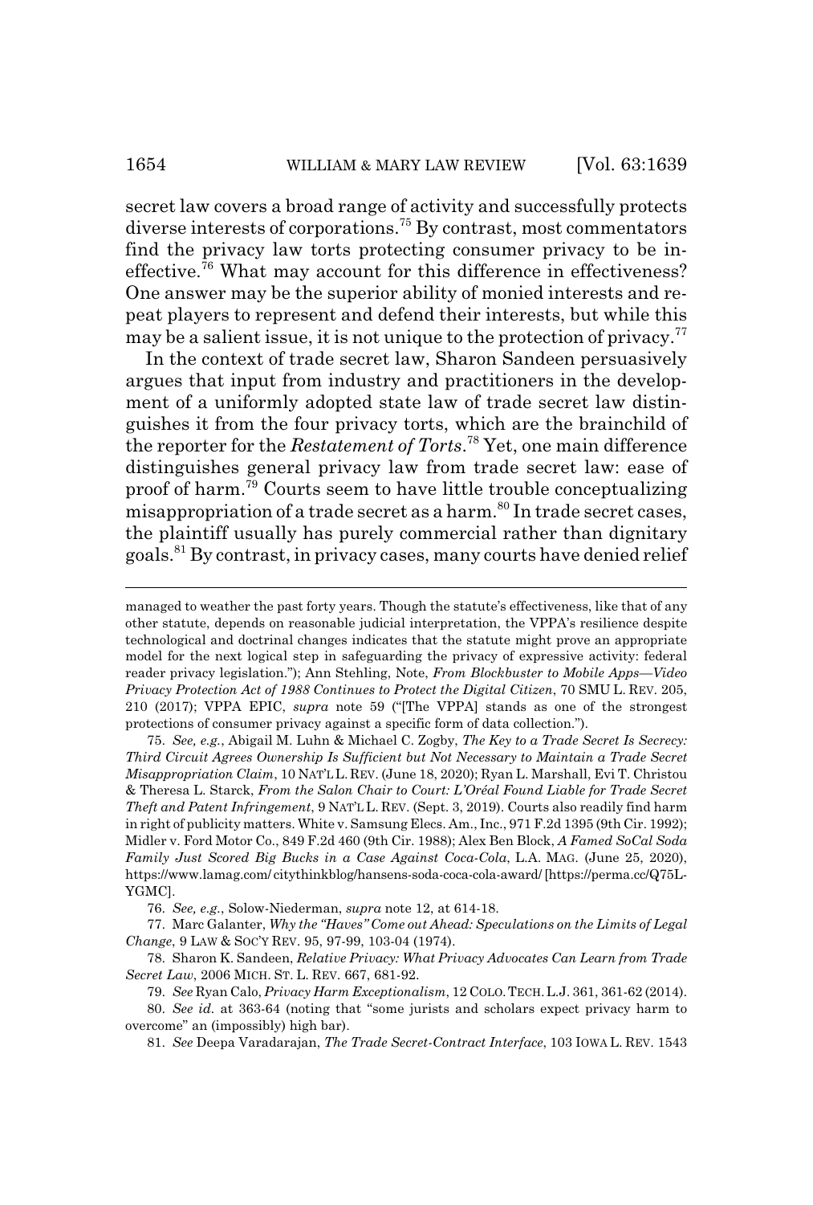secret law covers a broad range of activity and successfully protects diverse interests of corporations.[75] By contrast, most commentators find the privacy law torts protecting consumer privacy to be ineffective.[76] What may account for this difference in effectiveness? One answer may be the superior ability of monied interests and repeat players to represent and defend their interests, but while this may be a salient issue, it is not unique to the protection of privacy.[77]

In the context of trade secret law, Sharon Sandeen persuasively argues that input from industry and practitioners in the development of a uniformly adopted state law of trade secret law distinguishes it from the four privacy torts, which are the brainchild of the reporter for the *Restatement of Torts*.[78] Yet, one main difference distinguishes general privacy law from trade secret law: ease of proof of harm.[79] Courts seem to have little trouble conceptualizing misappropriation of a trade secret as a harm.[80] In trade secret cases, the plaintiff usually has purely commercial rather than dignitary goals.[81] By contrast, in privacy cases, many courts have denied relief

---

managed to weather the past forty years. Though the statute's effectiveness, like that of any other statute, depends on reasonable judicial interpretation, the VPPA's resilience despite technological and doctrinal changes indicates that the statute might prove an appropriate model for the next logical step in safeguarding the privacy of expressive activity: federal reader privacy legislation."); Ann Stehling, Note, *From Blockbuster to Mobile Apps—Video Privacy Protection Act of 1988 Continues to Protect the Digital Citizen*, 70 SMU L. REV. 205, 210 (2017); VPPA EPIC, *supra* note 59 ("[The VPPA] stands as one of the strongest protections of consumer privacy against a specific form of data collection.").

75. *See, e.g.*, Abigail M. Luhn & Michael C. Zogby, *The Key to a Trade Secret Is Secrecy: Third Circuit Agrees Ownership Is Sufficient but Not Necessary to Maintain a Trade Secret Misappropriation Claim*, 10 NAT'L L. REV. (June 18, 2020); Ryan L. Marshall, Evi T. Christou & Theresa L. Starck, *From the Salon Chair to Court: L'Oréal Found Liable for Trade Secret Theft and Patent Infringement*, 9 NAT'L L. REV. (Sept. 3, 2019). Courts also readily find harm in right of publicity matters. White v. Samsung Elecs. Am., Inc., 971 F.2d 1395 (9th Cir. 1992); Midler v. Ford Motor Co., 849 F.2d 460 (9th Cir. 1988); Alex Ben Block, *A Famed SoCal Soda Family Just Scored Big Bucks in a Case Against Coca-Cola*, L.A. MAG. (June 25, 2020), https://www.lamag.com/citythinkblog/hansens-soda-coca-cola-award/ [https://perma.cc/Q75L-YGMC].

76. *See, e.g.*, Solow-Niederman, *supra* note 12, at 614-18.

77. Marc Galanter, *Why the "Haves" Come out Ahead: Speculations on the Limits of Legal Change*, 9 LAW & SOC'Y REV. 95, 97-99, 103-04 (1974).

78. Sharon K. Sandeen, *Relative Privacy: What Privacy Advocates Can Learn from Trade Secret Law*, 2006 MICH. ST. L. REV. 667, 681-92.

79. *See* Ryan Calo, *Privacy Harm Exceptionalism*, 12 COLO. TECH. L.J. 361, 361-62 (2014).

80. *See id.* at 363-64 (noting that "some jurists and scholars expect privacy harm to overcome" an (impossibly) high bar).

81. *See* Deepa Varadarajan, *The Trade Secret-Contract Interface*, 103 IOWA L. REV. 1543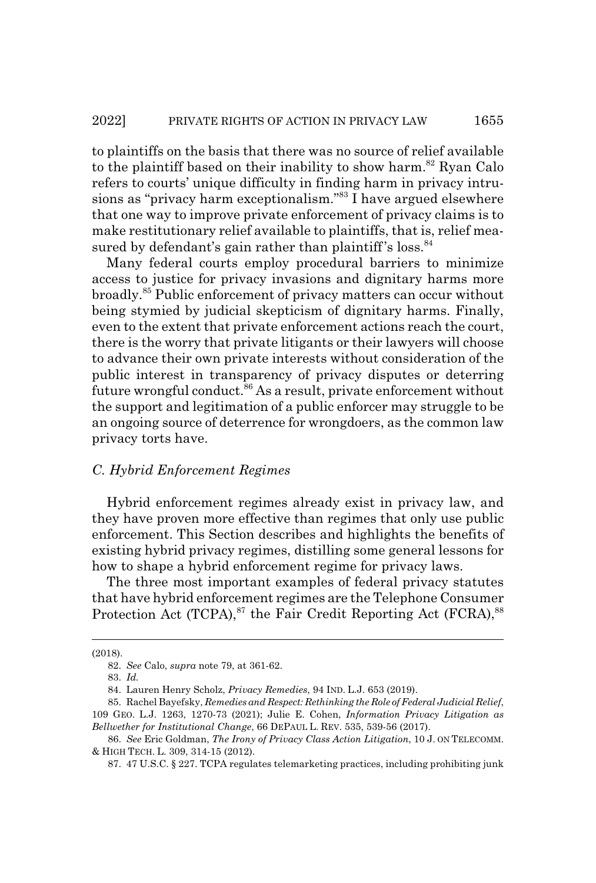to plaintiffs on the basis that there was no source of relief available to the plaintiff based on their inability to show harm.[82] Ryan Calo refers to courts' unique difficulty in finding harm in privacy intrusions as "privacy harm exceptionalism."[83] I have argued elsewhere that one way to improve private enforcement of privacy claims is to make restitutionary relief available to plaintiffs, that is, relief measured by defendant's gain rather than plaintiff's loss.[84]

Many federal courts employ procedural barriers to minimize access to justice for privacy invasions and dignitary harms more broadly.[85] Public enforcement of privacy matters can occur without being stymied by judicial skepticism of dignitary harms. Finally, even to the extent that private enforcement actions reach the court, there is the worry that private litigants or their lawyers will choose to advance their own private interests without consideration of the public interest in transparency of privacy disputes or deterring future wrongful conduct.[86] As a result, private enforcement without the support and legitimation of a public enforcer may struggle to be an ongoing source of deterrence for wrongdoers, as the common law privacy torts have.

### *C. Hybrid Enforcement Regimes*

Hybrid enforcement regimes already exist in privacy law, and they have proven more effective than regimes that only use public enforcement. This Section describes and highlights the benefits of existing hybrid privacy regimes, distilling some general lessons for how to shape a hybrid enforcement regime for privacy laws.

The three most important examples of federal privacy statutes that have hybrid enforcement regimes are the Telephone Consumer Protection Act (TCPA),[87] the Fair Credit Reporting Act (FCRA),[88]

---

(2018).

82. *See* Calo, *supra* note 79, at 361-62.

83. *Id.*

84. Lauren Henry Scholz, *Privacy Remedies*, 94 IND. L.J. 653 (2019).

85. Rachel Bayefsky, *Remedies and Respect: Rethinking the Role of Federal Judicial Relief*, 109 GEO. L.J. 1263, 1270-73 (2021); Julie E. Cohen, *Information Privacy Litigation as Bellwether for Institutional Change*, 66 DEPAUL L. REV. 535, 539-56 (2017).

86. *See* Eric Goldman, *The Irony of Privacy Class Action Litigation*, 10 J. ON TELECOMM. & HIGH TECH. L. 309, 314-15 (2012).

87. 47 U.S.C. § 227. TCPA regulates telemarketing practices, including prohibiting junk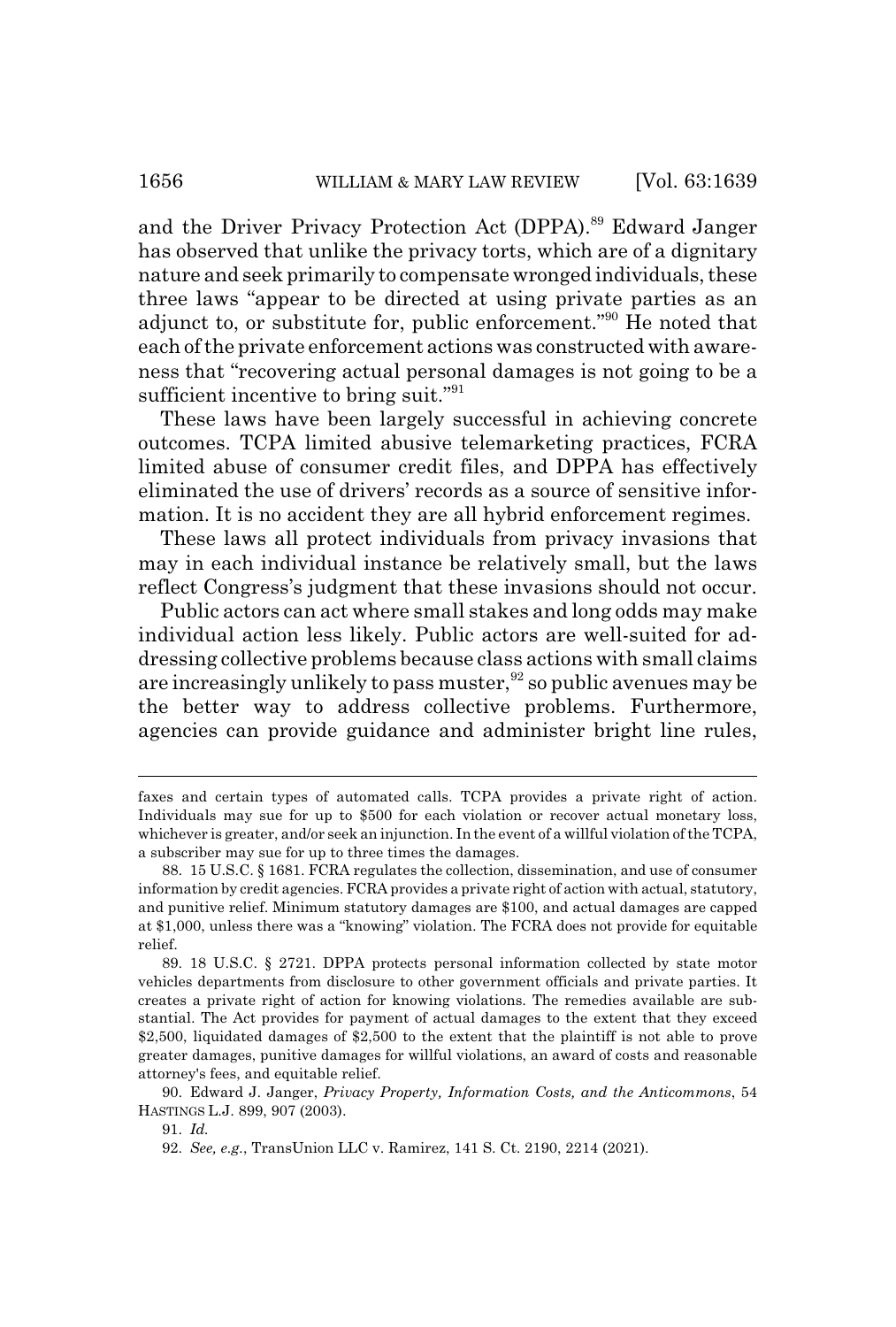and the Driver Privacy Protection Act (DPPA).[89] Edward Janger has observed that unlike the privacy torts, which are of a dignitary nature and seek primarily to compensate wronged individuals, these three laws "appear to be directed at using private parties as an adjunct to, or substitute for, public enforcement."[90] He noted that each of the private enforcement actions was constructed with awareness that "recovering actual personal damages is not going to be a sufficient incentive to bring suit."[91]

These laws have been largely successful in achieving concrete outcomes. TCPA limited abusive telemarketing practices, FCRA limited abuse of consumer credit files, and DPPA has effectively eliminated the use of drivers' records as a source of sensitive information. It is no accident they are all hybrid enforcement regimes.

These laws all protect individuals from privacy invasions that may in each individual instance be relatively small, but the laws reflect Congress's judgment that these invasions should not occur.

Public actors can act where small stakes and long odds may make individual action less likely. Public actors are well-suited for addressing collective problems because class actions with small claims are increasingly unlikely to pass muster,[92] so public avenues may be the better way to address collective problems. Furthermore, agencies can provide guidance and administer bright line rules,

---

faxes and certain types of automated calls. TCPA provides a private right of action. Individuals may sue for up to $500 for each violation or recover actual monetary loss, whichever is greater, and/or seek an injunction. In the event of a willful violation of the TCPA, a subscriber may sue for up to three times the damages.

88. 15 U.S.C. § 1681. FCRA regulates the collection, dissemination, and use of consumer information by credit agencies. FCRA provides a private right of action with actual, statutory, and punitive relief. Minimum statutory damages are $100, and actual damages are capped at $1,000, unless there was a "knowing" violation. The FCRA does not provide for equitable relief.

89. 18 U.S.C. § 2721. DPPA protects personal information collected by state motor vehicles departments from disclosure to other government officials and private parties. It creates a private right of action for knowing violations. The remedies available are substantial. The Act provides for payment of actual damages to the extent that they exceed $2,500, liquidated damages of $2,500 to the extent that the plaintiff is not able to prove greater damages, punitive damages for willful violations, an award of costs and reasonable attorney's fees, and equitable relief.

90. Edward J. Janger, *Privacy Property, Information Costs, and the Anticommons*, 54 HASTINGS L.J. 899, 907 (2003).

91. *Id.*

92. *See, e.g.*, TransUnion LLC v. Ramirez, 141 S. Ct. 2190, 2214 (2021).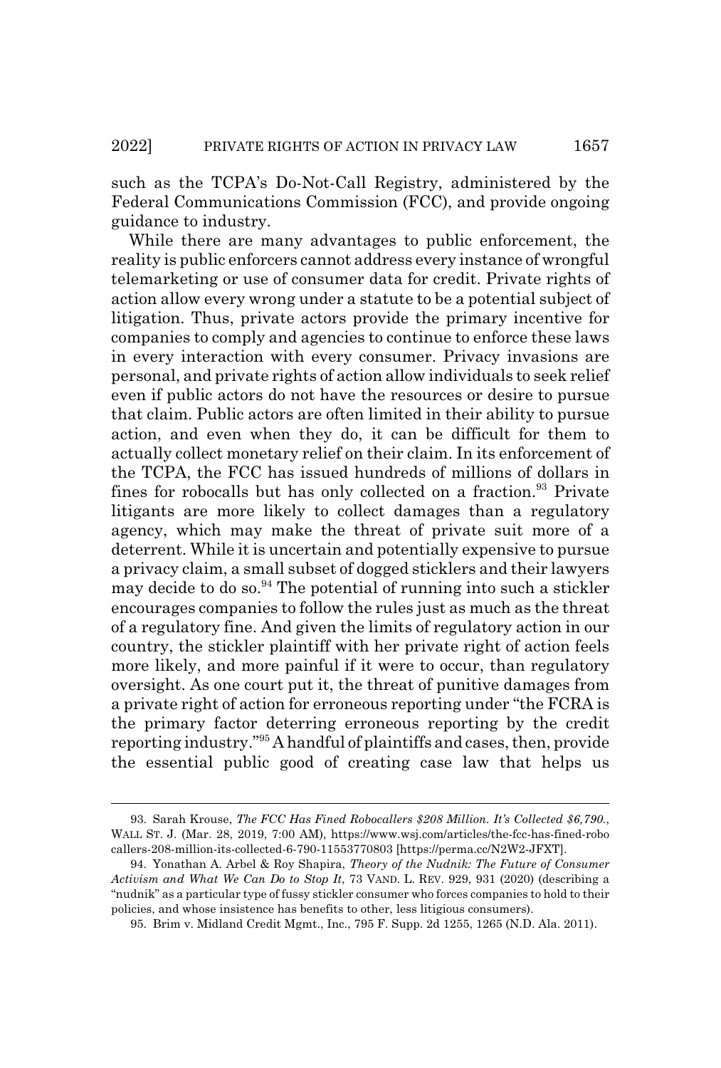such as the TCPA's Do-Not-Call Registry, administered by the Federal Communications Commission (FCC), and provide ongoing guidance to industry.

While there are many advantages to public enforcement, the reality is public enforcers cannot address every instance of wrongful telemarketing or use of consumer data for credit. Private rights of action allow every wrong under a statute to be a potential subject of litigation. Thus, private actors provide the primary incentive for companies to comply and agencies to continue to enforce these laws in every interaction with every consumer. Privacy invasions are personal, and private rights of action allow individuals to seek relief even if public actors do not have the resources or desire to pursue that claim. Public actors are often limited in their ability to pursue action, and even when they do, it can be difficult for them to actually collect monetary relief on their claim. In its enforcement of the TCPA, the FCC has issued hundreds of millions of dollars in fines for robocalls but has only collected on a fraction.[93] Private litigants are more likely to collect damages than a regulatory agency, which may make the threat of private suit more of a deterrent. While it is uncertain and potentially expensive to pursue a privacy claim, a small subset of dogged sticklers and their lawyers may decide to do so.[94] The potential of running into such a stickler encourages companies to follow the rules just as much as the threat of a regulatory fine. And given the limits of regulatory action in our country, the stickler plaintiff with her private right of action feels more likely, and more painful if it were to occur, than regulatory oversight. As one court put it, the threat of punitive damages from a private right of action for erroneous reporting under "the FCRA is the primary factor deterring erroneous reporting by the credit reporting industry."[95] A handful of plaintiffs and cases, then, provide the essential public good of creating case law that helps us

---

93. Sarah Krouse, *The FCC Has Fined Robocallers $208 Million. It's Collected $6,790.*, WALL ST. J. (Mar. 28, 2019, 7:00 AM), https://www.wsj.com/articles/the-fcc-has-fined-robocallers-208-million-its-collected-6-790-11553770803 [https://perma.cc/N2W2-JFXT].

94. Yonathan A. Arbel & Roy Shapira, *Theory of the Nudnik: The Future of Consumer Activism and What We Can Do to Stop It*, 73 VAND. L. REV. 929, 931 (2020) (describing a "nudnik" as a particular type of fussy stickler consumer who forces companies to hold to their policies, and whose insistence has benefits to other, less litigious consumers).

95. Brim v. Midland Credit Mgmt., Inc., 795 F. Supp. 2d 1255, 1265 (N.D. Ala. 2011).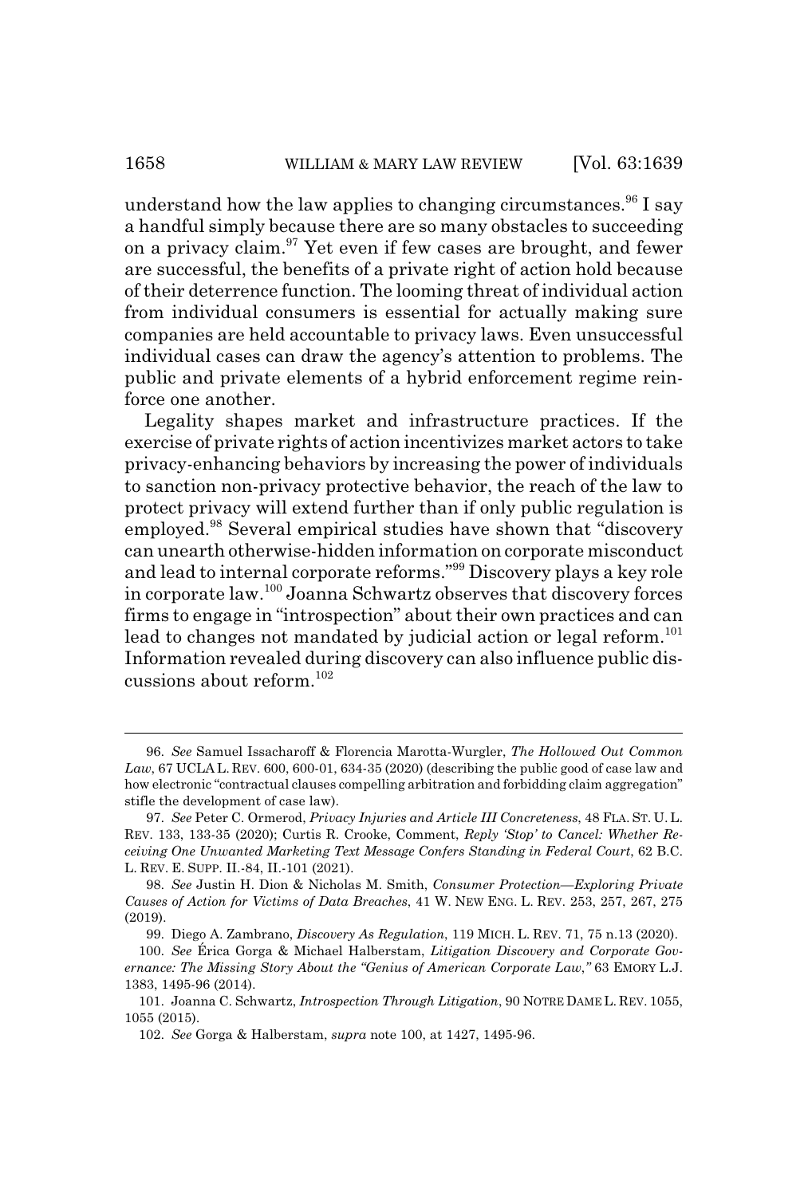understand how the law applies to changing circumstances.[96] I say a handful simply because there are so many obstacles to succeeding on a privacy claim.[97] Yet even if few cases are brought, and fewer are successful, the benefits of a private right of action hold because of their deterrence function. The looming threat of individual action from individual consumers is essential for actually making sure companies are held accountable to privacy laws. Even unsuccessful individual cases can draw the agency's attention to problems. The public and private elements of a hybrid enforcement regime reinforce one another.

Legality shapes market and infrastructure practices. If the exercise of private rights of action incentivizes market actors to take privacy-enhancing behaviors by increasing the power of individuals to sanction non-privacy protective behavior, the reach of the law to protect privacy will extend further than if only public regulation is employed.[98] Several empirical studies have shown that "discovery can unearth otherwise-hidden information on corporate misconduct and lead to internal corporate reforms."[99] Discovery plays a key role in corporate law.[100] Joanna Schwartz observes that discovery forces firms to engage in "introspection" about their own practices and can lead to changes not mandated by judicial action or legal reform.[101] Information revealed during discovery can also influence public discussions about reform.[102]

---

96. *See* Samuel Issacharoff & Florencia Marotta-Wurgler, *The Hollowed Out Common Law*, 67 UCLA L. REV. 600, 600-01, 634-35 (2020) (describing the public good of case law and how electronic "contractual clauses compelling arbitration and forbidding claim aggregation" stifle the development of case law).

97. *See* Peter C. Ormerod, *Privacy Injuries and Article III Concreteness*, 48 FLA. ST. U. L. REV. 133, 133-35 (2020); Curtis R. Crooke, Comment, *Reply 'Stop' to Cancel: Whether Receiving One Unwanted Marketing Text Message Confers Standing in Federal Court*, 62 B.C. L. REV. E. SUPP. II.-84, II.-101 (2021).

98. *See* Justin H. Dion & Nicholas M. Smith, *Consumer Protection—Exploring Private Causes of Action for Victims of Data Breaches*, 41 W. NEW ENG. L. REV. 253, 257, 267, 275 (2019).

99. Diego A. Zambrano, *Discovery As Regulation*, 119 MICH. L. REV. 71, 75 n.13 (2020).

100. *See* Érica Gorga & Michael Halberstam, *Litigation Discovery and Corporate Governance: The Missing Story About the "Genius of American Corporate Law,"* 63 EMORY L.J. 1383, 1495-96 (2014).

101. Joanna C. Schwartz, *Introspection Through Litigation*, 90 NOTRE DAME L. REV. 1055, 1055 (2015).

102. *See* Gorga & Halberstam, *supra* note 100, at 1427, 1495-96.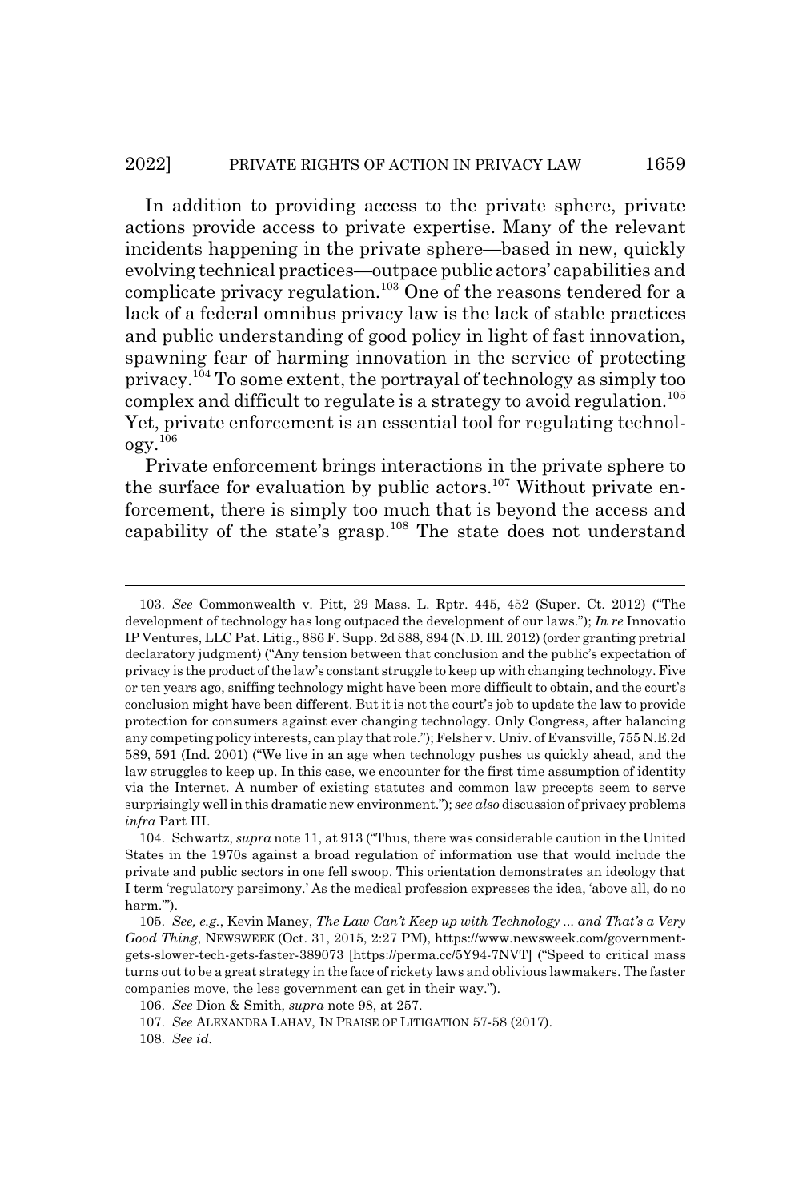In addition to providing access to the private sphere, private actions provide access to private expertise. Many of the relevant incidents happening in the private sphere—based in new, quickly evolving technical practices—outpace public actors' capabilities and complicate privacy regulation.[103] One of the reasons tendered for a lack of a federal omnibus privacy law is the lack of stable practices and public understanding of good policy in light of fast innovation, spawning fear of harming innovation in the service of protecting privacy.[104] To some extent, the portrayal of technology as simply too complex and difficult to regulate is a strategy to avoid regulation.[105] Yet, private enforcement is an essential tool for regulating technology.[106]

Private enforcement brings interactions in the private sphere to the surface for evaluation by public actors.[107] Without private enforcement, there is simply too much that is beyond the access and capability of the state's grasp.[108] The state does not understand

---

103. *See* Commonwealth v. Pitt, 29 Mass. L. Rptr. 445, 452 (Super. Ct. 2012) ("The development of technology has long outpaced the development of our laws."); *In re* Innovatio IP Ventures, LLC Pat. Litig., 886 F. Supp. 2d 888, 894 (N.D. Ill. 2012) (order granting pretrial declaratory judgment) ("Any tension between that conclusion and the public's expectation of privacy is the product of the law's constant struggle to keep up with changing technology. Five or ten years ago, sniffing technology might have been more difficult to obtain, and the court's conclusion might have been different. But it is not the court's job to update the law to provide protection for consumers against ever changing technology. Only Congress, after balancing any competing policy interests, can play that role."); Felsher v. Univ. of Evansville, 755 N.E.2d 589, 591 (Ind. 2001) ("We live in an age when technology pushes us quickly ahead, and the law struggles to keep up. In this case, we encounter for the first time assumption of identity via the Internet. A number of existing statutes and common law precepts seem to serve surprisingly well in this dramatic new environment."); *see also* discussion of privacy problems *infra* Part III.

104. Schwartz, *supra* note 11, at 913 ("Thus, there was considerable caution in the United States in the 1970s against a broad regulation of information use that would include the private and public sectors in one fell swoop. This orientation demonstrates an ideology that I term 'regulatory parsimony.' As the medical profession expresses the idea, 'above all, do no harm.'").

105. *See, e.g.*, Kevin Maney, *The Law Can't Keep up with Technology ... and That's a Very Good Thing*, NEWSWEEK (Oct. 31, 2015, 2:27 PM), https://www.newsweek.com/government-gets-slower-tech-gets-faster-389073 [https://perma.cc/5Y94-7NVT] ("Speed to critical mass turns out to be a great strategy in the face of rickety laws and oblivious lawmakers. The faster companies move, the less government can get in their way.").

106. *See* Dion & Smith, *supra* note 98, at 257.

107. *See* ALEXANDRA LAHAV, IN PRAISE OF LITIGATION 57-58 (2017).

108. *See id.*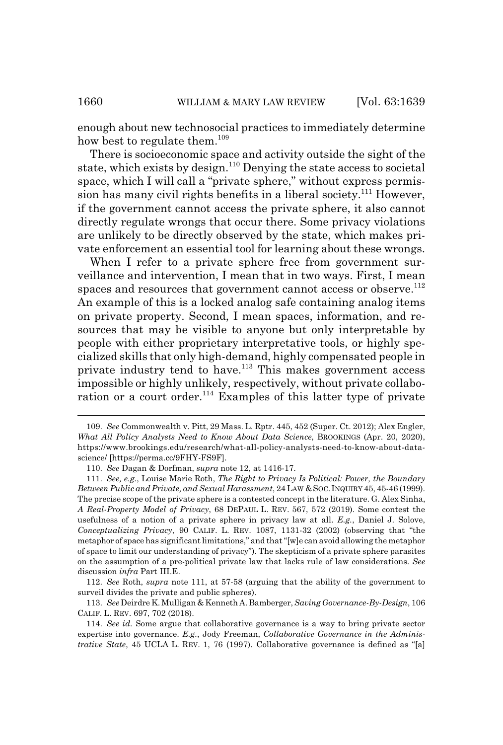enough about new technosocial practices to immediately determine how best to regulate them.[109]

There is socioeconomic space and activity outside the sight of the state, which exists by design.[110] Denying the state access to societal space, which I will call a "private sphere," without express permission has many civil rights benefits in a liberal society.[111] However, if the government cannot access the private sphere, it also cannot directly regulate wrongs that occur there. Some privacy violations are unlikely to be directly observed by the state, which makes private enforcement an essential tool for learning about these wrongs.

When I refer to a private sphere free from government surveillance and intervention, I mean that in two ways. First, I mean spaces and resources that government cannot access or observe.[112] An example of this is a locked analog safe containing analog items on private property. Second, I mean spaces, information, and resources that may be visible to anyone but only interpretable by people with either proprietary interpretative tools, or highly specialized skills that only high-demand, highly compensated people in private industry tend to have.[113] This makes government access impossible or highly unlikely, respectively, without private collaboration or a court order.[114] Examples of this latter type of private

---

109. *See* Commonwealth v. Pitt, 29 Mass. L. Rptr. 445, 452 (Super. Ct. 2012); Alex Engler, *What All Policy Analysts Need to Know About Data Science*, BROOKINGS (Apr. 20, 2020), https://www.brookings.edu/research/what-all-policy-analysts-need-to-know-about-data-science/ [https://perma.cc/9FHY-FS9F].

110. *See* Dagan & Dorfman, *supra* note 12, at 1416-17.

111. *See, e.g.*, Louise Marie Roth, *The Right to Privacy Is Political: Power, the Boundary Between Public and Private, and Sexual Harassment*, 24 LAW & SOC. INQUIRY 45, 45-46 (1999). The precise scope of the private sphere is a contested concept in the literature. G. Alex Sinha, *A Real-Property Model of Privacy*, 68 DEPAUL L. REV. 567, 572 (2019). Some contest the usefulness of a notion of a private sphere in privacy law at all. *E.g.*, Daniel J. Solove, *Conceptualizing Privacy*, 90 CALIF. L. REV. 1087, 1131-32 (2002) (observing that "the metaphor of space has significant limitations," and that "[w]e can avoid allowing the metaphor of space to limit our understanding of privacy"). The skepticism of a private sphere parasites on the assumption of a pre-political private law that lacks rule of law considerations. *See* discussion *infra* Part III.E.

112. *See* Roth, *supra* note 111, at 57-58 (arguing that the ability of the government to surveil divides the private and public spheres).

113. *See* Deirdre K. Mulligan & Kenneth A. Bamberger, *Saving Governance-By-Design*, 106 CALIF. L. REV. 697, 702 (2018).

114. *See id.* Some argue that collaborative governance is a way to bring private sector expertise into governance. *E.g.*, Jody Freeman, *Collaborative Governance in the Administrative State*, 45 UCLA L. REV. 1, 76 (1997). Collaborative governance is defined as "[a]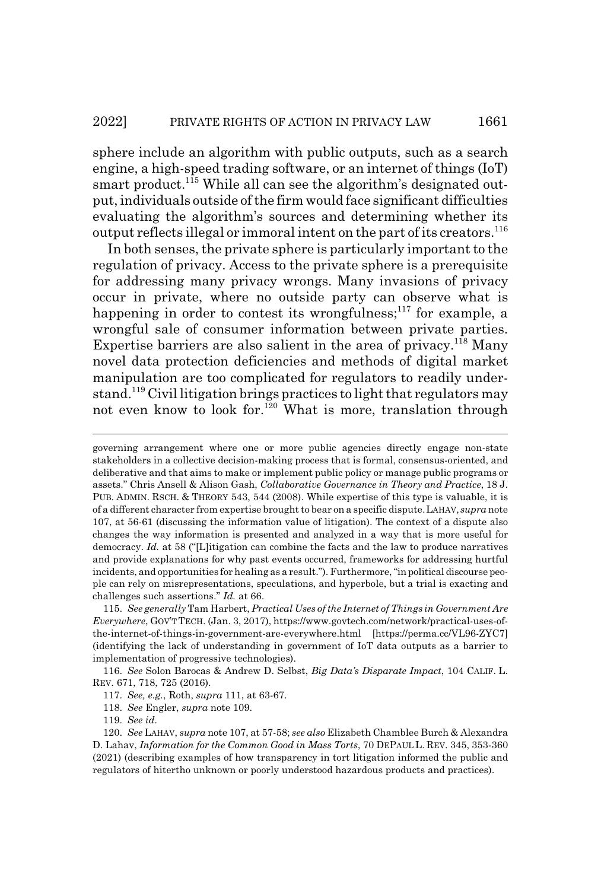sphere include an algorithm with public outputs, such as a search engine, a high-speed trading software, or an internet of things (IoT) smart product.[115] While all can see the algorithm's designated output, individuals outside of the firm would face significant difficulties evaluating the algorithm's sources and determining whether its output reflects illegal or immoral intent on the part of its creators.[116]

In both senses, the private sphere is particularly important to the regulation of privacy. Access to the private sphere is a prerequisite for addressing many privacy wrongs. Many invasions of privacy occur in private, where no outside party can observe what is happening in order to contest its wrongfulness;[117] for example, a wrongful sale of consumer information between private parties. Expertise barriers are also salient in the area of privacy.[118] Many novel data protection deficiencies and methods of digital market manipulation are too complicated for regulators to readily understand.[119] Civil litigation brings practices to light that regulators may not even know to look for.[120] What is more, translation through

---

governing arrangement where one or more public agencies directly engage non-state stakeholders in a collective decision-making process that is formal, consensus-oriented, and deliberative and that aims to make or implement public policy or manage public programs or assets." Chris Ansell & Alison Gash, *Collaborative Governance in Theory and Practice*, 18 J. PUB. ADMIN. RSCH. & THEORY 543, 544 (2008). While expertise of this type is valuable, it is of a different character from expertise brought to bear on a specific dispute. LAHAV, *supra* note 107, at 56-61 (discussing the information value of litigation). The context of a dispute also changes the way information is presented and analyzed in a way that is more useful for democracy. *Id.* at 58 ("[L]itigation can combine the facts and the law to produce narratives and provide explanations for why past events occurred, frameworks for addressing hurtful incidents, and opportunities for healing as a result."). Furthermore, "in political discourse people can rely on misrepresentations, speculations, and hyperbole, but a trial is exacting and challenges such assertions." *Id.* at 66.

115. *See generally* Tam Harbert, *Practical Uses of the Internet of Things in Government Are Everywhere*, GOV'T TECH. (Jan. 3, 2017), https://www.govtech.com/network/practical-uses-of-the-internet-of-things-in-government-are-everywhere.html [https://perma.cc/VL96-ZYC7] (identifying the lack of understanding in government of IoT data outputs as a barrier to implementation of progressive technologies).

116. *See* Solon Barocas & Andrew D. Selbst, *Big Data's Disparate Impact*, 104 CALIF. L. REV. 671, 718, 725 (2016).

117. *See, e.g.*, Roth, *supra* 111, at 63-67.

118. *See* Engler, *supra* note 109.

119. *See id.*

120. *See* LAHAV, *supra* note 107, at 57-58; *see also* Elizabeth Chamblee Burch & Alexandra D. Lahav, *Information for the Common Good in Mass Torts*, 70 DEPAUL L. REV. 345, 353-360 (2021) (describing examples of how transparency in tort litigation informed the public and regulators of hitertho unknown or poorly understood hazardous products and practices).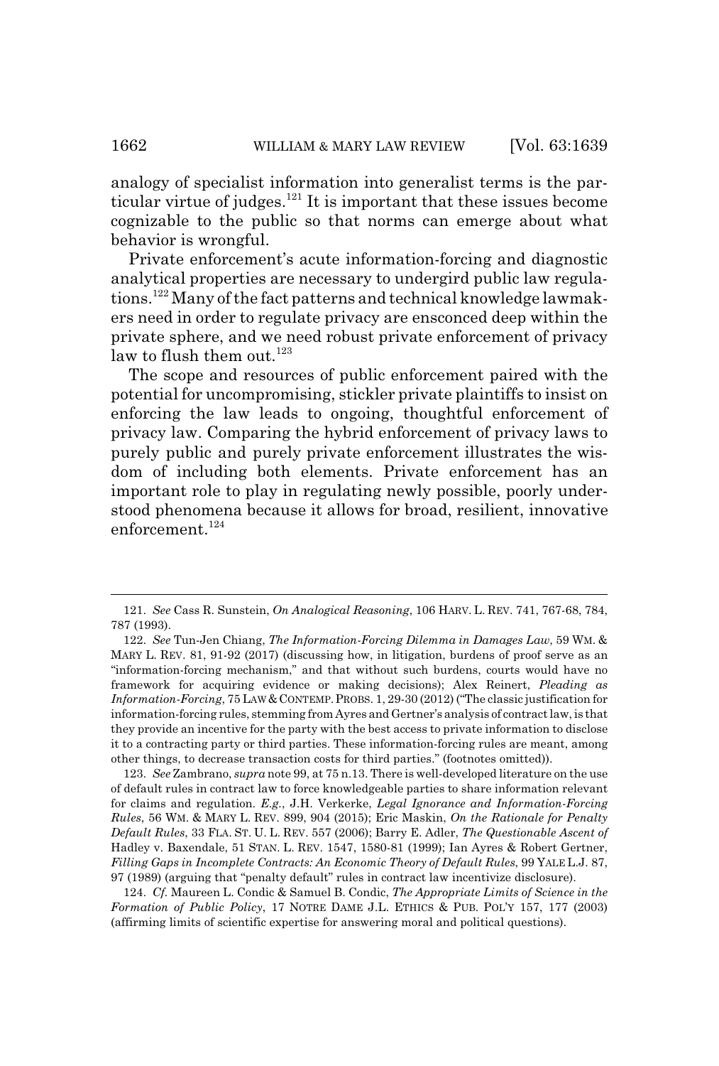analogy of specialist information into generalist terms is the particular virtue of judges.[121] It is important that these issues become cognizable to the public so that norms can emerge about what behavior is wrongful.

Private enforcement's acute information-forcing and diagnostic analytical properties are necessary to undergird public law regulations.[122] Many of the fact patterns and technical knowledge lawmakers need in order to regulate privacy are ensconced deep within the private sphere, and we need robust private enforcement of privacy law to flush them out.[123]

The scope and resources of public enforcement paired with the potential for uncompromising, stickler private plaintiffs to insist on enforcing the law leads to ongoing, thoughtful enforcement of privacy law. Comparing the hybrid enforcement of privacy laws to purely public and purely private enforcement illustrates the wisdom of including both elements. Private enforcement has an important role to play in regulating newly possible, poorly understood phenomena because it allows for broad, resilient, innovative enforcement.[124]

---

121. *See* Cass R. Sunstein, *On Analogical Reasoning*, 106 HARV. L. REV. 741, 767-68, 784, 787 (1993).

122. *See* Tun-Jen Chiang, *The Information-Forcing Dilemma in Damages Law*, 59 WM. & MARY L. REV. 81, 91-92 (2017) (discussing how, in litigation, burdens of proof serve as an "information-forcing mechanism," and that without such burdens, courts would have no framework for acquiring evidence or making decisions); Alex Reinert, *Pleading as Information-Forcing*, 75 LAW & CONTEMP. PROBS. 1, 29-30 (2012) ("The classic justification for information-forcing rules, stemming from Ayres and Gertner's analysis of contract law, is that they provide an incentive for the party with the best access to private information to disclose it to a contracting party or third parties. These information-forcing rules are meant, among other things, to decrease transaction costs for third parties." (footnotes omitted)).

123. *See* Zambrano, *supra* note 99, at 75 n.13. There is well-developed literature on the use of default rules in contract law to force knowledgeable parties to share information relevant for claims and regulation. *E.g.*, J.H. Verkerke, *Legal Ignorance and Information-Forcing Rules*, 56 WM. & MARY L. REV. 899, 904 (2015); Eric Maskin, *On the Rationale for Penalty Default Rules*, 33 FLA. ST. U. L. REV. 557 (2006); Barry E. Adler, *The Questionable Ascent of* Hadley v. Baxendale, 51 STAN. L. REV. 1547, 1580-81 (1999); Ian Ayres & Robert Gertner, *Filling Gaps in Incomplete Contracts: An Economic Theory of Default Rules*, 99 YALE L.J. 87, 97 (1989) (arguing that "penalty default" rules in contract law incentivize disclosure).

124. *Cf.* Maureen L. Condic & Samuel B. Condic, *The Appropriate Limits of Science in the Formation of Public Policy*, 17 NOTRE DAME J.L. ETHICS & PUB. POL'Y 157, 177 (2003) (affirming limits of scientific expertise for answering moral and political questions).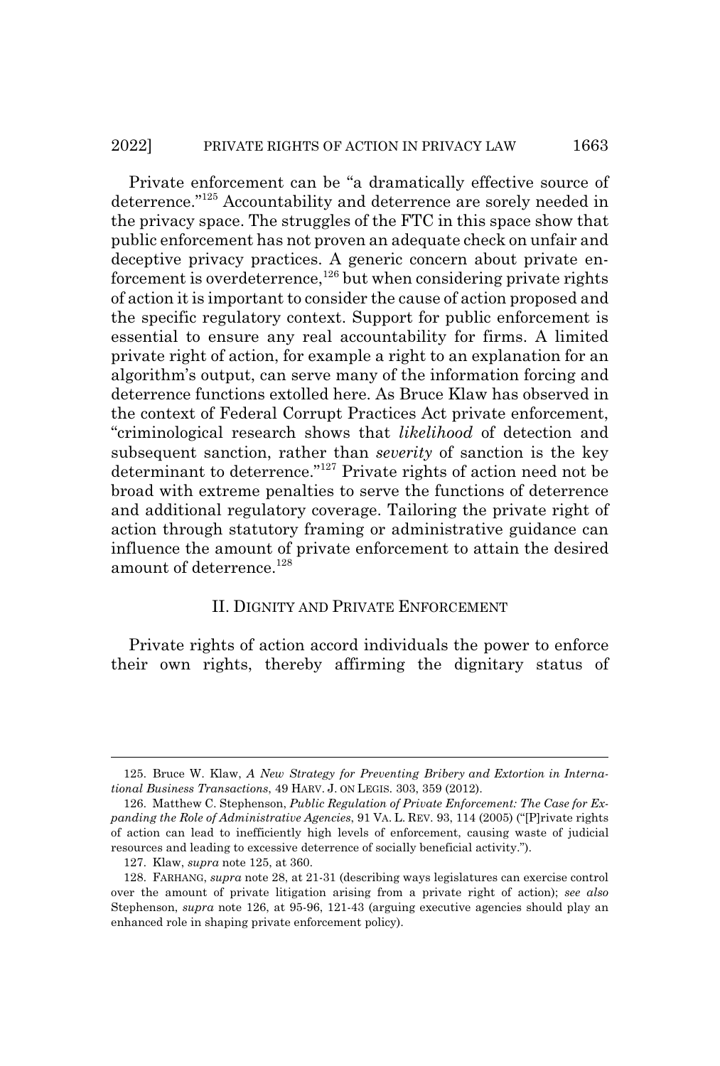Private enforcement can be "a dramatically effective source of deterrence."[125] Accountability and deterrence are sorely needed in the privacy space. The struggles of the FTC in this space show that public enforcement has not proven an adequate check on unfair and deceptive privacy practices. A generic concern about private enforcement is overdeterrence,[126] but when considering private rights of action it is important to consider the cause of action proposed and the specific regulatory context. Support for public enforcement is essential to ensure any real accountability for firms. A limited private right of action, for example a right to an explanation for an algorithm's output, can serve many of the information forcing and deterrence functions extolled here. As Bruce Klaw has observed in the context of Federal Corrupt Practices Act private enforcement, "criminological research shows that *likelihood* of detection and subsequent sanction, rather than *severity* of sanction is the key determinant to deterrence."[127] Private rights of action need not be broad with extreme penalties to serve the functions of deterrence and additional regulatory coverage. Tailoring the private right of action through statutory framing or administrative guidance can influence the amount of private enforcement to attain the desired amount of deterrence.[128]

## II. DIGNITY AND PRIVATE ENFORCEMENT

Private rights of action accord individuals the power to enforce their own rights, thereby affirming the dignitary status of

---

125. Bruce W. Klaw, *A New Strategy for Preventing Bribery and Extortion in International Business Transactions*, 49 HARV. J. ON LEGIS. 303, 359 (2012).

126. Matthew C. Stephenson, *Public Regulation of Private Enforcement: The Case for Expanding the Role of Administrative Agencies*, 91 VA. L. REV. 93, 114 (2005) ("[P]rivate rights of action can lead to inefficiently high levels of enforcement, causing waste of judicial resources and leading to excessive deterrence of socially beneficial activity.").

127. Klaw, *supra* note 125, at 360.

128. FARHANG, *supra* note 28, at 21-31 (describing ways legislatures can exercise control over the amount of private litigation arising from a private right of action); *see also* Stephenson, *supra* note 126, at 95-96, 121-43 (arguing executive agencies should play an enhanced role in shaping private enforcement policy).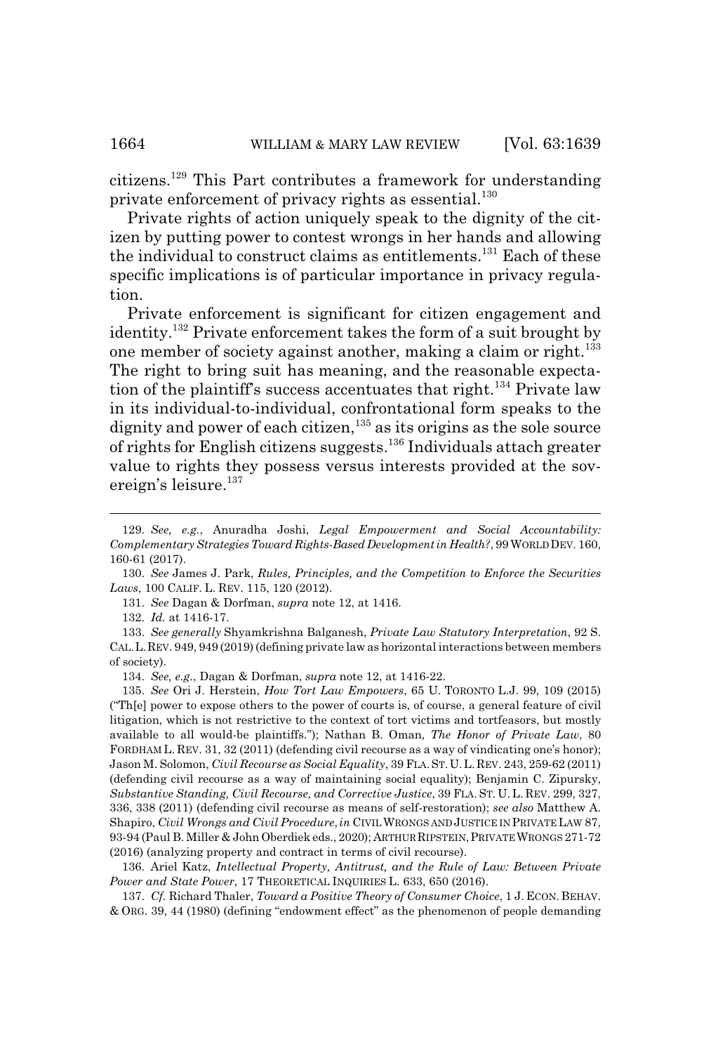citizens.[129] This Part contributes a framework for understanding private enforcement of privacy rights as essential.[130]

Private rights of action uniquely speak to the dignity of the citizen by putting power to contest wrongs in her hands and allowing the individual to construct claims as entitlements.[131] Each of these specific implications is of particular importance in privacy regulation.

Private enforcement is significant for citizen engagement and identity.[132] Private enforcement takes the form of a suit brought by one member of society against another, making a claim or right.[133] The right to bring suit has meaning, and the reasonable expectation of the plaintiff's success accentuates that right.[134] Private law in its individual-to-individual, confrontational form speaks to the dignity and power of each citizen,[135] as its origins as the sole source of rights for English citizens suggests.[136] Individuals attach greater value to rights they possess versus interests provided at the sovereign's leisure.[137]

---

129. *See, e.g.*, Anuradha Joshi, *Legal Empowerment and Social Accountability: Complementary Strategies Toward Rights-Based Development in Health?*, 99 WORLD DEV. 160, 160-61 (2017).

130. *See* James J. Park, *Rules, Principles, and the Competition to Enforce the Securities Laws*, 100 CALIF. L. REV. 115, 120 (2012).

131. *See* Dagan & Dorfman, *supra* note 12, at 1416.

132. *Id.* at 1416-17.

133. *See generally* Shyamkrishna Balganesh, *Private Law Statutory Interpretation*, 92 S. CAL. L. REV. 949, 949 (2019) (defining private law as horizontal interactions between members of society).

134. *See, e.g.*, Dagan & Dorfman, *supra* note 12, at 1416-22.

135. *See* Ori J. Herstein, *How Tort Law Empowers*, 65 U. TORONTO L.J. 99, 109 (2015) ("Th[e] power to expose others to the power of courts is, of course, a general feature of civil litigation, which is not restrictive to the context of tort victims and tortfeasors, but mostly available to all would-be plaintiffs."); Nathan B. Oman, *The Honor of Private Law*, 80 FORDHAM L. REV. 31, 32 (2011) (defending civil recourse as a way of vindicating one's honor); Jason M. Solomon, *Civil Recourse as Social Equality*, 39 FLA. ST. U. L. REV. 243, 259-62 (2011) (defending civil recourse as a way of maintaining social equality); Benjamin C. Zipursky, *Substantive Standing, Civil Recourse, and Corrective Justice*, 39 FLA. ST. U. L. REV. 299, 327, 336, 338 (2011) (defending civil recourse as means of self-restoration); *see also* Matthew A. Shapiro, *Civil Wrongs and Civil Procedure*, *in* CIVIL WRONGS AND JUSTICE IN PRIVATE LAW 87, 93-94 (Paul B. Miller & John Oberdiek eds., 2020); ARTHUR RIPSTEIN, PRIVATE WRONGS 271-72 (2016) (analyzing property and contract in terms of civil recourse).

136. Ariel Katz, *Intellectual Property, Antitrust, and the Rule of Law: Between Private Power and State Power*, 17 THEORETICAL INQUIRIES L. 633, 650 (2016).

137. *Cf.* Richard Thaler, *Toward a Positive Theory of Consumer Choice*, 1 J. ECON. BEHAV. & ORG. 39, 44 (1980) (defining "endowment effect" as the phenomenon of people demanding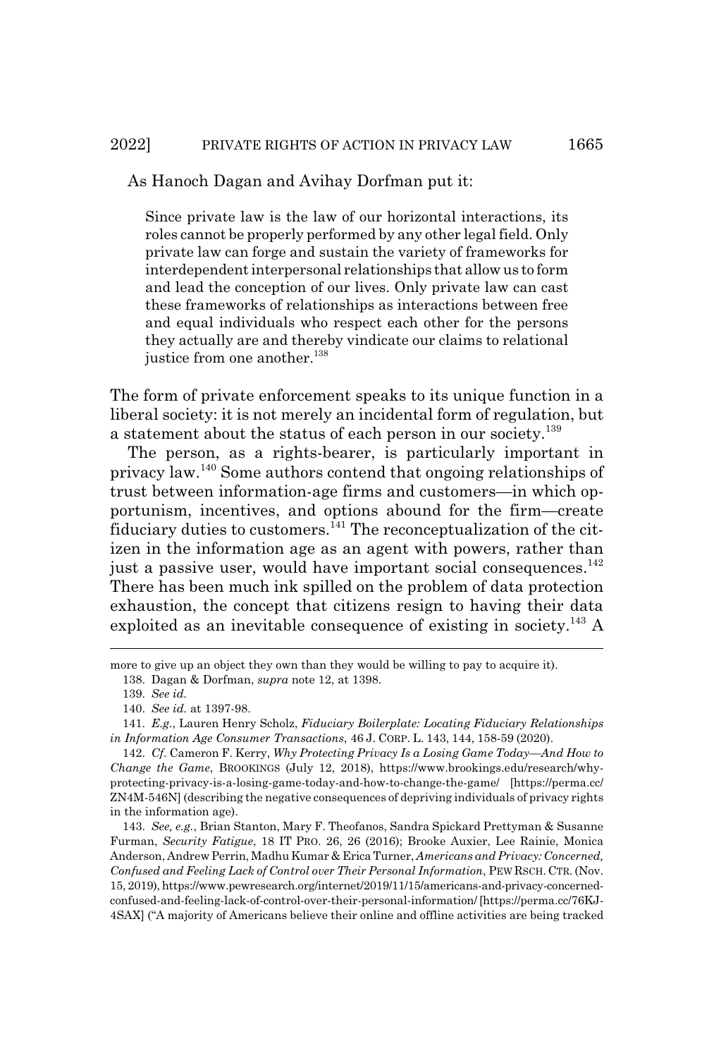As Hanoch Dagan and Avihay Dorfman put it:

> Since private law is the law of our horizontal interactions, its roles cannot be properly performed by any other legal field. Only private law can forge and sustain the variety of frameworks for interdependent interpersonal relationships that allow us to form and lead the conception of our lives. Only private law can cast these frameworks of relationships as interactions between free and equal individuals who respect each other for the persons they actually are and thereby vindicate our claims to relational justice from one another.[138]

The form of private enforcement speaks to its unique function in a liberal society: it is not merely an incidental form of regulation, but a statement about the status of each person in our society.[139]

The person, as a rights-bearer, is particularly important in privacy law.[140] Some authors contend that ongoing relationships of trust between information-age firms and customers—in which opportunism, incentives, and options abound for the firm—create fiduciary duties to customers.[141] The reconceptualization of the citizen in the information age as an agent with powers, rather than just a passive user, would have important social consequences.[142] There has been much ink spilled on the problem of data protection exhaustion, the concept that citizens resign to having their data exploited as an inevitable consequence of existing in society.[143] A

---

more to give up an object they own than they would be willing to pay to acquire it).

138. Dagan & Dorfman, *supra* note 12, at 1398.

139. *See id.*

140. *See id.* at 1397-98.

141. *E.g.*, Lauren Henry Scholz, *Fiduciary Boilerplate: Locating Fiduciary Relationships in Information Age Consumer Transactions*, 46 J. CORP. L. 143, 144, 158-59 (2020).

142. *Cf.* Cameron F. Kerry, *Why Protecting Privacy Is a Losing Game Today—And How to Change the Game*, BROOKINGS (July 12, 2018), https://www.brookings.edu/research/why-protecting-privacy-is-a-losing-game-today-and-how-to-change-the-game/ [https://perma.cc/ZN4M-546N] (describing the negative consequences of depriving individuals of privacy rights in the information age).

143. *See, e.g.*, Brian Stanton, Mary F. Theofanos, Sandra Spickard Prettyman & Susanne Furman, *Security Fatigue*, 18 IT PRO. 26, 26 (2016); Brooke Auxier, Lee Rainie, Monica Anderson, Andrew Perrin, Madhu Kumar & Erica Turner, *Americans and Privacy: Concerned, Confused and Feeling Lack of Control over Their Personal Information*, PEW RSCH. CTR. (Nov. 15, 2019), https://www.pewresearch.org/internet/2019/11/15/americans-and-privacy-concerned-confused-and-feeling-lack-of-control-over-their-personal-information/ [https://perma.cc/76KJ-4SAX] ("A majority of Americans believe their online and offline activities are being tracked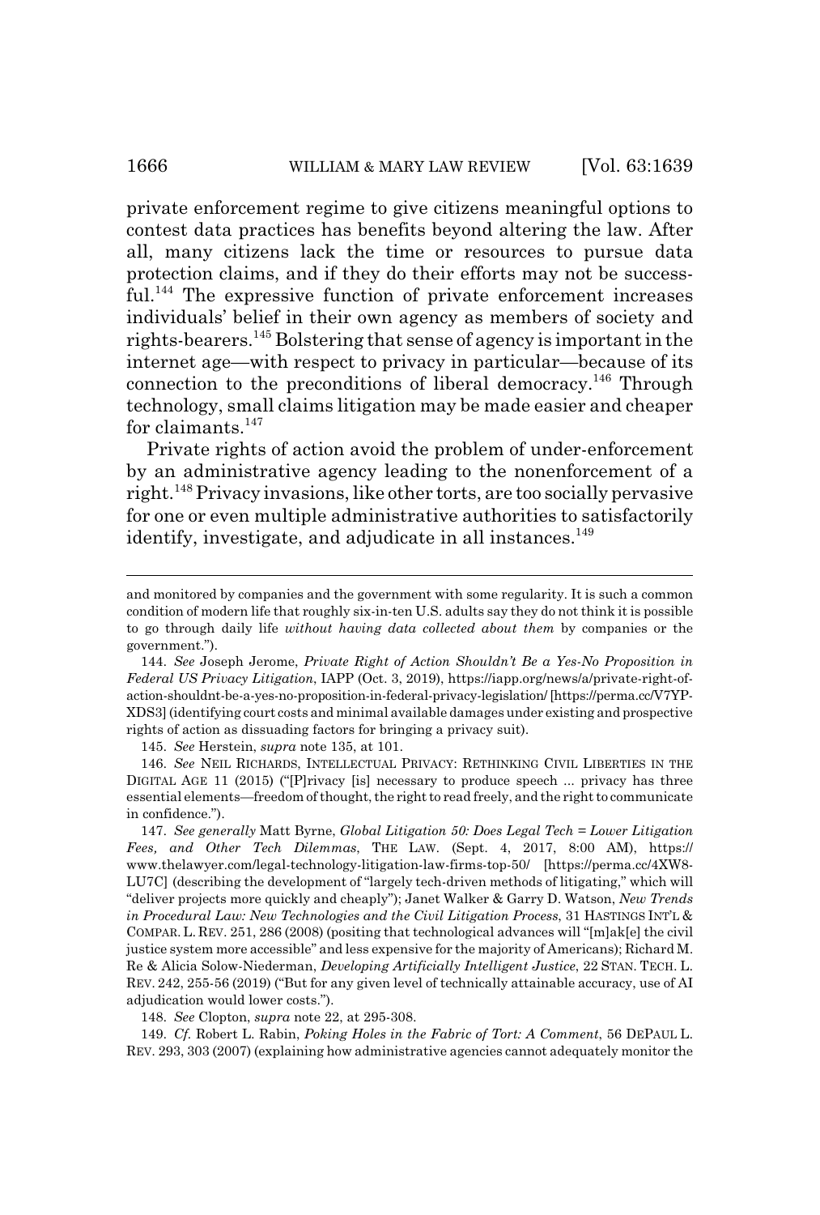private enforcement regime to give citizens meaningful options to contest data practices has benefits beyond altering the law. After all, many citizens lack the time or resources to pursue data protection claims, and if they do their efforts may not be successful.[144] The expressive function of private enforcement increases individuals' belief in their own agency as members of society and rights-bearers.[145] Bolstering that sense of agency is important in the internet age—with respect to privacy in particular—because of its connection to the preconditions of liberal democracy.[146] Through technology, small claims litigation may be made easier and cheaper for claimants.[147]

Private rights of action avoid the problem of under-enforcement by an administrative agency leading to the nonenforcement of a right.[148] Privacy invasions, like other torts, are too socially pervasive for one or even multiple administrative authorities to satisfactorily identify, investigate, and adjudicate in all instances.[149]

---

and monitored by companies and the government with some regularity. It is such a common condition of modern life that roughly six-in-ten U.S. adults say they do not think it is possible to go through daily life *without having data collected about them* by companies or the government.").

144. *See* Joseph Jerome, *Private Right of Action Shouldn't Be a Yes-No Proposition in Federal US Privacy Litigation*, IAPP (Oct. 3, 2019), https://iapp.org/news/a/private-right-of-action-shouldnt-be-a-yes-no-proposition-in-federal-privacy-legislation/ [https://perma.cc/V7YP-XDS3] (identifying court costs and minimal available damages under existing and prospective rights of action as dissuading factors for bringing a privacy suit).

145. *See* Herstein, *supra* note 135, at 101.

146. *See* NEIL RICHARDS, INTELLECTUAL PRIVACY: RETHINKING CIVIL LIBERTIES IN THE DIGITAL AGE 11 (2015) ("[P]rivacy [is] necessary to produce speech ... privacy has three essential elements—freedom of thought, the right to read freely, and the right to communicate in confidence.").

147. *See generally* Matt Byrne, *Global Litigation 50: Does Legal Tech = Lower Litigation Fees, and Other Tech Dilemmas*, THE LAW. (Sept. 4, 2017, 8:00 AM), https://www.thelawyer.com/legal-technology-litigation-law-firms-top-50/ [https://perma.cc/4XW8-LU7C] (describing the development of "largely tech-driven methods of litigating," which will "deliver projects more quickly and cheaply"); Janet Walker & Garry D. Watson, *New Trends in Procedural Law: New Technologies and the Civil Litigation Process*, 31 HASTINGS INT'L & COMPAR. L. REV. 251, 286 (2008) (positing that technological advances will "[m]ak[e] the civil justice system more accessible" and less expensive for the majority of Americans); Richard M. Re & Alicia Solow-Niederman, *Developing Artificially Intelligent Justice*, 22 STAN. TECH. L. REV. 242, 255-56 (2019) ("But for any given level of technically attainable accuracy, use of AI adjudication would lower costs.").

148. *See* Clopton, *supra* note 22, at 295-308.

149. *Cf.* Robert L. Rabin, *Poking Holes in the Fabric of Tort: A Comment*, 56 DEPAUL L. REV. 293, 303 (2007) (explaining how administrative agencies cannot adequately monitor the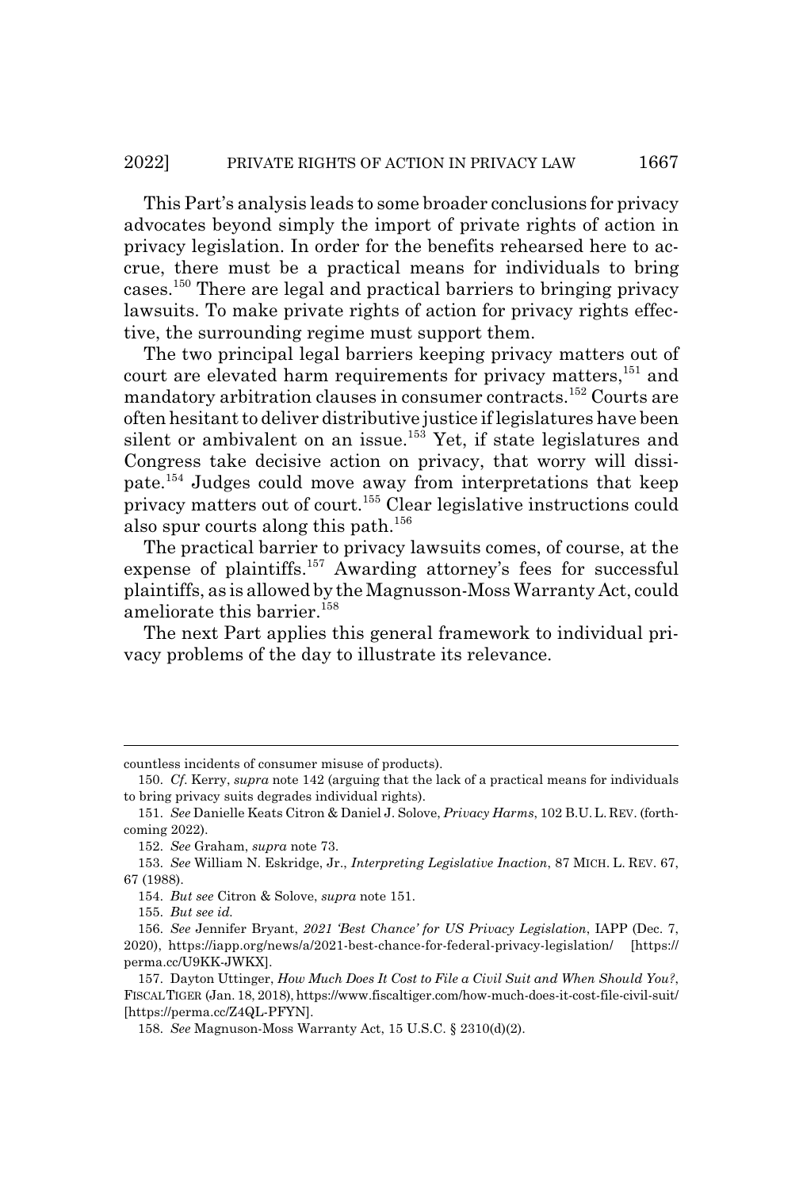This Part's analysis leads to some broader conclusions for privacy advocates beyond simply the import of private rights of action in privacy legislation. In order for the benefits rehearsed here to accrue, there must be a practical means for individuals to bring cases.[150] There are legal and practical barriers to bringing privacy lawsuits. To make private rights of action for privacy rights effective, the surrounding regime must support them.

The two principal legal barriers keeping privacy matters out of court are elevated harm requirements for privacy matters,[151] and mandatory arbitration clauses in consumer contracts.[152] Courts are often hesitant to deliver distributive justice if legislatures have been silent or ambivalent on an issue.[153] Yet, if state legislatures and Congress take decisive action on privacy, that worry will dissipate.[154] Judges could move away from interpretations that keep privacy matters out of court.[155] Clear legislative instructions could also spur courts along this path.[156]

The practical barrier to privacy lawsuits comes, of course, at the expense of plaintiffs.[157] Awarding attorney's fees for successful plaintiffs, as is allowed by the Magnusson-Moss Warranty Act, could ameliorate this barrier.[158]

The next Part applies this general framework to individual privacy problems of the day to illustrate its relevance.

---

countless incidents of consumer misuse of products).

150. *Cf.* Kerry, *supra* note 142 (arguing that the lack of a practical means for individuals to bring privacy suits degrades individual rights).

151. *See* Danielle Keats Citron & Daniel J. Solove, *Privacy Harms*, 102 B.U. L. REV. (forthcoming 2022).

152. *See* Graham, *supra* note 73.

153. *See* William N. Eskridge, Jr., *Interpreting Legislative Inaction*, 87 MICH. L. REV. 67, 67 (1988).

154. *But see* Citron & Solove, *supra* note 151.

155. *But see id.*

156. *See* Jennifer Bryant, *2021 'Best Chance' for US Privacy Legislation*, IAPP (Dec. 7, 2020), https://iapp.org/news/a/2021-best-chance-for-federal-privacy-legislation/ [https://perma.cc/U9KK-JWKX].

157. Dayton Uttinger, *How Much Does It Cost to File a Civil Suit and When Should You?*, FISCAL TIGER (Jan. 18, 2018), https://www.fiscaltiger.com/how-much-does-it-cost-file-civil-suit/ [https://perma.cc/Z4QL-PFYN].

158. *See* Magnuson-Moss Warranty Act, 15 U.S.C. § 2310(d)(2).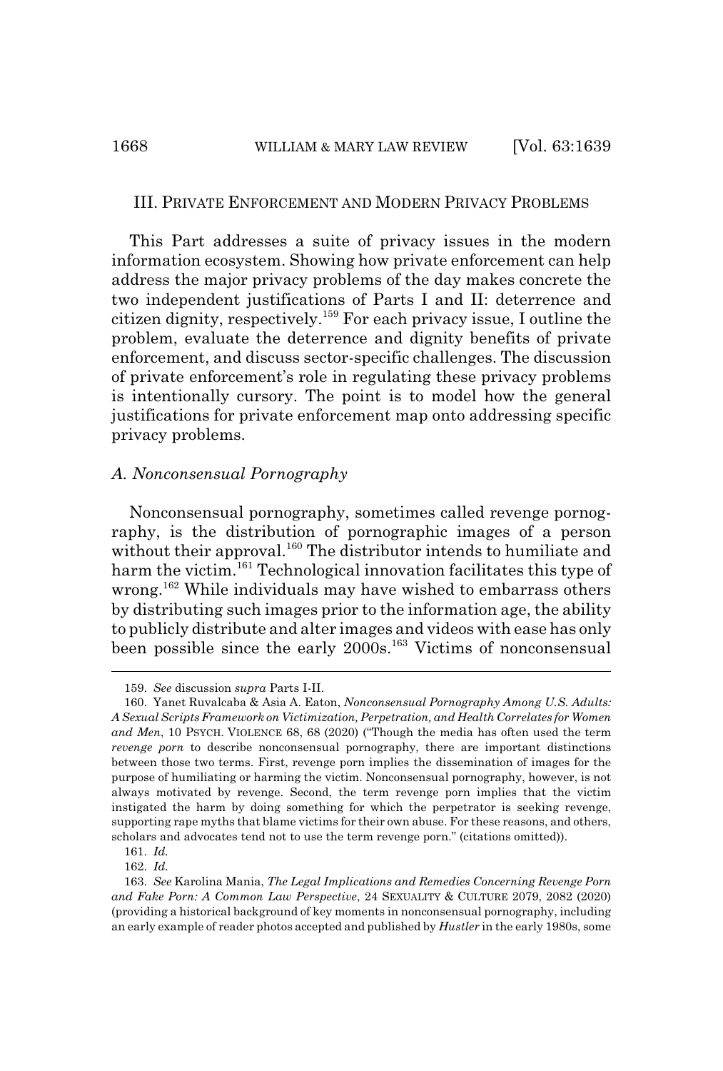## III. Private Enforcement and Modern Privacy Problems

This Part addresses a suite of privacy issues in the modern information ecosystem. Showing how private enforcement can help address the major privacy problems of the day makes concrete the two independent justifications of Parts I and II: deterrence and citizen dignity, respectively.[159] For each privacy issue, I outline the problem, evaluate the deterrence and dignity benefits of private enforcement, and discuss sector-specific challenges. The discussion of private enforcement's role in regulating these privacy problems is intentionally cursory. The point is to model how the general justifications for private enforcement map onto addressing specific privacy problems.

### *A. Nonconsensual Pornography*

Nonconsensual pornography, sometimes called revenge pornography, is the distribution of pornographic images of a person without their approval.[160] The distributor intends to humiliate and harm the victim.[161] Technological innovation facilitates this type of wrong.[162] While individuals may have wished to embarrass others by distributing such images prior to the information age, the ability to publicly distribute and alter images and videos with ease has only been possible since the early 2000s.[163] Victims of nonconsensual

---

159. *See* discussion *supra* Parts I-II.

160. Yanet Ruvalcaba & Asia A. Eaton, *Nonconsensual Pornography Among U.S. Adults: A Sexual Scripts Framework on Victimization, Perpetration, and Health Correlates for Women and Men*, 10 Psych. Violence 68, 68 (2020) ("Though the media has often used the term *revenge porn* to describe nonconsensual pornography, there are important distinctions between those two terms. First, revenge porn implies the dissemination of images for the purpose of humiliating or harming the victim. Nonconsensual pornography, however, is not always motivated by revenge. Second, the term revenge porn implies that the victim instigated the harm by doing something for which the perpetrator is seeking revenge, supporting rape myths that blame victims for their own abuse. For these reasons, and others, scholars and advocates tend not to use the term revenge porn." (citations omitted)).

161. *Id.*

162. *Id.*

163. *See* Karolina Mania, *The Legal Implications and Remedies Concerning Revenge Porn and Fake Porn: A Common Law Perspective*, 24 Sexuality & Culture 2079, 2082 (2020) (providing a historical background of key moments in nonconsensual pornography, including an early example of reader photos accepted and published by *Hustler* in the early 1980s, some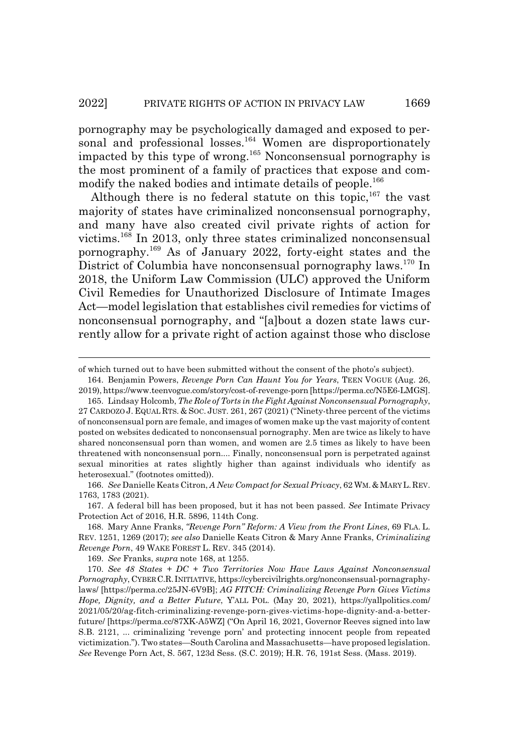pornography may be psychologically damaged and exposed to personal and professional losses.[164] Women are disproportionately impacted by this type of wrong.[165] Nonconsensual pornography is the most prominent of a family of practices that expose and commodify the naked bodies and intimate details of people.[166]

Although there is no federal statute on this topic,[167] the vast majority of states have criminalized nonconsensual pornography, and many have also created civil private rights of action for victims.[168] In 2013, only three states criminalized nonconsensual pornography.[169] As of January 2022, forty-eight states and the District of Columbia have nonconsensual pornography laws.[170] In 2018, the Uniform Law Commission (ULC) approved the Uniform Civil Remedies for Unauthorized Disclosure of Intimate Images Act—model legislation that establishes civil remedies for victims of nonconsensual pornography, and "[a]bout a dozen state laws currently allow for a private right of action against those who disclose

---

of which turned out to have been submitted without the consent of the photo's subject).

164. Benjamin Powers, *Revenge Porn Can Haunt You for Years*, TEEN VOGUE (Aug. 26, 2019), https://www.teenvogue.com/story/cost-of-revenge-porn [https://perma.cc/N5E6-LMGS].

165. Lindsay Holcomb, *The Role of Torts in the Fight Against Nonconsensual Pornography*, 27 CARDOZO J. EQUAL RTS. & SOC. JUST. 261, 267 (2021) ("Ninety-three percent of the victims of nonconsensual porn are female, and images of women make up the vast majority of content posted on websites dedicated to nonconsensual pornography. Men are twice as likely to have shared nonconsensual porn than women, and women are 2.5 times as likely to have been threatened with nonconsensual porn.... Finally, nonconsensual porn is perpetrated against sexual minorities at rates slightly higher than against individuals who identify as heterosexual." (footnotes omitted)).

166. *See* Danielle Keats Citron, *A New Compact for Sexual Privacy*, 62 WM. & MARY L. REV. 1763, 1783 (2021).

167. A federal bill has been proposed, but it has not been passed. *See* Intimate Privacy Protection Act of 2016, H.R. 5896, 114th Cong.

168. Mary Anne Franks, *"Revenge Porn" Reform: A View from the Front Lines*, 69 FLA. L. REV. 1251, 1269 (2017); *see also* Danielle Keats Citron & Mary Anne Franks, *Criminalizing Revenge Porn*, 49 WAKE FOREST L. REV. 345 (2014).

169. *See* Franks, *supra* note 168, at 1255.

170. *See 48 States + DC + Two Territories Now Have Laws Against Nonconsensual Pornography*, CYBER C.R. INITIATIVE, https://cybercivilrights.org/nonconsensual-pornagraphy-laws/ [https://perma.cc/25JN-6V9B]; *AG FITCH: Criminalizing Revenge Porn Gives Victims Hope, Dignity, and a Better Future*, Y'ALL POL. (May 20, 2021), https://yallpolitics.com/2021/05/20/ag-fitch-criminalizing-revenge-porn-gives-victims-hope-dignity-and-a-better-future/ [https://perma.cc/87XK-A5WZ] ("On April 16, 2021, Governor Reeves signed into law S.B. 2121, ... criminalizing 'revenge porn' and protecting innocent people from repeated victimization."). Two states—South Carolina and Massachusetts—have proposed legislation. *See* Revenge Porn Act, S. 567, 123d Sess. (S.C. 2019); H.R. 76, 191st Sess. (Mass. 2019).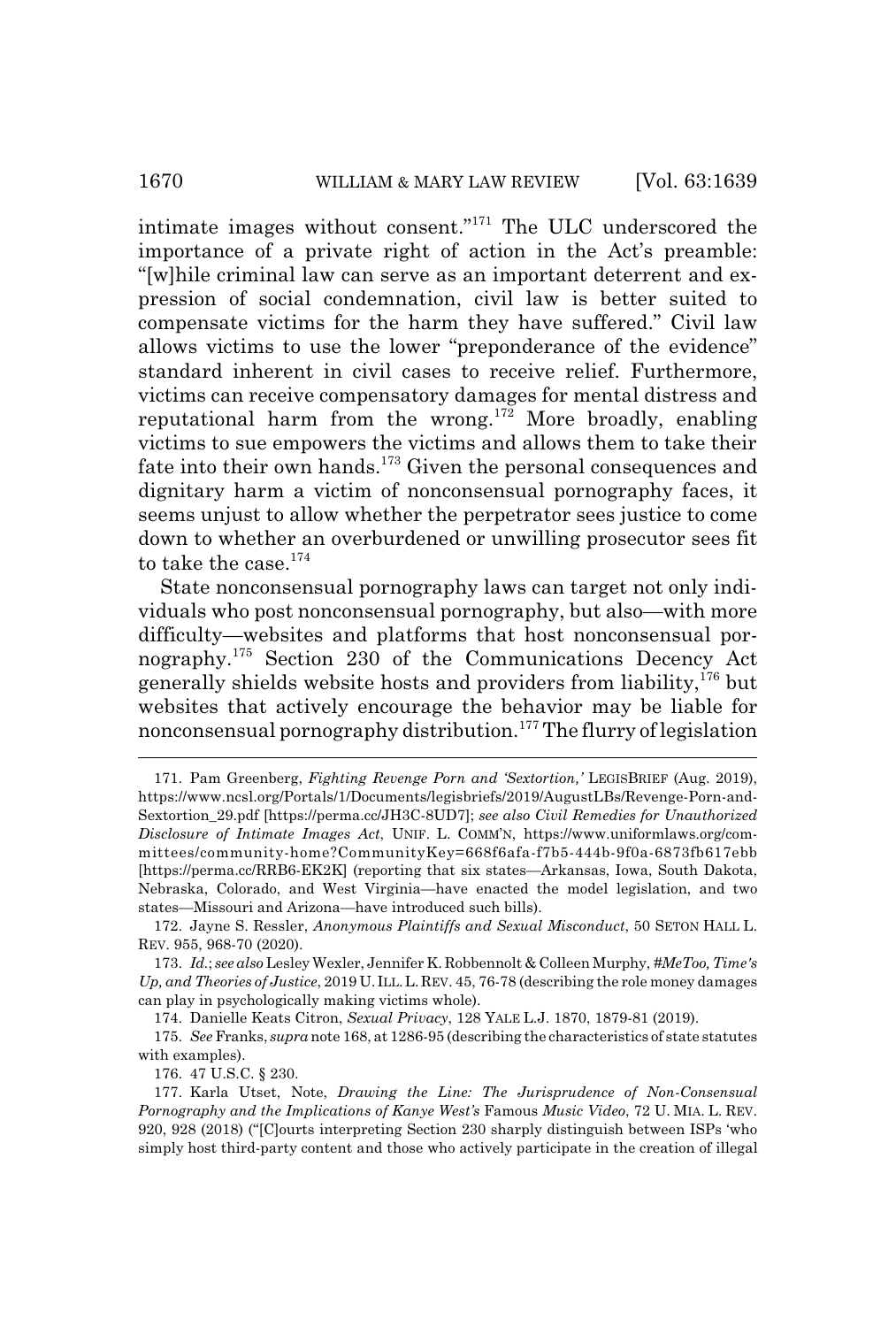intimate images without consent."[171] The ULC underscored the importance of a private right of action in the Act's preamble: "[w]hile criminal law can serve as an important deterrent and expression of social condemnation, civil law is better suited to compensate victims for the harm they have suffered." Civil law allows victims to use the lower "preponderance of the evidence" standard inherent in civil cases to receive relief. Furthermore, victims can receive compensatory damages for mental distress and reputational harm from the wrong.[172] More broadly, enabling victims to sue empowers the victims and allows them to take their fate into their own hands.[173] Given the personal consequences and dignitary harm a victim of nonconsensual pornography faces, it seems unjust to allow whether the perpetrator sees justice to come down to whether an overburdened or unwilling prosecutor sees fit to take the case.[174]

State nonconsensual pornography laws can target not only individuals who post nonconsensual pornography, but also—with more difficulty—websites and platforms that host nonconsensual pornography.[175] Section 230 of the Communications Decency Act generally shields website hosts and providers from liability,[176] but websites that actively encourage the behavior may be liable for nonconsensual pornography distribution.[177] The flurry of legislation

---

171. Pam Greenberg, *Fighting Revenge Porn and 'Sextortion,'* LEGISBRIEF (Aug. 2019), https://www.ncsl.org/Portals/1/Documents/legisbriefs/2019/AugustLBs/Revenge-Porn-and-Sextortion_29.pdf [https://perma.cc/JH3C-8UD7]; *see also Civil Remedies for Unauthorized Disclosure of Intimate Images Act*, UNIF. L. COMM'N, https://www.uniformlaws.org/committees/community-home?CommunityKey=668f6afa-f7b5-444b-9f0a-6873fb617ebb [https://perma.cc/RRB6-EK2K] (reporting that six states—Arkansas, Iowa, South Dakota, Nebraska, Colorado, and West Virginia—have enacted the model legislation, and two states—Missouri and Arizona—have introduced such bills).

172. Jayne S. Ressler, *Anonymous Plaintiffs and Sexual Misconduct*, 50 SETON HALL L. REV. 955, 968-70 (2020).

173. *Id.*; *see also* Lesley Wexler, Jennifer K. Robbennolt & Colleen Murphy, *#MeToo, Time's Up, and Theories of Justice*, 2019 U. ILL. L. REV. 45, 76-78 (describing the role money damages can play in psychologically making victims whole).

174. Danielle Keats Citron, *Sexual Privacy*, 128 YALE L.J. 1870, 1879-81 (2019).

175. *See* Franks, *supra* note 168, at 1286-95 (describing the characteristics of state statutes with examples).

176. 47 U.S.C. § 230.

177. Karla Utset, Note, *Drawing the Line: The Jurisprudence of Non-Consensual Pornography and the Implications of Kanye West's* Famous *Music Video*, 72 U. MIA. L. REV. 920, 928 (2018) ("[C]ourts interpreting Section 230 sharply distinguish between ISPs 'who simply host third-party content and those who actively participate in the creation of illegal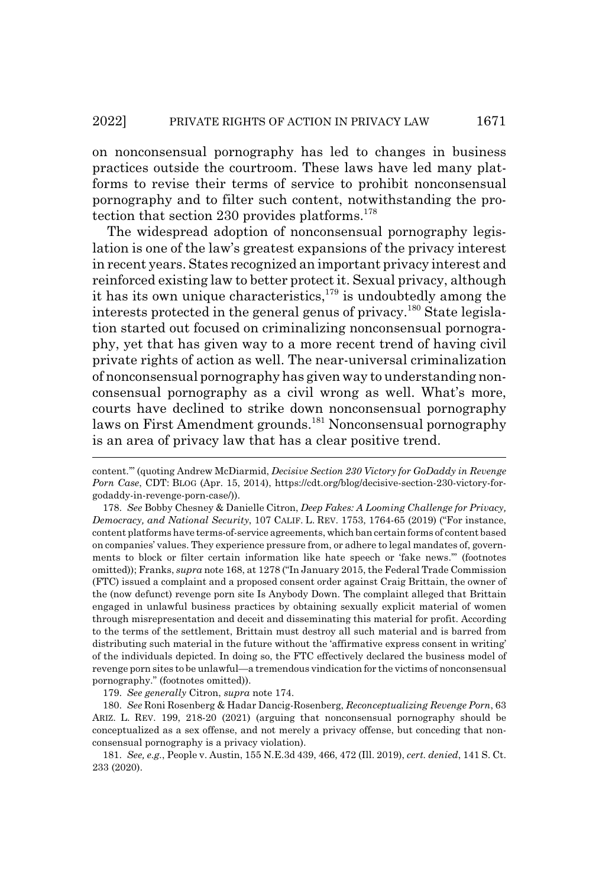on nonconsensual pornography has led to changes in business practices outside the courtroom. These laws have led many platforms to revise their terms of service to prohibit nonconsensual pornography and to filter such content, notwithstanding the protection that section 230 provides platforms.[178]

The widespread adoption of nonconsensual pornography legislation is one of the law's greatest expansions of the privacy interest in recent years. States recognized an important privacy interest and reinforced existing law to better protect it. Sexual privacy, although it has its own unique characteristics,[179] is undoubtedly among the interests protected in the general genus of privacy.[180] State legislation started out focused on criminalizing nonconsensual pornography, yet that has given way to a more recent trend of having civil private rights of action as well. The near-universal criminalization of nonconsensual pornography has given way to understanding nonconsensual pornography as a civil wrong as well. What's more, courts have declined to strike down nonconsensual pornography laws on First Amendment grounds.[181] Nonconsensual pornography is an area of privacy law that has a clear positive trend.

---

content.'" (quoting Andrew McDiarmid, *Decisive Section 230 Victory for GoDaddy in Revenge Porn Case*, CDT: BLOG (Apr. 15, 2014), https://cdt.org/blog/decisive-section-230-victory-for-godaddy-in-revenge-porn-case/)).

178. *See* Bobby Chesney & Danielle Citron, *Deep Fakes: A Looming Challenge for Privacy, Democracy, and National Security*, 107 CALIF. L. REV. 1753, 1764-65 (2019) ("For instance, content platforms have terms-of-service agreements, which ban certain forms of content based on companies' values. They experience pressure from, or adhere to legal mandates of, governments to block or filter certain information like hate speech or 'fake news.'" (footnotes omitted)); Franks, *supra* note 168, at 1278 ("In January 2015, the Federal Trade Commission (FTC) issued a complaint and a proposed consent order against Craig Brittain, the owner of the (now defunct) revenge porn site Is Anybody Down. The complaint alleged that Brittain engaged in unlawful business practices by obtaining sexually explicit material of women through misrepresentation and deceit and disseminating this material for profit. According to the terms of the settlement, Brittain must destroy all such material and is barred from distributing such material in the future without the 'affirmative express consent in writing' of the individuals depicted. In doing so, the FTC effectively declared the business model of revenge porn sites to be unlawful—a tremendous vindication for the victims of nonconsensual pornography." (footnotes omitted)).

179. *See generally* Citron, *supra* note 174.

180. *See* Roni Rosenberg & Hadar Dancig-Rosenberg, *Reconceptualizing Revenge Porn*, 63 ARIZ. L. REV. 199, 218-20 (2021) (arguing that nonconsensual pornography should be conceptualized as a sex offense, and not merely a privacy offense, but conceding that nonconsensual pornography is a privacy violation).

181. *See, e.g.*, People v. Austin, 155 N.E.3d 439, 466, 472 (Ill. 2019), *cert. denied*, 141 S. Ct. 233 (2020).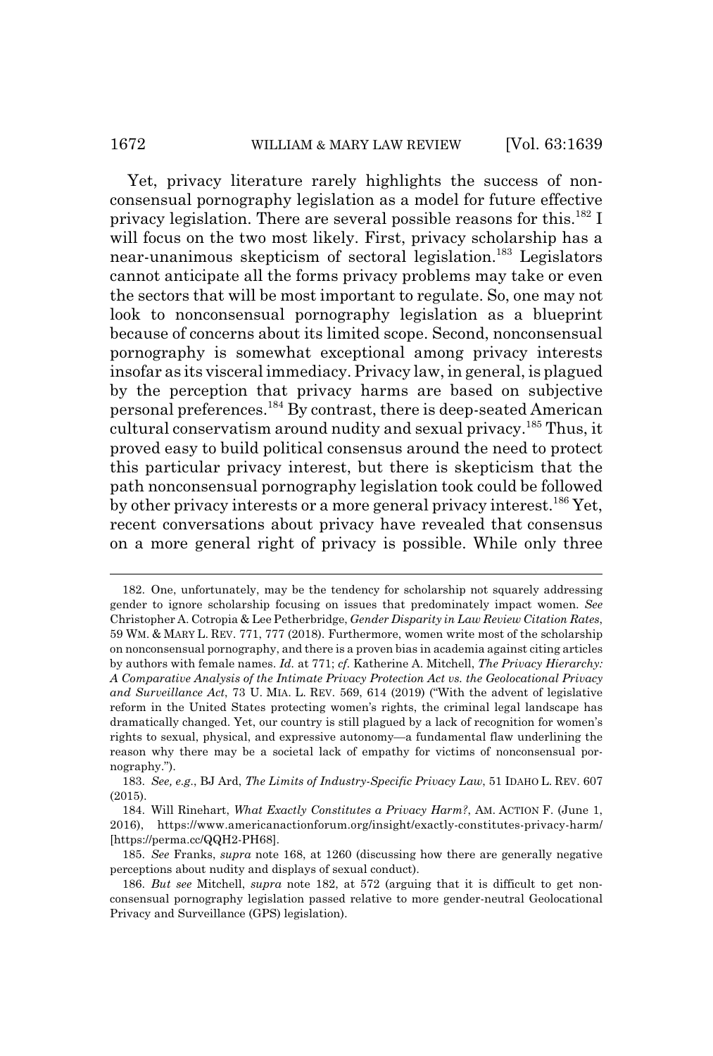Yet, privacy literature rarely highlights the success of nonconsensual pornography legislation as a model for future effective privacy legislation. There are several possible reasons for this.[182] I will focus on the two most likely. First, privacy scholarship has a near-unanimous skepticism of sectoral legislation.[183] Legislators cannot anticipate all the forms privacy problems may take or even the sectors that will be most important to regulate. So, one may not look to nonconsensual pornography legislation as a blueprint because of concerns about its limited scope. Second, nonconsensual pornography is somewhat exceptional among privacy interests insofar as its visceral immediacy. Privacy law, in general, is plagued by the perception that privacy harms are based on subjective personal preferences.[184] By contrast, there is deep-seated American cultural conservatism around nudity and sexual privacy.[185] Thus, it proved easy to build political consensus around the need to protect this particular privacy interest, but there is skepticism that the path nonconsensual pornography legislation took could be followed by other privacy interests or a more general privacy interest.[186] Yet, recent conversations about privacy have revealed that consensus on a more general right of privacy is possible. While only three

---

182. One, unfortunately, may be the tendency for scholarship not squarely addressing gender to ignore scholarship focusing on issues that predominately impact women. *See* Christopher A. Cotropia & Lee Petherbridge, *Gender Disparity in Law Review Citation Rates*, 59 WM. & MARY L. REV. 771, 777 (2018). Furthermore, women write most of the scholarship on nonconsensual pornography, and there is a proven bias in academia against citing articles by authors with female names. *Id.* at 771; *cf.* Katherine A. Mitchell, *The Privacy Hierarchy: A Comparative Analysis of the Intimate Privacy Protection Act vs. the Geolocational Privacy and Surveillance Act*, 73 U. MIA. L. REV. 569, 614 (2019) ("With the advent of legislative reform in the United States protecting women's rights, the criminal legal landscape has dramatically changed. Yet, our country is still plagued by a lack of recognition for women's rights to sexual, physical, and expressive autonomy—a fundamental flaw underlining the reason why there may be a societal lack of empathy for victims of nonconsensual pornography.").

183. *See, e.g.*, BJ Ard, *The Limits of Industry-Specific Privacy Law*, 51 IDAHO L. REV. 607 (2015).

184. Will Rinehart, *What Exactly Constitutes a Privacy Harm?*, AM. ACTION F. (June 1, 2016), https://www.americanactionforum.org/insight/exactly-constitutes-privacy-harm/ [https://perma.cc/QQH2-PH68].

185. *See* Franks, *supra* note 168, at 1260 (discussing how there are generally negative perceptions about nudity and displays of sexual conduct).

186. *But see* Mitchell, *supra* note 182, at 572 (arguing that it is difficult to get nonconsensual pornography legislation passed relative to more gender-neutral Geolocational Privacy and Surveillance (GPS) legislation).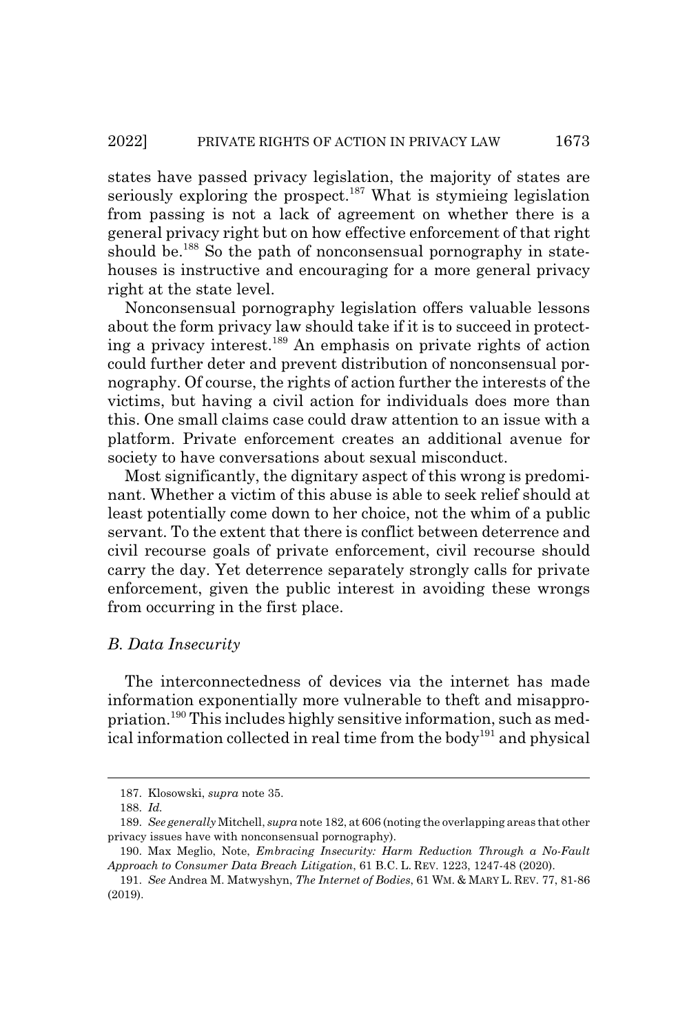states have passed privacy legislation, the majority of states are seriously exploring the prospect.[187] What is stymieing legislation from passing is not a lack of agreement on whether there is a general privacy right but on how effective enforcement of that right should be.[188] So the path of nonconsensual pornography in statehouses is instructive and encouraging for a more general privacy right at the state level.

Nonconsensual pornography legislation offers valuable lessons about the form privacy law should take if it is to succeed in protecting a privacy interest.[189] An emphasis on private rights of action could further deter and prevent distribution of nonconsensual pornography. Of course, the rights of action further the interests of the victims, but having a civil action for individuals does more than this. One small claims case could draw attention to an issue with a platform. Private enforcement creates an additional avenue for society to have conversations about sexual misconduct.

Most significantly, the dignitary aspect of this wrong is predominant. Whether a victim of this abuse is able to seek relief should at least potentially come down to her choice, not the whim of a public servant. To the extent that there is conflict between deterrence and civil recourse goals of private enforcement, civil recourse should carry the day. Yet deterrence separately strongly calls for private enforcement, given the public interest in avoiding these wrongs from occurring in the first place.

### *B. Data Insecurity*

The interconnectedness of devices via the internet has made information exponentially more vulnerable to theft and misappropriation.[190] This includes highly sensitive information, such as medical information collected in real time from the body[191] and physical

---

187. Klosowski, *supra* note 35.

188. *Id.*

189. *See generally* Mitchell, *supra* note 182, at 606 (noting the overlapping areas that other privacy issues have with nonconsensual pornography).

190. Max Meglio, Note, *Embracing Insecurity: Harm Reduction Through a No-Fault Approach to Consumer Data Breach Litigation*, 61 B.C. L. REV. 1223, 1247-48 (2020).

191. *See* Andrea M. Matwyshyn, *The Internet of Bodies*, 61 WM. & MARY L. REV. 77, 81-86 (2019).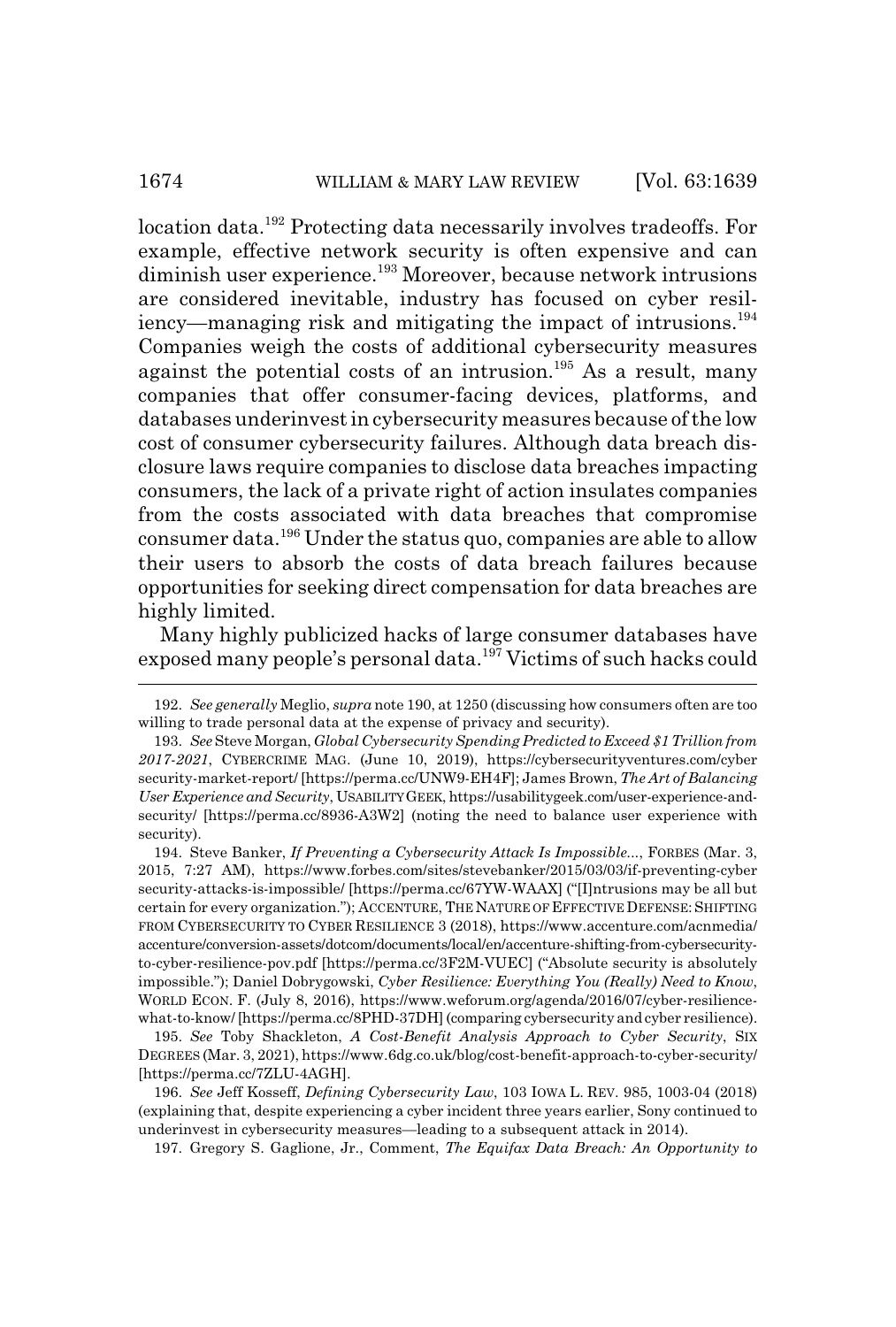location data.[192] Protecting data necessarily involves tradeoffs. For example, effective network security is often expensive and can diminish user experience.[193] Moreover, because network intrusions are considered inevitable, industry has focused on cyber resiliency—managing risk and mitigating the impact of intrusions.[194] Companies weigh the costs of additional cybersecurity measures against the potential costs of an intrusion.[195] As a result, many companies that offer consumer-facing devices, platforms, and databases underinvest in cybersecurity measures because of the low cost of consumer cybersecurity failures. Although data breach disclosure laws require companies to disclose data breaches impacting consumers, the lack of a private right of action insulates companies from the costs associated with data breaches that compromise consumer data.[196] Under the status quo, companies are able to allow their users to absorb the costs of data breach failures because opportunities for seeking direct compensation for data breaches are highly limited.

Many highly publicized hacks of large consumer databases have exposed many people's personal data.[197] Victims of such hacks could

---

192. *See generally* Meglio, *supra* note 190, at 1250 (discussing how consumers often are too willing to trade personal data at the expense of privacy and security).

193. *See* Steve Morgan, *Global Cybersecurity Spending Predicted to Exceed $1 Trillion from 2017-2021*, CYBERCRIME MAG. (June 10, 2019), https://cybersecurityventures.com/cybersecurity-market-report/ [https://perma.cc/UNW9-EH4F]; James Brown, *The Art of Balancing User Experience and Security*, USABILITY GEEK, https://usabilitygeek.com/user-experience-and-security/ [https://perma.cc/8936-A3W2] (noting the need to balance user experience with security).

194. Steve Banker, *If Preventing a Cybersecurity Attack Is Impossible...*, FORBES (Mar. 3, 2015, 7:27 AM), https://www.forbes.com/sites/stevebanker/2015/03/03/if-preventing-cybersecurity-attacks-is-impossible/ [https://perma.cc/67YW-WAAX] ("[I]ntrusions may be all but certain for every organization."); ACCENTURE, THE NATURE OF EFFECTIVE DEFENSE: SHIFTING FROM CYBERSECURITY TO CYBER RESILIENCE 3 (2018), https://www.accenture.com/acnmedia/accenture/conversion-assets/dotcom/documents/local/en/accenture-shifting-from-cybersecurity-to-cyber-resilience-pov.pdf [https://perma.cc/3F2M-VUEC] ("Absolute security is absolutely impossible."); Daniel Dobrygowski, *Cyber Resilience: Everything You (Really) Need to Know*, WORLD ECON. F. (July 8, 2016), https://www.weforum.org/agenda/2016/07/cyber-resilience-what-to-know/ [https://perma.cc/8PHD-37DH] (comparing cybersecurity and cyber resilience).

195. *See* Toby Shackleton, *A Cost-Benefit Analysis Approach to Cyber Security*, SIX DEGREES (Mar. 3, 2021), https://www.6dg.co.uk/blog/cost-benefit-approach-to-cyber-security/ [https://perma.cc/7ZLU-4AGH].

196. *See* Jeff Kosseff, *Defining Cybersecurity Law*, 103 IOWA L. REV. 985, 1003-04 (2018) (explaining that, despite experiencing a cyber incident three years earlier, Sony continued to underinvest in cybersecurity measures—leading to a subsequent attack in 2014).

197. Gregory S. Gaglione, Jr., Comment, *The Equifax Data Breach: An Opportunity to*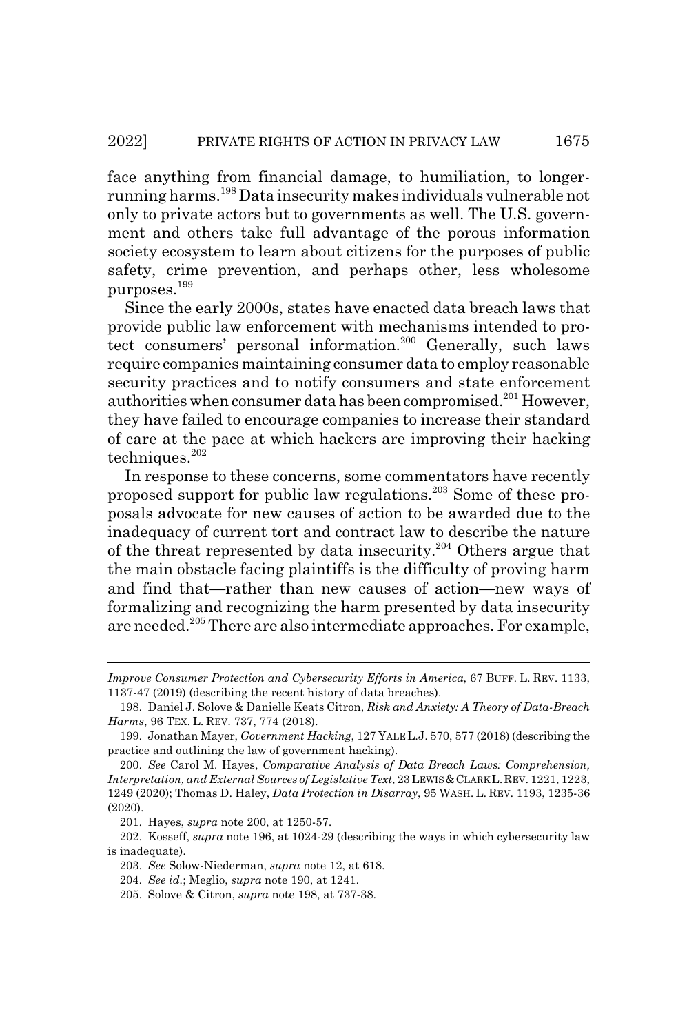face anything from financial damage, to humiliation, to longer-running harms.[198] Data insecurity makes individuals vulnerable not only to private actors but to governments as well. The U.S. government and others take full advantage of the porous information society ecosystem to learn about citizens for the purposes of public safety, crime prevention, and perhaps other, less wholesome purposes.[199]

Since the early 2000s, states have enacted data breach laws that provide public law enforcement with mechanisms intended to protect consumers' personal information.[200] Generally, such laws require companies maintaining consumer data to employ reasonable security practices and to notify consumers and state enforcement authorities when consumer data has been compromised.[201] However, they have failed to encourage companies to increase their standard of care at the pace at which hackers are improving their hacking techniques.[202]

In response to these concerns, some commentators have recently proposed support for public law regulations.[203] Some of these proposals advocate for new causes of action to be awarded due to the inadequacy of current tort and contract law to describe the nature of the threat represented by data insecurity.[204] Others argue that the main obstacle facing plaintiffs is the difficulty of proving harm and find that—rather than new causes of action—new ways of formalizing and recognizing the harm presented by data insecurity are needed.[205] There are also intermediate approaches. For example,

---

*Improve Consumer Protection and Cybersecurity Efforts in America*, 67 BUFF. L. REV. 1133, 1137-47 (2019) (describing the recent history of data breaches).

198. Daniel J. Solove & Danielle Keats Citron, *Risk and Anxiety: A Theory of Data-Breach Harms*, 96 TEX. L. REV. 737, 774 (2018).

199. Jonathan Mayer, *Government Hacking*, 127 YALE L.J. 570, 577 (2018) (describing the practice and outlining the law of government hacking).

200. *See* Carol M. Hayes, *Comparative Analysis of Data Breach Laws: Comprehension, Interpretation, and External Sources of Legislative Text*, 23 LEWIS & CLARK L. REV. 1221, 1223, 1249 (2020); Thomas D. Haley, *Data Protection in Disarray*, 95 WASH. L. REV. 1193, 1235-36 (2020).

201. Hayes, *supra* note 200, at 1250-57.

202. Kosseff, *supra* note 196, at 1024-29 (describing the ways in which cybersecurity law is inadequate).

203. *See* Solow-Niederman, *supra* note 12, at 618.

204. *See id.*; Meglio, *supra* note 190, at 1241.

205. Solove & Citron, *supra* note 198, at 737-38.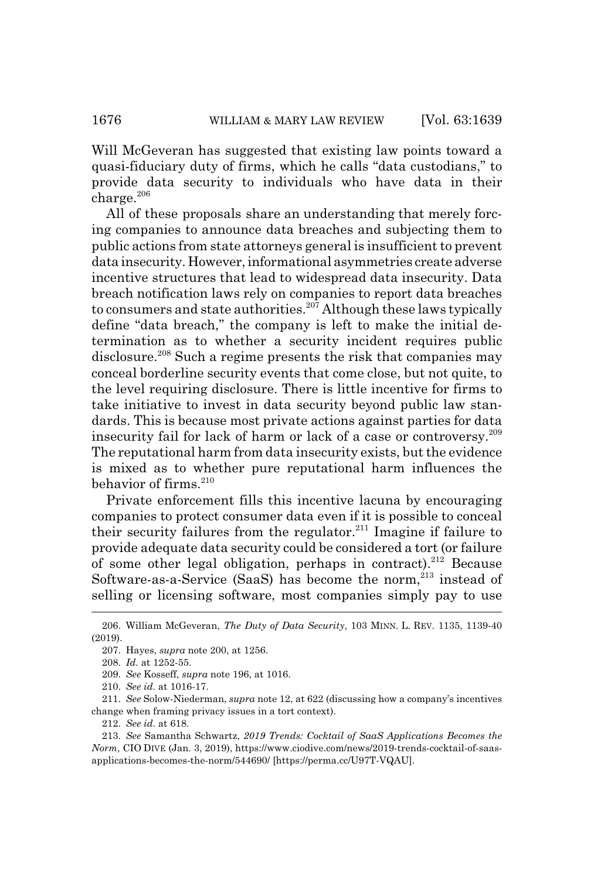Will McGeveran has suggested that existing law points toward a quasi-fiduciary duty of firms, which he calls "data custodians," to provide data security to individuals who have data in their charge.[206]

All of these proposals share an understanding that merely forcing companies to announce data breaches and subjecting them to public actions from state attorneys general is insufficient to prevent data insecurity. However, informational asymmetries create adverse incentive structures that lead to widespread data insecurity. Data breach notification laws rely on companies to report data breaches to consumers and state authorities.[207] Although these laws typically define "data breach," the company is left to make the initial determination as to whether a security incident requires public disclosure.[208] Such a regime presents the risk that companies may conceal borderline security events that come close, but not quite, to the level requiring disclosure. There is little incentive for firms to take initiative to invest in data security beyond public law standards. This is because most private actions against parties for data insecurity fail for lack of harm or lack of a case or controversy.[209] The reputational harm from data insecurity exists, but the evidence is mixed as to whether pure reputational harm influences the behavior of firms.[210]

Private enforcement fills this incentive lacuna by encouraging companies to protect consumer data even if it is possible to conceal their security failures from the regulator.[211] Imagine if failure to provide adequate data security could be considered a tort (or failure of some other legal obligation, perhaps in contract).[212] Because Software-as-a-Service (SaaS) has become the norm,[213] instead of selling or licensing software, most companies simply pay to use

---

206. William McGeveran, *The Duty of Data Security*, 103 MINN. L. REV. 1135, 1139-40 (2019).

207. Hayes, *supra* note 200, at 1256.

208. *Id.* at 1252-55.

209. *See* Kosseff, *supra* note 196, at 1016.

210. *See id.* at 1016-17.

211. *See* Solow-Niederman, *supra* note 12, at 622 (discussing how a company's incentives change when framing privacy issues in a tort context).

212. *See id.* at 618.

213. *See* Samantha Schwartz, *2019 Trends: Cocktail of SaaS Applications Becomes the Norm*, CIO DIVE (Jan. 3, 2019), https://www.ciodive.com/news/2019-trends-cocktail-of-saas-applications-becomes-the-norm/544690/ [https://perma.cc/U97T-VQAU].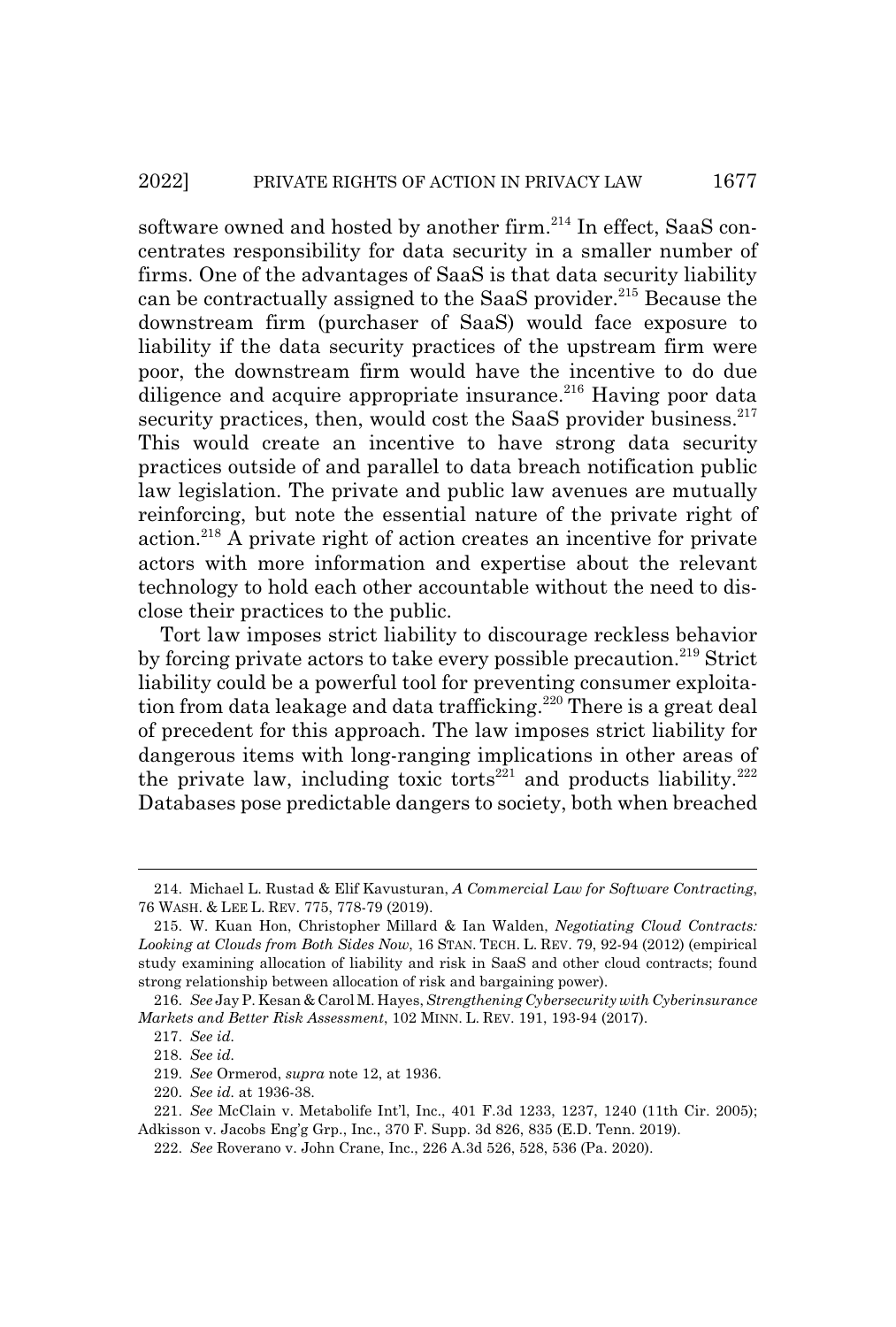software owned and hosted by another firm.[214] In effect, SaaS concentrates responsibility for data security in a smaller number of firms. One of the advantages of SaaS is that data security liability can be contractually assigned to the SaaS provider.[215] Because the downstream firm (purchaser of SaaS) would face exposure to liability if the data security practices of the upstream firm were poor, the downstream firm would have the incentive to do due diligence and acquire appropriate insurance.[216] Having poor data security practices, then, would cost the SaaS provider business.[217] This would create an incentive to have strong data security practices outside of and parallel to data breach notification public law legislation. The private and public law avenues are mutually reinforcing, but note the essential nature of the private right of action.[218] A private right of action creates an incentive for private actors with more information and expertise about the relevant technology to hold each other accountable without the need to disclose their practices to the public.

Tort law imposes strict liability to discourage reckless behavior by forcing private actors to take every possible precaution.[219] Strict liability could be a powerful tool for preventing consumer exploitation from data leakage and data trafficking.[220] There is a great deal of precedent for this approach. The law imposes strict liability for dangerous items with long-ranging implications in other areas of the private law, including toxic torts[221] and products liability.[222] Databases pose predictable dangers to society, both when breached

---

214. Michael L. Rustad & Elif Kavusturan, *A Commercial Law for Software Contracting*, 76 WASH. & LEE L. REV. 775, 778-79 (2019).

215. W. Kuan Hon, Christopher Millard & Ian Walden, *Negotiating Cloud Contracts: Looking at Clouds from Both Sides Now*, 16 STAN. TECH. L. REV. 79, 92-94 (2012) (empirical study examining allocation of liability and risk in SaaS and other cloud contracts; found strong relationship between allocation of risk and bargaining power).

216. *See* Jay P. Kesan & Carol M. Hayes, *Strengthening Cybersecurity with Cyberinsurance Markets and Better Risk Assessment*, 102 MINN. L. REV. 191, 193-94 (2017).

217. *See id.*

218. *See id.*

219. *See* Ormerod, *supra* note 12, at 1936.

220. *See id.* at 1936-38.

221. *See* McClain v. Metabolife Int'l, Inc., 401 F.3d 1233, 1237, 1240 (11th Cir. 2005); Adkisson v. Jacobs Eng'g Grp., Inc., 370 F. Supp. 3d 826, 835 (E.D. Tenn. 2019).

222. *See* Roverano v. John Crane, Inc., 226 A.3d 526, 528, 536 (Pa. 2020).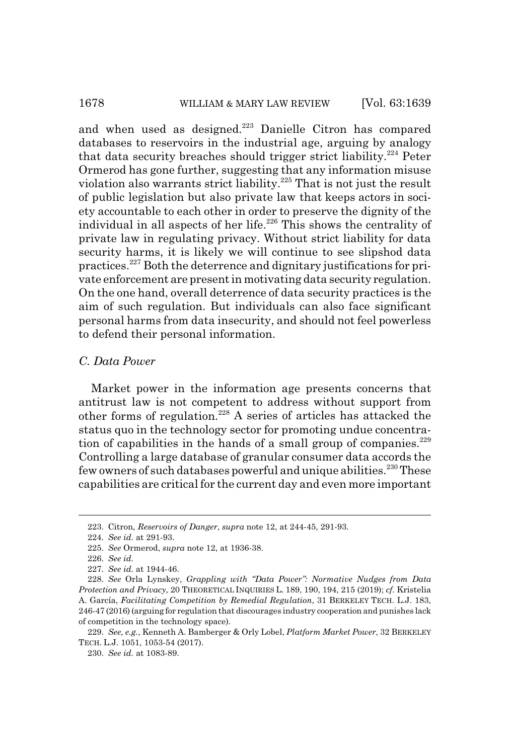and when used as designed.[223] Danielle Citron has compared databases to reservoirs in the industrial age, arguing by analogy that data security breaches should trigger strict liability.[224] Peter Ormerod has gone further, suggesting that any information misuse violation also warrants strict liability.[225] That is not just the result of public legislation but also private law that keeps actors in society accountable to each other in order to preserve the dignity of the individual in all aspects of her life.[226] This shows the centrality of private law in regulating privacy. Without strict liability for data security harms, it is likely we will continue to see slipshod data practices.[227] Both the deterrence and dignitary justifications for private enforcement are present in motivating data security regulation. On the one hand, overall deterrence of data security practices is the aim of such regulation. But individuals can also face significant personal harms from data insecurity, and should not feel powerless to defend their personal information.

### *C. Data Power*

Market power in the information age presents concerns that antitrust law is not competent to address without support from other forms of regulation.[228] A series of articles has attacked the status quo in the technology sector for promoting undue concentration of capabilities in the hands of a small group of companies.[229] Controlling a large database of granular consumer data accords the few owners of such databases powerful and unique abilities.[230] These capabilities are critical for the current day and even more important

---

223. Citron, *Reservoirs of Danger*, *supra* note 12, at 244-45, 291-93.

224. *See id.* at 291-93.

225. *See* Ormerod, *supra* note 12, at 1936-38.

226. *See id.*

227. *See id.* at 1944-46.

228. *See* Orla Lynskey, *Grappling with "Data Power": Normative Nudges from Data Protection and Privacy*, 20 THEORETICAL INQUIRIES L. 189, 190, 194, 215 (2019); *cf.* Kristelia A. García, *Facilitating Competition by Remedial Regulation*, 31 BERKELEY TECH. L.J. 183, 246-47 (2016) (arguing for regulation that discourages industry cooperation and punishes lack of competition in the technology space).

229. *See, e.g.*, Kenneth A. Bamberger & Orly Lobel, *Platform Market Power*, 32 BERKELEY TECH. L.J. 1051, 1053-54 (2017).

230. *See id.* at 1083-89.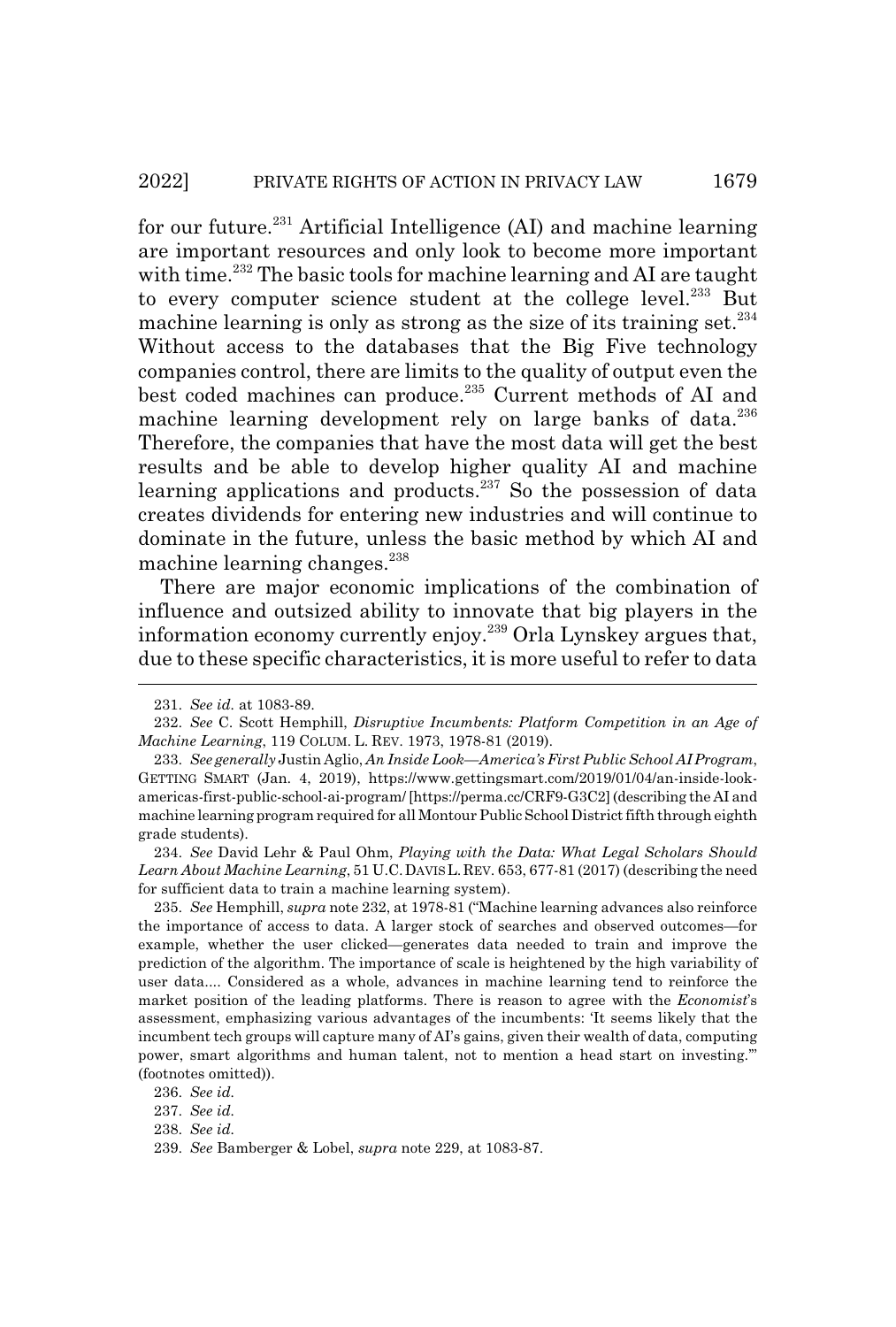for our future.[231] Artificial Intelligence (AI) and machine learning are important resources and only look to become more important with time.[232] The basic tools for machine learning and AI are taught to every computer science student at the college level.[233] But machine learning is only as strong as the size of its training set.[234] Without access to the databases that the Big Five technology companies control, there are limits to the quality of output even the best coded machines can produce.[235] Current methods of AI and machine learning development rely on large banks of data.[236] Therefore, the companies that have the most data will get the best results and be able to develop higher quality AI and machine learning applications and products.[237] So the possession of data creates dividends for entering new industries and will continue to dominate in the future, unless the basic method by which AI and machine learning changes.[238]

There are major economic implications of the combination of influence and outsized ability to innovate that big players in the information economy currently enjoy.[239] Orla Lynskey argues that, due to these specific characteristics, it is more useful to refer to data

---

231. *See id.* at 1083-89.

232. *See* C. Scott Hemphill, *Disruptive Incumbents: Platform Competition in an Age of Machine Learning*, 119 COLUM. L. REV. 1973, 1978-81 (2019).

233. *See generally* Justin Aglio, *An Inside Look—America's First Public School AI Program*, GETTING SMART (Jan. 4, 2019), https://www.gettingsmart.com/2019/01/04/an-inside-look-americas-first-public-school-ai-program/ [https://perma.cc/CRF9-G3C2] (describing the AI and machine learning program required for all Montour Public School District fifth through eighth grade students).

234. *See* David Lehr & Paul Ohm, *Playing with the Data: What Legal Scholars Should Learn About Machine Learning*, 51 U.C. DAVIS L. REV. 653, 677-81 (2017) (describing the need for sufficient data to train a machine learning system).

235. *See* Hemphill, *supra* note 232, at 1978-81 ("Machine learning advances also reinforce the importance of access to data. A larger stock of searches and observed outcomes—for example, whether the user clicked—generates data needed to train and improve the prediction of the algorithm. The importance of scale is heightened by the high variability of user data.... Considered as a whole, advances in machine learning tend to reinforce the market position of the leading platforms. There is reason to agree with the *Economist*'s assessment, emphasizing various advantages of the incumbents: 'It seems likely that the incumbent tech groups will capture many of AI's gains, given their wealth of data, computing power, smart algorithms and human talent, not to mention a head start on investing.'" (footnotes omitted)).

236. *See id.*

237. *See id.*

238. *See id.*

239. *See* Bamberger & Lobel, *supra* note 229, at 1083-87.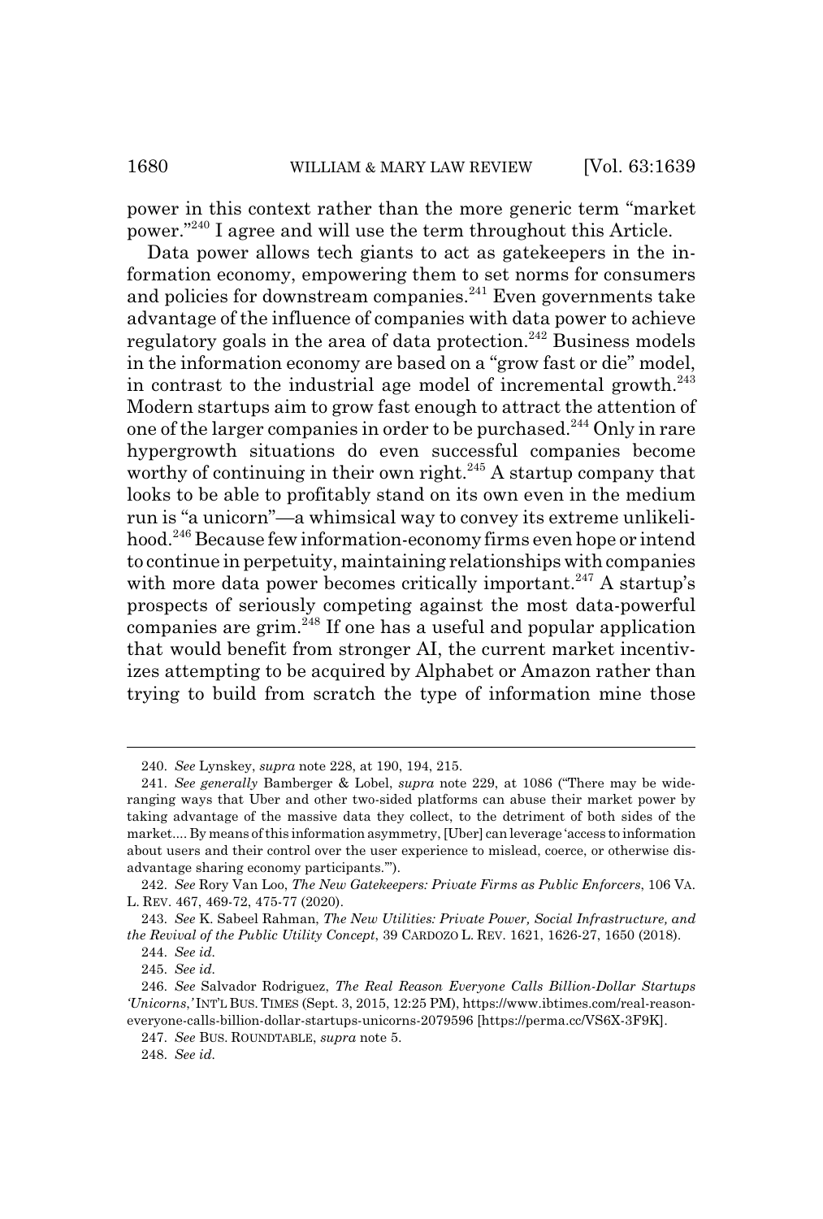power in this context rather than the more generic term "market power."[240] I agree and will use the term throughout this Article.

Data power allows tech giants to act as gatekeepers in the information economy, empowering them to set norms for consumers and policies for downstream companies.[241] Even governments take advantage of the influence of companies with data power to achieve regulatory goals in the area of data protection.[242] Business models in the information economy are based on a "grow fast or die" model, in contrast to the industrial age model of incremental growth.[243] Modern startups aim to grow fast enough to attract the attention of one of the larger companies in order to be purchased.[244] Only in rare hypergrowth situations do even successful companies become worthy of continuing in their own right.[245] A startup company that looks to be able to profitably stand on its own even in the medium run is "a unicorn"—a whimsical way to convey its extreme unlikelihood.[246] Because few information-economy firms even hope or intend to continue in perpetuity, maintaining relationships with companies with more data power becomes critically important.[247] A startup's prospects of seriously competing against the most data-powerful companies are grim.[248] If one has a useful and popular application that would benefit from stronger AI, the current market incentivizes attempting to be acquired by Alphabet or Amazon rather than trying to build from scratch the type of information mine those

---

240. *See* Lynskey, *supra* note 228, at 190, 194, 215.

241. *See generally* Bamberger & Lobel, *supra* note 229, at 1086 ("There may be wide-ranging ways that Uber and other two-sided platforms can abuse their market power by taking advantage of the massive data they collect, to the detriment of both sides of the market.... By means of this information asymmetry, [Uber] can leverage 'access to information about users and their control over the user experience to mislead, coerce, or otherwise disadvantage sharing economy participants.'").

242. *See* Rory Van Loo, *The New Gatekeepers: Private Firms as Public Enforcers*, 106 VA. L. REV. 467, 469-72, 475-77 (2020).

243. *See* K. Sabeel Rahman, *The New Utilities: Private Power, Social Infrastructure, and the Revival of the Public Utility Concept*, 39 CARDOZO L. REV. 1621, 1626-27, 1650 (2018).

244. *See id.*

245. *See id.*

246. *See* Salvador Rodriguez, *The Real Reason Everyone Calls Billion-Dollar Startups 'Unicorns,'* INT'L BUS. TIMES (Sept. 3, 2015, 12:25 PM), https://www.ibtimes.com/real-reason-everyone-calls-billion-dollar-startups-unicorns-2079596 [https://perma.cc/VS6X-3F9K].

247. *See* BUS. ROUNDTABLE, *supra* note 5.

248. *See id.*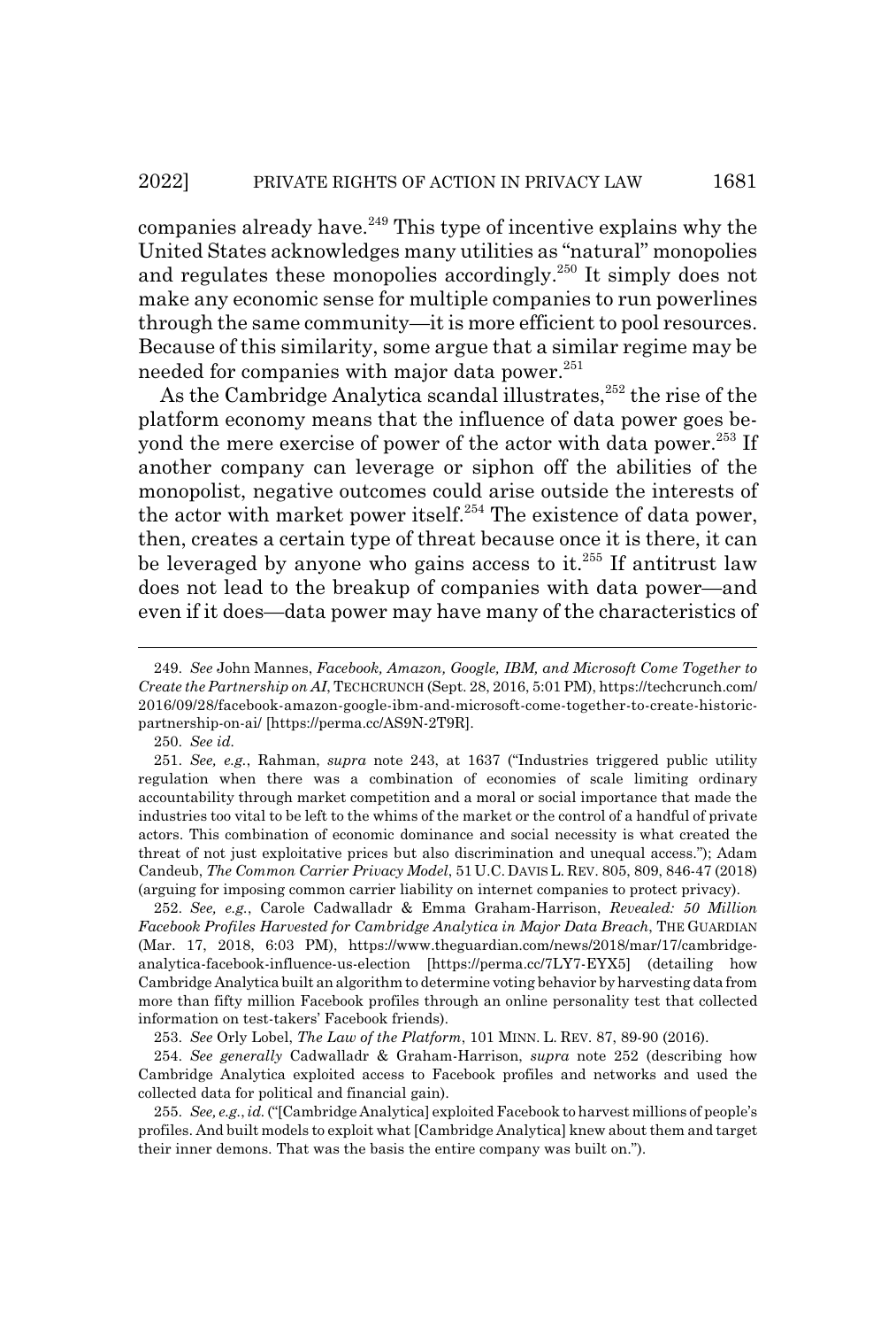companies already have.[249] This type of incentive explains why the United States acknowledges many utilities as "natural" monopolies and regulates these monopolies accordingly.[250] It simply does not make any economic sense for multiple companies to run powerlines through the same community—it is more efficient to pool resources. Because of this similarity, some argue that a similar regime may be needed for companies with major data power.[251]

As the Cambridge Analytica scandal illustrates,[252] the rise of the platform economy means that the influence of data power goes beyond the mere exercise of power of the actor with data power.[253] If another company can leverage or siphon off the abilities of the monopolist, negative outcomes could arise outside the interests of the actor with market power itself.[254] The existence of data power, then, creates a certain type of threat because once it is there, it can be leveraged by anyone who gains access to it.[255] If antitrust law does not lead to the breakup of companies with data power—and even if it does—data power may have many of the characteristics of

---

249. *See* John Mannes, *Facebook, Amazon, Google, IBM, and Microsoft Come Together to Create the Partnership on AI*, TECHCRUNCH (Sept. 28, 2016, 5:01 PM), https://techcrunch.com/2016/09/28/facebook-amazon-google-ibm-and-microsoft-come-together-to-create-historic-partnership-on-ai/ [https://perma.cc/AS9N-2T9R].

250. *See id.*

251. *See, e.g.*, Rahman, *supra* note 243, at 1637 ("Industries triggered public utility regulation when there was a combination of economies of scale limiting ordinary accountability through market competition and a moral or social importance that made the industries too vital to be left to the whims of the market or the control of a handful of private actors. This combination of economic dominance and social necessity is what created the threat of not just exploitative prices but also discrimination and unequal access."); Adam Candeub, *The Common Carrier Privacy Model*, 51 U.C. DAVIS L. REV. 805, 809, 846-47 (2018) (arguing for imposing common carrier liability on internet companies to protect privacy).

252. *See, e.g.*, Carole Cadwalladr & Emma Graham-Harrison, *Revealed: 50 Million Facebook Profiles Harvested for Cambridge Analytica in Major Data Breach*, THE GUARDIAN (Mar. 17, 2018, 6:03 PM), https://www.theguardian.com/news/2018/mar/17/cambridge-analytica-facebook-influence-us-election [https://perma.cc/7LY7-EYX5] (detailing how Cambridge Analytica built an algorithm to determine voting behavior by harvesting data from more than fifty million Facebook profiles through an online personality test that collected information on test-takers' Facebook friends).

253. *See* Orly Lobel, *The Law of the Platform*, 101 MINN. L. REV. 87, 89-90 (2016).

254. *See generally* Cadwalladr & Graham-Harrison, *supra* note 252 (describing how Cambridge Analytica exploited access to Facebook profiles and networks and used the collected data for political and financial gain).

255. *See, e.g.*, *id.* ("[Cambridge Analytica] exploited Facebook to harvest millions of people's profiles. And built models to exploit what [Cambridge Analytica] knew about them and target their inner demons. That was the basis the entire company was built on.").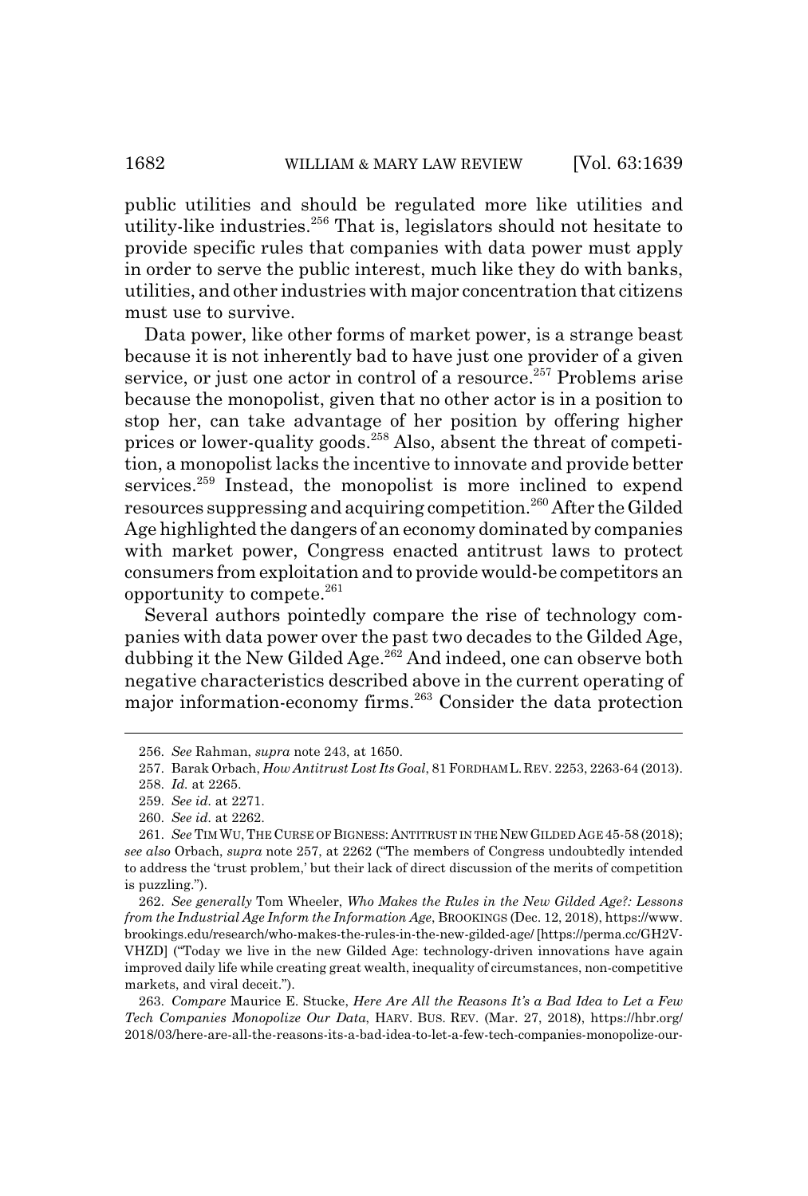public utilities and should be regulated more like utilities and utility-like industries.[256] That is, legislators should not hesitate to provide specific rules that companies with data power must apply in order to serve the public interest, much like they do with banks, utilities, and other industries with major concentration that citizens must use to survive.

Data power, like other forms of market power, is a strange beast because it is not inherently bad to have just one provider of a given service, or just one actor in control of a resource.[257] Problems arise because the monopolist, given that no other actor is in a position to stop her, can take advantage of her position by offering higher prices or lower-quality goods.[258] Also, absent the threat of competition, a monopolist lacks the incentive to innovate and provide better services.[259] Instead, the monopolist is more inclined to expend resources suppressing and acquiring competition.[260] After the Gilded Age highlighted the dangers of an economy dominated by companies with market power, Congress enacted antitrust laws to protect consumers from exploitation and to provide would-be competitors an opportunity to compete.[261]

Several authors pointedly compare the rise of technology companies with data power over the past two decades to the Gilded Age, dubbing it the New Gilded Age.[262] And indeed, one can observe both negative characteristics described above in the current operating of major information-economy firms.[263] Consider the data protection

---

256. *See* Rahman, *supra* note 243, at 1650.

257. Barak Orbach, *How Antitrust Lost Its Goal*, 81 FORDHAM L. REV. 2253, 2263-64 (2013).

258. *Id.* at 2265.

259. *See id.* at 2271.

260. *See id.* at 2262.

261. *See* TIM WU, THE CURSE OF BIGNESS: ANTITRUST IN THE NEW GILDED AGE 45-58 (2018); *see also* Orbach, *supra* note 257, at 2262 ("The members of Congress undoubtedly intended to address the 'trust problem,' but their lack of direct discussion of the merits of competition is puzzling.").

262. *See generally* Tom Wheeler, *Who Makes the Rules in the New Gilded Age?: Lessons from the Industrial Age Inform the Information Age*, BROOKINGS (Dec. 12, 2018), https://www.brookings.edu/research/who-makes-the-rules-in-the-new-gilded-age/ [https://perma.cc/GH2V-VHZD] ("Today we live in the new Gilded Age: technology-driven innovations have again improved daily life while creating great wealth, inequality of circumstances, non-competitive markets, and viral deceit.").

263. *Compare* Maurice E. Stucke, *Here Are All the Reasons It's a Bad Idea to Let a Few Tech Companies Monopolize Our Data*, HARV. BUS. REV. (Mar. 27, 2018), https://hbr.org/2018/03/here-are-all-the-reasons-its-a-bad-idea-to-let-a-few-tech-companies-monopolize-our-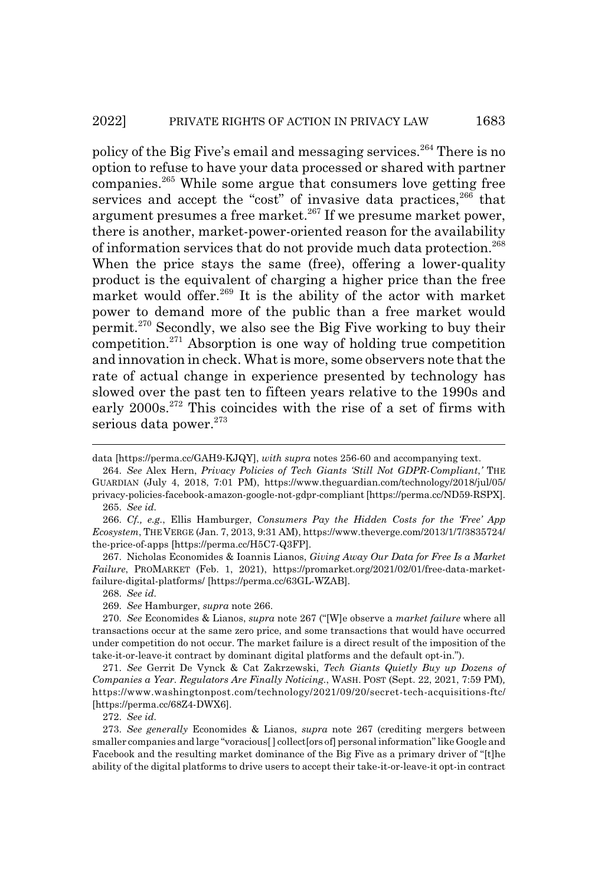policy of the Big Five's email and messaging services.[264] There is no option to refuse to have your data processed or shared with partner companies.[265] While some argue that consumers love getting free services and accept the "cost" of invasive data practices,[266] that argument presumes a free market.[267] If we presume market power, there is another, market-power-oriented reason for the availability of information services that do not provide much data protection.[268] When the price stays the same (free), offering a lower-quality product is the equivalent of charging a higher price than the free market would offer.[269] It is the ability of the actor with market power to demand more of the public than a free market would permit.[270] Secondly, we also see the Big Five working to buy their competition.[271] Absorption is one way of holding true competition and innovation in check. What is more, some observers note that the rate of actual change in experience presented by technology has slowed over the past ten to fifteen years relative to the 1990s and early 2000s.[272] This coincides with the rise of a set of firms with serious data power.[273]

---

data [https://perma.cc/GAH9-KJQY], *with supra* notes 256-60 and accompanying text.

264. *See* Alex Hern, *Privacy Policies of Tech Giants 'Still Not GDPR-Compliant*,*'* THE GUARDIAN (July 4, 2018, 7:01 PM), https://www.theguardian.com/technology/2018/jul/05/privacy-policies-facebook-amazon-google-not-gdpr-compliant [https://perma.cc/ND59-RSPX].

265. *See id.*

266. *Cf., e.g.*, Ellis Hamburger, *Consumers Pay the Hidden Costs for the 'Free' App Ecosystem*, THE VERGE (Jan. 7, 2013, 9:31 AM), https://www.theverge.com/2013/1/7/3835724/the-price-of-apps [https://perma.cc/H5C7-Q3FP].

267. Nicholas Economides & Ioannis Lianos, *Giving Away Our Data for Free Is a Market Failure*, PROMARKET (Feb. 1, 2021), https://promarket.org/2021/02/01/free-data-market-failure-digital-platforms/ [https://perma.cc/63GL-WZAB].

268. *See id.*

269. *See* Hamburger, *supra* note 266.

270. *See* Economides & Lianos, *supra* note 267 ("[W]e observe a *market failure* where all transactions occur at the same zero price, and some transactions that would have occurred under competition do not occur. The market failure is a direct result of the imposition of the take-it-or-leave-it contract by dominant digital platforms and the default opt-in.").

271. *See* Gerrit De Vynck & Cat Zakrzewski, *Tech Giants Quietly Buy up Dozens of Companies a Year. Regulators Are Finally Noticing.*, WASH. POST (Sept. 22, 2021, 7:59 PM), https://www.washingtonpost.com/technology/2021/09/20/secret-tech-acquisitions-ftc/ [https://perma.cc/68Z4-DWX6].

272. *See id.*

273. *See generally* Economides & Lianos, *supra* note 267 (crediting mergers between smaller companies and large "voracious[ ] collect[ors of] personal information" like Google and Facebook and the resulting market dominance of the Big Five as a primary driver of "[t]he ability of the digital platforms to drive users to accept their take-it-or-leave-it opt-in contract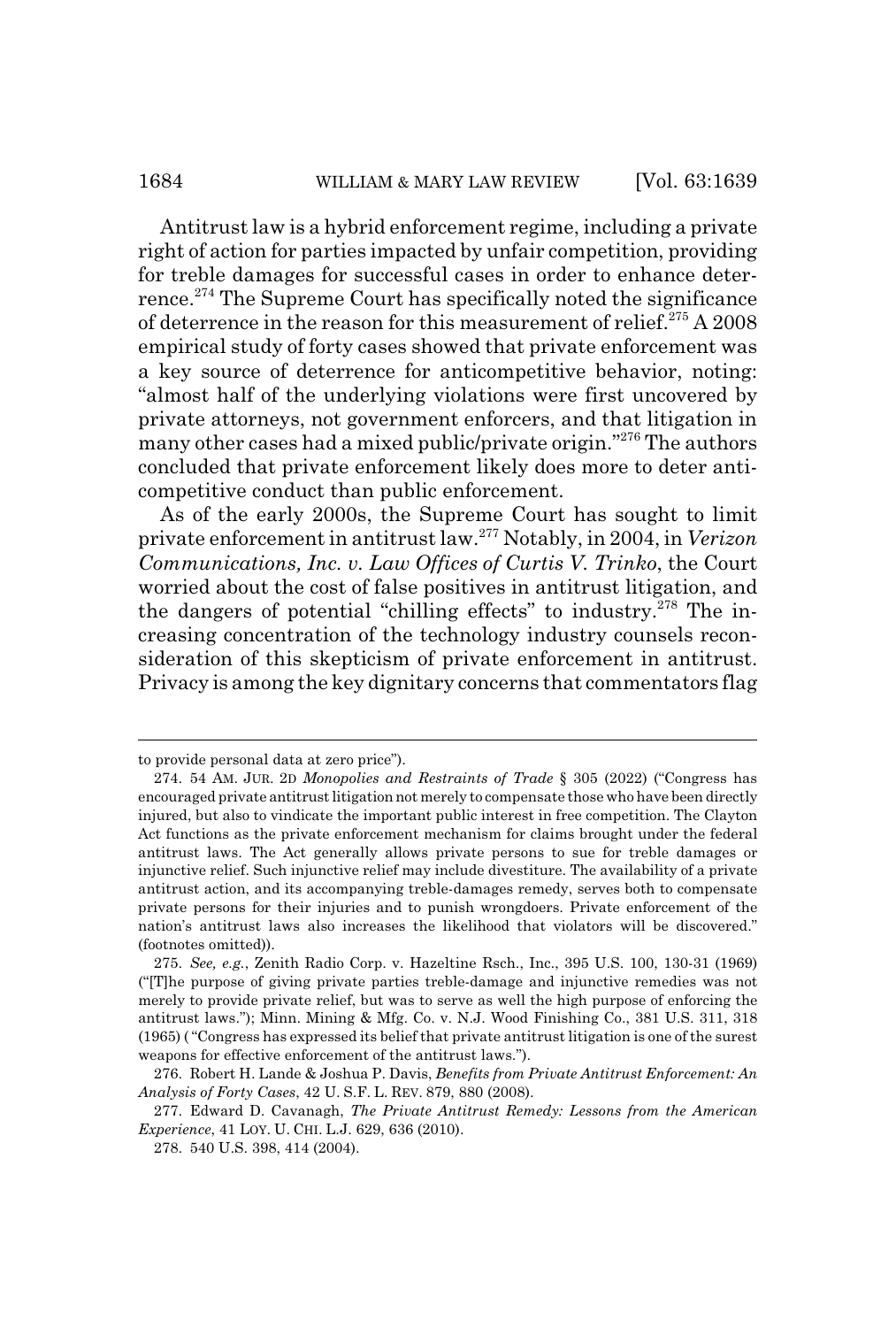Antitrust law is a hybrid enforcement regime, including a private right of action for parties impacted by unfair competition, providing for treble damages for successful cases in order to enhance deterrence.[274] The Supreme Court has specifically noted the significance of deterrence in the reason for this measurement of relief.[275] A 2008 empirical study of forty cases showed that private enforcement was a key source of deterrence for anticompetitive behavior, noting: "almost half of the underlying violations were first uncovered by private attorneys, not government enforcers, and that litigation in many other cases had a mixed public/private origin."[276] The authors concluded that private enforcement likely does more to deter anticompetitive conduct than public enforcement.

As of the early 2000s, the Supreme Court has sought to limit private enforcement in antitrust law.[277] Notably, in 2004, in *Verizon Communications, Inc. v. Law Offices of Curtis V. Trinko*, the Court worried about the cost of false positives in antitrust litigation, and the dangers of potential "chilling effects" to industry.[278] The increasing concentration of the technology industry counsels reconsideration of this skepticism of private enforcement in antitrust. Privacy is among the key dignitary concerns that commentators flag

---

to provide personal data at zero price").

274. 54 AM. JUR. 2D *Monopolies and Restraints of Trade* § 305 (2022) ("Congress has encouraged private antitrust litigation not merely to compensate those who have been directly injured, but also to vindicate the important public interest in free competition. The Clayton Act functions as the private enforcement mechanism for claims brought under the federal antitrust laws. The Act generally allows private persons to sue for treble damages or injunctive relief. Such injunctive relief may include divestiture. The availability of a private antitrust action, and its accompanying treble-damages remedy, serves both to compensate private persons for their injuries and to punish wrongdoers. Private enforcement of the nation's antitrust laws also increases the likelihood that violators will be discovered." (footnotes omitted)).

275. *See, e.g.*, Zenith Radio Corp. v. Hazeltine Rsch., Inc., 395 U.S. 100, 130-31 (1969) ("[T]he purpose of giving private parties treble-damage and injunctive remedies was not merely to provide private relief, but was to serve as well the high purpose of enforcing the antitrust laws."); Minn. Mining & Mfg. Co. v. N.J. Wood Finishing Co., 381 U.S. 311, 318 (1965) ("Congress has expressed its belief that private antitrust litigation is one of the surest weapons for effective enforcement of the antitrust laws.").

276. Robert H. Lande & Joshua P. Davis, *Benefits from Private Antitrust Enforcement: An Analysis of Forty Cases*, 42 U. S.F. L. REV. 879, 880 (2008).

277. Edward D. Cavanagh, *The Private Antitrust Remedy: Lessons from the American Experience*, 41 LOY. U. CHI. L.J. 629, 636 (2010).

278. 540 U.S. 398, 414 (2004).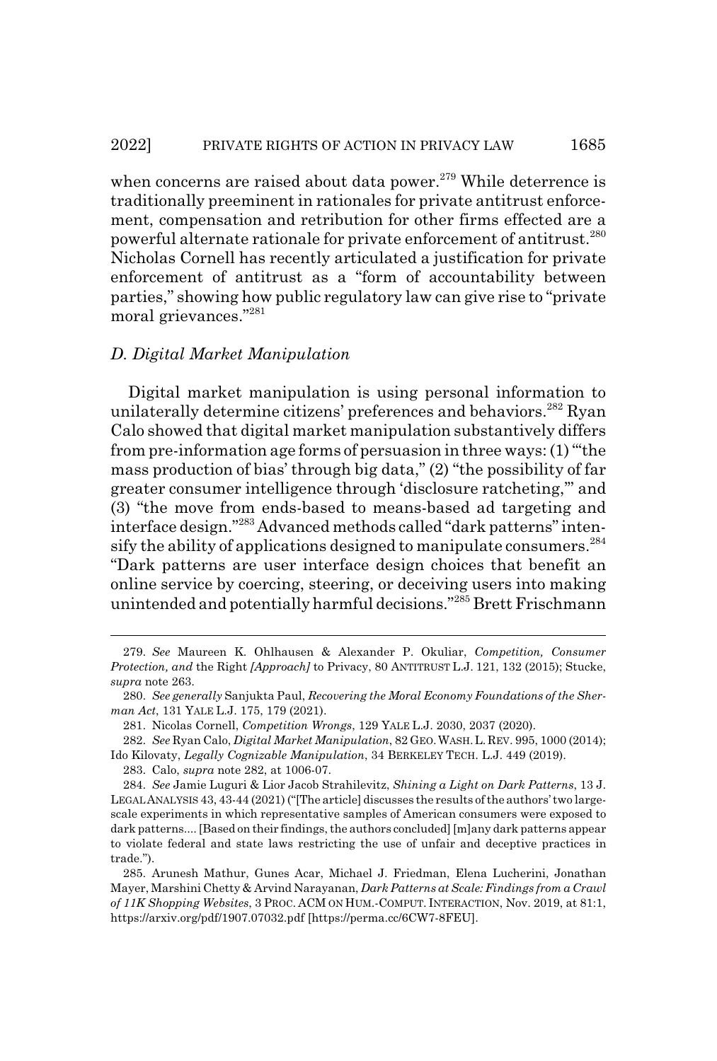when concerns are raised about data power.[279] While deterrence is traditionally preeminent in rationales for private antitrust enforcement, compensation and retribution for other firms effected are a powerful alternate rationale for private enforcement of antitrust.[280] Nicholas Cornell has recently articulated a justification for private enforcement of antitrust as a "form of accountability between parties," showing how public regulatory law can give rise to "private moral grievances."[281]

### *D. Digital Market Manipulation*

Digital market manipulation is using personal information to unilaterally determine citizens' preferences and behaviors.[282] Ryan Calo showed that digital market manipulation substantively differs from pre-information age forms of persuasion in three ways: (1) "'the mass production of bias' through big data," (2) "the possibility of far greater consumer intelligence through 'disclosure ratcheting,'" and (3) "the move from ends-based to means-based ad targeting and interface design."[283] Advanced methods called "dark patterns" intensify the ability of applications designed to manipulate consumers.[284] "Dark patterns are user interface design choices that benefit an online service by coercing, steering, or deceiving users into making unintended and potentially harmful decisions."[285] Brett Frischmann

---

279. *See* Maureen K. Ohlhausen & Alexander P. Okuliar, *Competition, Consumer Protection, and* the Right *[Approach]* to Privacy, 80 ANTITRUST L.J. 121, 132 (2015); Stucke, *supra* note 263.

280. *See generally* Sanjukta Paul, *Recovering the Moral Economy Foundations of the Sherman Act*, 131 YALE L.J. 175, 179 (2021).

281. Nicolas Cornell, *Competition Wrongs*, 129 YALE L.J. 2030, 2037 (2020).

282. *See* Ryan Calo, *Digital Market Manipulation*, 82 GEO. WASH. L. REV. 995, 1000 (2014); Ido Kilovaty, *Legally Cognizable Manipulation*, 34 BERKELEY TECH. L.J. 449 (2019).

283. Calo, *supra* note 282, at 1006-07.

284. *See* Jamie Luguri & Lior Jacob Strahilevitz, *Shining a Light on Dark Patterns*, 13 J. LEGAL ANALYSIS 43, 43-44 (2021) ("[The article] discusses the results of the authors' two large-scale experiments in which representative samples of American consumers were exposed to dark patterns.... [Based on their findings, the authors concluded] [m]any dark patterns appear to violate federal and state laws restricting the use of unfair and deceptive practices in trade.").

285. Arunesh Mathur, Gunes Acar, Michael J. Friedman, Elena Lucherini, Jonathan Mayer, Marshini Chetty & Arvind Narayanan, *Dark Patterns at Scale: Findings from a Crawl of 11K Shopping Websites*, 3 PROC. ACM ON HUM.-COMPUT. INTERACTION, Nov. 2019, at 81:1, https://arxiv.org/pdf/1907.07032.pdf [https://perma.cc/6CW7-8FEU].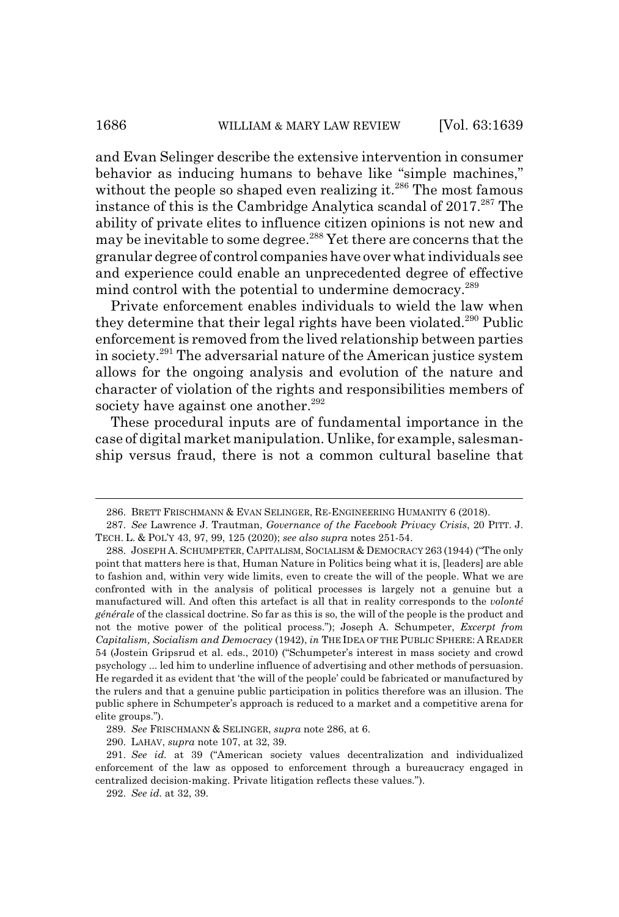and Evan Selinger describe the extensive intervention in consumer behavior as inducing humans to behave like "simple machines," without the people so shaped even realizing it.[286] The most famous instance of this is the Cambridge Analytica scandal of 2017.[287] The ability of private elites to influence citizen opinions is not new and may be inevitable to some degree.[288] Yet there are concerns that the granular degree of control companies have over what individuals see and experience could enable an unprecedented degree of effective mind control with the potential to undermine democracy.[289]

Private enforcement enables individuals to wield the law when they determine that their legal rights have been violated.[290] Public enforcement is removed from the lived relationship between parties in society.[291] The adversarial nature of the American justice system allows for the ongoing analysis and evolution of the nature and character of violation of the rights and responsibilities members of society have against one another.[292]

These procedural inputs are of fundamental importance in the case of digital market manipulation. Unlike, for example, salesmanship versus fraud, there is not a common cultural baseline that

---

286. BRETT FRISCHMANN & EVAN SELINGER, RE-ENGINEERING HUMANITY 6 (2018).

287. *See* Lawrence J. Trautman, *Governance of the Facebook Privacy Crisis*, 20 PITT. J. TECH. L. & POL'Y 43, 97, 99, 125 (2020); *see also supra* notes 251-54.

288. JOSEPH A. SCHUMPETER, CAPITALISM, SOCIALISM & DEMOCRACY 263 (1944) ("The only point that matters here is that, Human Nature in Politics being what it is, [leaders] are able to fashion and, within very wide limits, even to create the will of the people. What we are confronted with in the analysis of political processes is largely not a genuine but a manufactured will. And often this artefact is all that in reality corresponds to the *volonté générale* of the classical doctrine. So far as this is so, the will of the people is the product and not the motive power of the political process."); Joseph A. Schumpeter, *Excerpt from Capitalism, Socialism and Democracy* (1942), *in* THE IDEA OF THE PUBLIC SPHERE: A READER 54 (Jostein Gripsrud et al. eds., 2010) ("Schumpeter's interest in mass society and crowd psychology ... led him to underline influence of advertising and other methods of persuasion. He regarded it as evident that 'the will of the people' could be fabricated or manufactured by the rulers and that a genuine public participation in politics therefore was an illusion. The public sphere in Schumpeter's approach is reduced to a market and a competitive arena for elite groups.").

289. *See* FRISCHMANN & SELINGER, *supra* note 286, at 6.

290. LAHAV, *supra* note 107, at 32, 39.

291. *See id.* at 39 ("American society values decentralization and individualized enforcement of the law as opposed to enforcement through a bureaucracy engaged in centralized decision-making. Private litigation reflects these values.").

292. *See id.* at 32, 39.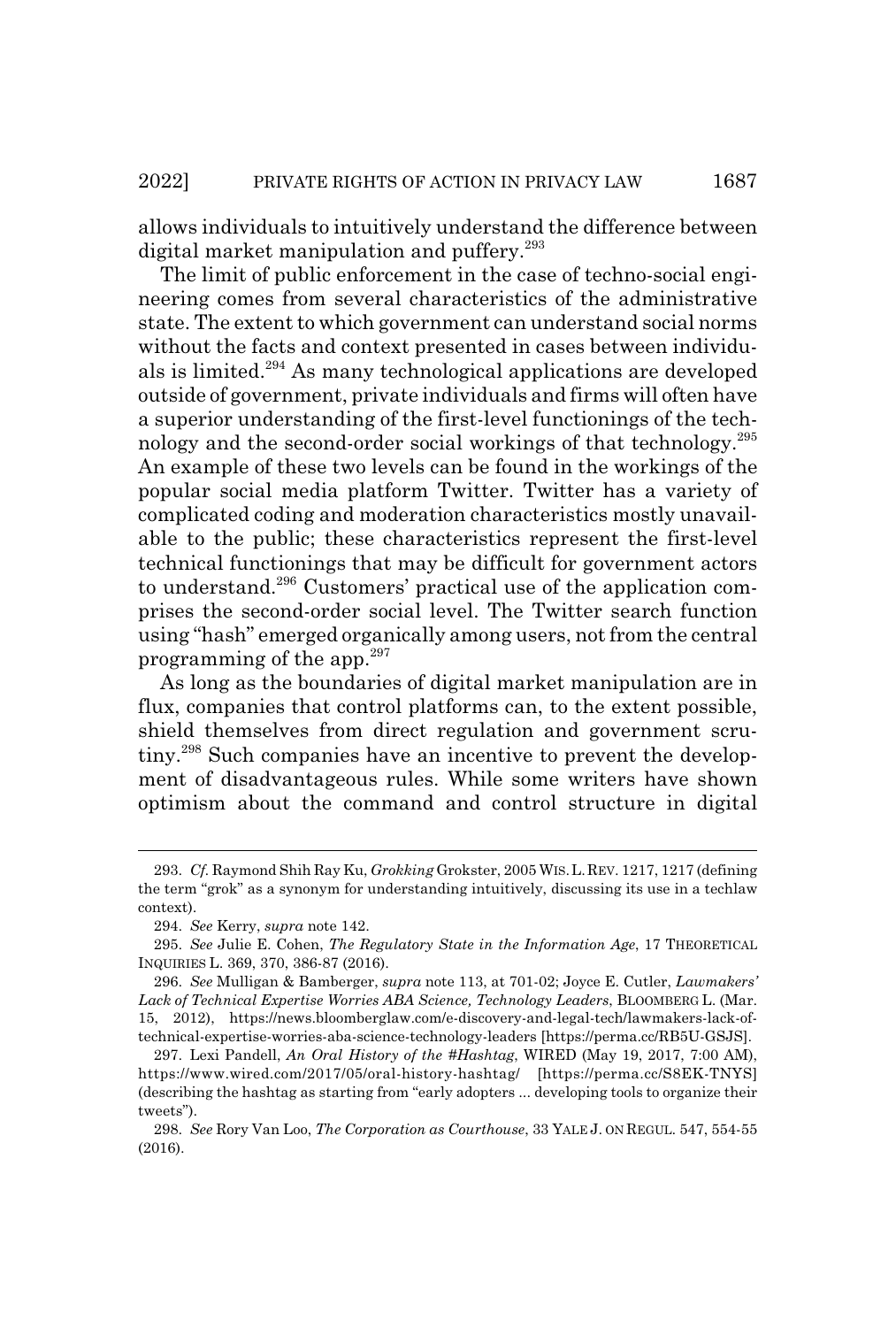allows individuals to intuitively understand the difference between digital market manipulation and puffery.[293]

The limit of public enforcement in the case of techno-social engineering comes from several characteristics of the administrative state. The extent to which government can understand social norms without the facts and context presented in cases between individuals is limited.[294] As many technological applications are developed outside of government, private individuals and firms will often have a superior understanding of the first-level functionings of the technology and the second-order social workings of that technology.[295] An example of these two levels can be found in the workings of the popular social media platform Twitter. Twitter has a variety of complicated coding and moderation characteristics mostly unavailable to the public; these characteristics represent the first-level technical functionings that may be difficult for government actors to understand.[296] Customers' practical use of the application comprises the second-order social level. The Twitter search function using "hash" emerged organically among users, not from the central programming of the app.[297]

As long as the boundaries of digital market manipulation are in flux, companies that control platforms can, to the extent possible, shield themselves from direct regulation and government scrutiny.[298] Such companies have an incentive to prevent the development of disadvantageous rules. While some writers have shown optimism about the command and control structure in digital

---

293. *Cf.* Raymond Shih Ray Ku, *Grokking* Grokster, 2005 WIS. L. REV. 1217, 1217 (defining the term "grok" as a synonym for understanding intuitively, discussing its use in a techlaw context).

294. *See* Kerry, *supra* note 142.

295. *See* Julie E. Cohen, *The Regulatory State in the Information Age*, 17 THEORETICAL INQUIRIES L. 369, 370, 386-87 (2016).

296. *See* Mulligan & Bamberger, *supra* note 113, at 701-02; Joyce E. Cutler, *Lawmakers' Lack of Technical Expertise Worries ABA Science, Technology Leaders*, BLOOMBERG L. (Mar. 15, 2012), https://news.bloomberglaw.com/e-discovery-and-legal-tech/lawmakers-lack-of-technical-expertise-worries-aba-science-technology-leaders [https://perma.cc/RB5U-GSJS].

297. Lexi Pandell, *An Oral History of the #Hashtag*, WIRED (May 19, 2017, 7:00 AM), https://www.wired.com/2017/05/oral-history-hashtag/ [https://perma.cc/S8EK-TNYS] (describing the hashtag as starting from "early adopters ... developing tools to organize their tweets").

298. *See* Rory Van Loo, *The Corporation as Courthouse*, 33 YALE J. ON REGUL. 547, 554-55 (2016).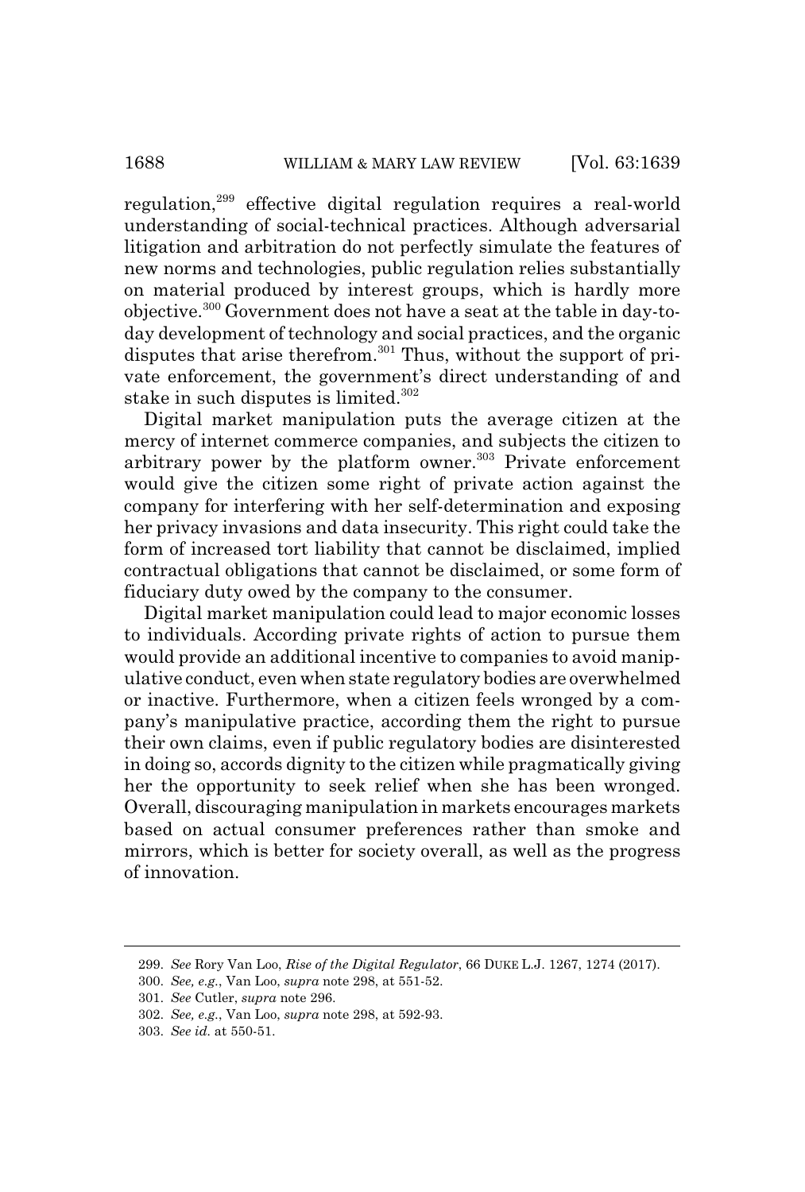regulation,[299] effective digital regulation requires a real-world understanding of social-technical practices. Although adversarial litigation and arbitration do not perfectly simulate the features of new norms and technologies, public regulation relies substantially on material produced by interest groups, which is hardly more objective.[300] Government does not have a seat at the table in day-to-day development of technology and social practices, and the organic disputes that arise therefrom.[301] Thus, without the support of private enforcement, the government's direct understanding of and stake in such disputes is limited.[302]

Digital market manipulation puts the average citizen at the mercy of internet commerce companies, and subjects the citizen to arbitrary power by the platform owner.[303] Private enforcement would give the citizen some right of private action against the company for interfering with her self-determination and exposing her privacy invasions and data insecurity. This right could take the form of increased tort liability that cannot be disclaimed, implied contractual obligations that cannot be disclaimed, or some form of fiduciary duty owed by the company to the consumer.

Digital market manipulation could lead to major economic losses to individuals. According private rights of action to pursue them would provide an additional incentive to companies to avoid manipulative conduct, even when state regulatory bodies are overwhelmed or inactive. Furthermore, when a citizen feels wronged by a company's manipulative practice, according them the right to pursue their own claims, even if public regulatory bodies are disinterested in doing so, accords dignity to the citizen while pragmatically giving her the opportunity to seek relief when she has been wronged. Overall, discouraging manipulation in markets encourages markets based on actual consumer preferences rather than smoke and mirrors, which is better for society overall, as well as the progress of innovation.

---

299. *See* Rory Van Loo, *Rise of the Digital Regulator*, 66 DUKE L.J. 1267, 1274 (2017).

300. *See, e.g.*, Van Loo, *supra* note 298, at 551-52.

301. *See* Cutler, *supra* note 296.

302. *See, e.g.*, Van Loo, *supra* note 298, at 592-93.

303. *See id.* at 550-51.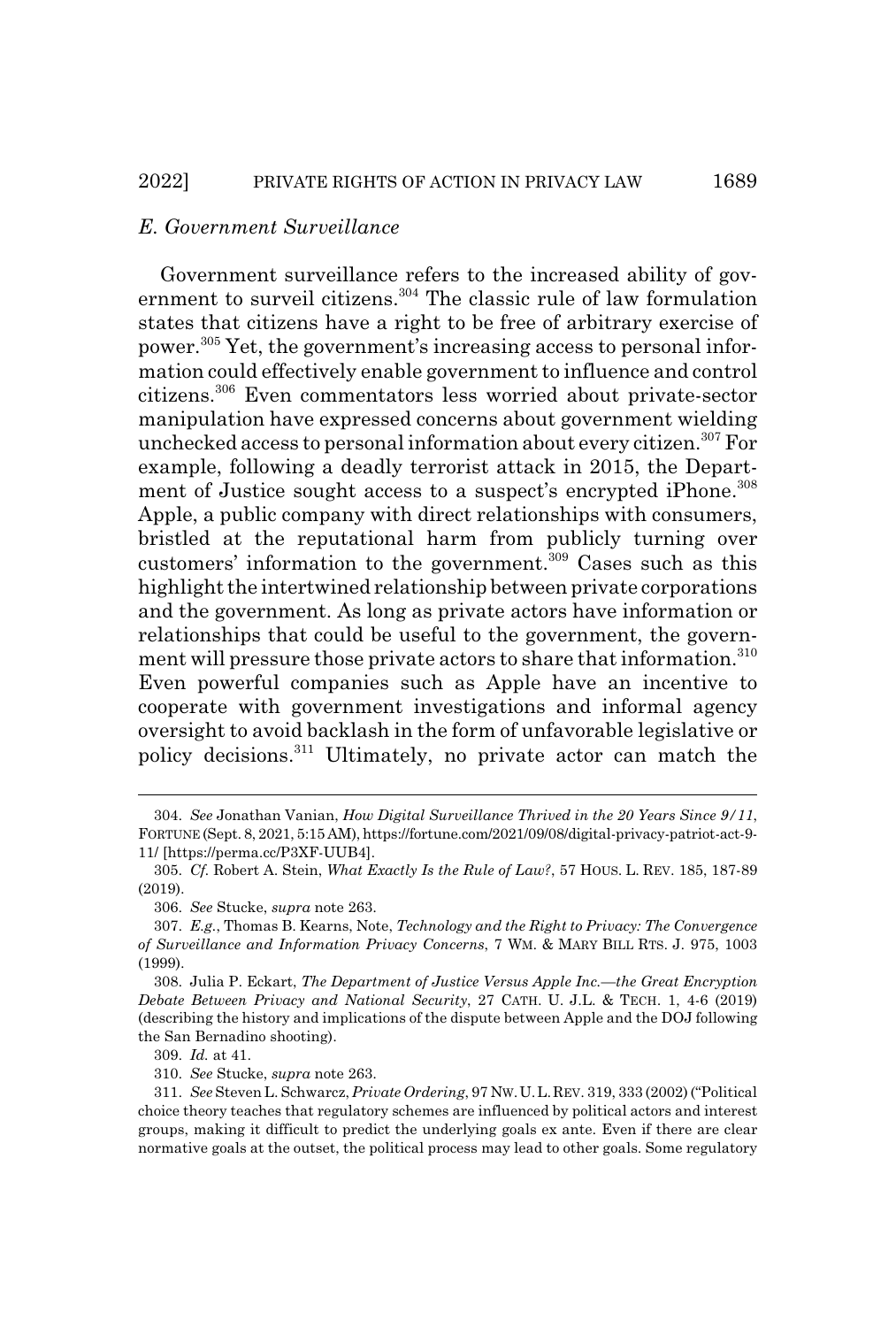### *E. Government Surveillance*

Government surveillance refers to the increased ability of government to surveil citizens.[304] The classic rule of law formulation states that citizens have a right to be free of arbitrary exercise of power.[305] Yet, the government's increasing access to personal information could effectively enable government to influence and control citizens.[306] Even commentators less worried about private-sector manipulation have expressed concerns about government wielding unchecked access to personal information about every citizen.[307] For example, following a deadly terrorist attack in 2015, the Department of Justice sought access to a suspect's encrypted iPhone.[308] Apple, a public company with direct relationships with consumers, bristled at the reputational harm from publicly turning over customers' information to the government.[309] Cases such as this highlight the intertwined relationship between private corporations and the government. As long as private actors have information or relationships that could be useful to the government, the government will pressure those private actors to share that information.[310] Even powerful companies such as Apple have an incentive to cooperate with government investigations and informal agency oversight to avoid backlash in the form of unfavorable legislative or policy decisions.[311] Ultimately, no private actor can match the

---

304. *See* Jonathan Vanian, *How Digital Surveillance Thrived in the 20 Years Since 9/11*, FORTUNE (Sept. 8, 2021, 5:15 AM), https://fortune.com/2021/09/08/digital-privacy-patriot-act-9-11/ [https://perma.cc/P3XF-UUB4].

305. *Cf.* Robert A. Stein, *What Exactly Is the Rule of Law?*, 57 HOUS. L. REV. 185, 187-89 (2019).

306. *See* Stucke, *supra* note 263.

307. *E.g.*, Thomas B. Kearns, Note, *Technology and the Right to Privacy: The Convergence of Surveillance and Information Privacy Concerns*, 7 WM. & MARY BILL RTS. J. 975, 1003 (1999).

308. Julia P. Eckart, *The Department of Justice Versus Apple Inc.—the Great Encryption Debate Between Privacy and National Security*, 27 CATH. U. J.L. & TECH. 1, 4-6 (2019) (describing the history and implications of the dispute between Apple and the DOJ following the San Bernadino shooting).

309. *Id.* at 41.

310. *See* Stucke, *supra* note 263.

311. *See* Steven L. Schwarcz, *Private Ordering*, 97 NW. U. L. REV. 319, 333 (2002) ("Political choice theory teaches that regulatory schemes are influenced by political actors and interest groups, making it difficult to predict the underlying goals ex ante. Even if there are clear normative goals at the outset, the political process may lead to other goals. Some regulatory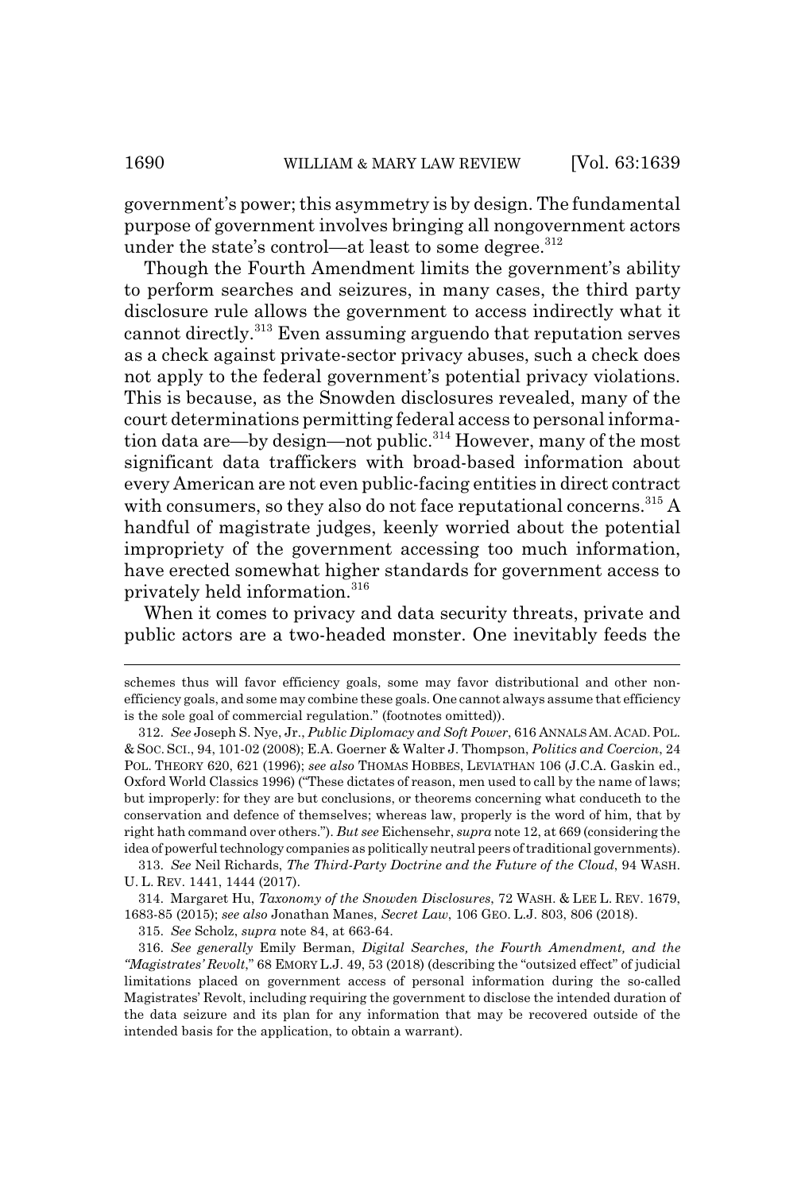government's power; this asymmetry is by design. The fundamental purpose of government involves bringing all nongovernment actors under the state's control—at least to some degree.[312]

Though the Fourth Amendment limits the government's ability to perform searches and seizures, in many cases, the third party disclosure rule allows the government to access indirectly what it cannot directly.[313] Even assuming arguendo that reputation serves as a check against private-sector privacy abuses, such a check does not apply to the federal government's potential privacy violations. This is because, as the Snowden disclosures revealed, many of the court determinations permitting federal access to personal information data are—by design—not public.[314] However, many of the most significant data traffickers with broad-based information about every American are not even public-facing entities in direct contract with consumers, so they also do not face reputational concerns.[315] A handful of magistrate judges, keenly worried about the potential impropriety of the government accessing too much information, have erected somewhat higher standards for government access to privately held information.[316]

When it comes to privacy and data security threats, private and public actors are a two-headed monster. One inevitably feeds the

---

schemes thus will favor efficiency goals, some may favor distributional and other non-efficiency goals, and some may combine these goals. One cannot always assume that efficiency is the sole goal of commercial regulation." (footnotes omitted)).

312. *See* Joseph S. Nye, Jr., *Public Diplomacy and Soft Power*, 616 ANNALS AM. ACAD. POL. & SOC. SCI., 94, 101-02 (2008); E.A. Goerner & Walter J. Thompson, *Politics and Coercion*, 24 POL. THEORY 620, 621 (1996); *see also* THOMAS HOBBES, LEVIATHAN 106 (J.C.A. Gaskin ed., Oxford World Classics 1996) ("These dictates of reason, men used to call by the name of laws; but improperly: for they are but conclusions, or theorems concerning what conduceth to the conservation and defence of themselves; whereas law, properly is the word of him, that by right hath command over others."). *But see* Eichensehr, *supra* note 12, at 669 (considering the idea of powerful technology companies as politically neutral peers of traditional governments).

313. *See* Neil Richards, *The Third-Party Doctrine and the Future of the Cloud*, 94 WASH. U. L. REV. 1441, 1444 (2017).

314. Margaret Hu, *Taxonomy of the Snowden Disclosures*, 72 WASH. & LEE L. REV. 1679, 1683-85 (2015); *see also* Jonathan Manes, *Secret Law*, 106 GEO. L.J. 803, 806 (2018).

315. *See* Scholz, *supra* note 84, at 663-64.

316. *See generally* Emily Berman, *Digital Searches, the Fourth Amendment, and the "Magistrates' Revolt*," 68 EMORY L.J. 49, 53 (2018) (describing the "outsized effect" of judicial limitations placed on government access of personal information during the so-called Magistrates' Revolt, including requiring the government to disclose the intended duration of the data seizure and its plan for any information that may be recovered outside of the intended basis for the application, to obtain a warrant).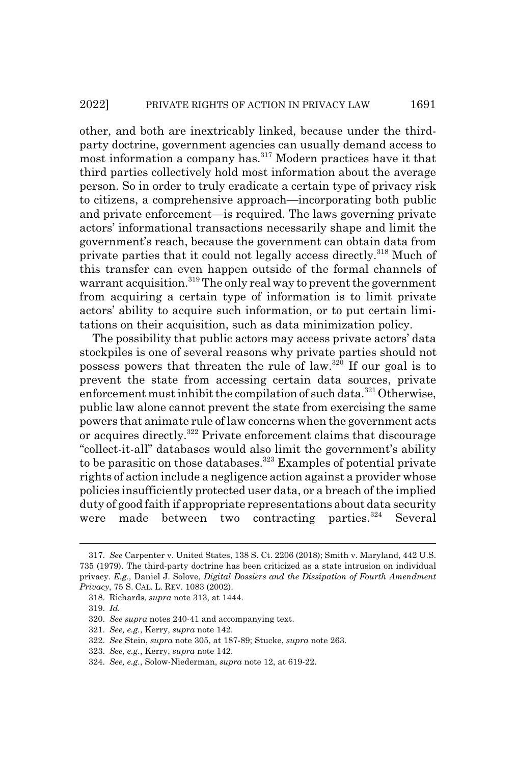other, and both are inextricably linked, because under the third-party doctrine, government agencies can usually demand access to most information a company has.[317] Modern practices have it that third parties collectively hold most information about the average person. So in order to truly eradicate a certain type of privacy risk to citizens, a comprehensive approach—incorporating both public and private enforcement—is required. The laws governing private actors' informational transactions necessarily shape and limit the government's reach, because the government can obtain data from private parties that it could not legally access directly.[318] Much of this transfer can even happen outside of the formal channels of warrant acquisition.[319] The only real way to prevent the government from acquiring a certain type of information is to limit private actors' ability to acquire such information, or to put certain limitations on their acquisition, such as data minimization policy.

The possibility that public actors may access private actors' data stockpiles is one of several reasons why private parties should not possess powers that threaten the rule of law.[320] If our goal is to prevent the state from accessing certain data sources, private enforcement must inhibit the compilation of such data.[321] Otherwise, public law alone cannot prevent the state from exercising the same powers that animate rule of law concerns when the government acts or acquires directly.[322] Private enforcement claims that discourage "collect-it-all" databases would also limit the government's ability to be parasitic on those databases.[323] Examples of potential private rights of action include a negligence action against a provider whose policies insufficiently protected user data, or a breach of the implied duty of good faith if appropriate representations about data security were made between two contracting parties.[324] Several

---

317. *See* Carpenter v. United States, 138 S. Ct. 2206 (2018); Smith v. Maryland, 442 U.S. 735 (1979). The third-party doctrine has been criticized as a state intrusion on individual privacy. *E.g.*, Daniel J. Solove, *Digital Dossiers and the Dissipation of Fourth Amendment Privacy*, 75 S. CAL. L. REV. 1083 (2002).

318. Richards, *supra* note 313, at 1444.

319. *Id.*

320. *See supra* notes 240-41 and accompanying text.

321. *See, e.g.*, Kerry, *supra* note 142.

322. *See* Stein, *supra* note 305, at 187-89; Stucke, *supra* note 263.

323. *See, e.g.*, Kerry, *supra* note 142.

324. *See, e.g.*, Solow-Niederman, *supra* note 12, at 619-22.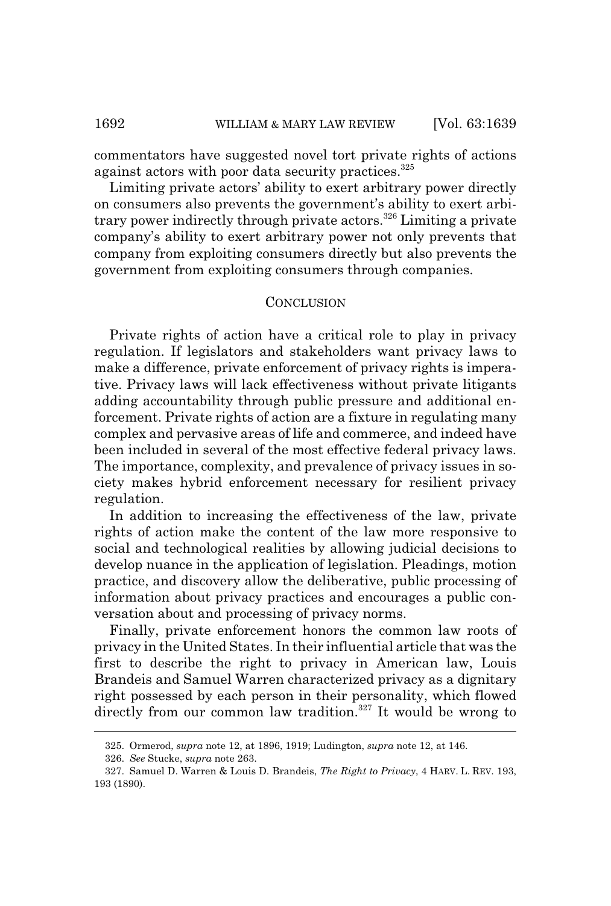commentators have suggested novel tort private rights of actions against actors with poor data security practices.[325]

Limiting private actors' ability to exert arbitrary power directly on consumers also prevents the government's ability to exert arbitrary power indirectly through private actors.[326] Limiting a private company's ability to exert arbitrary power not only prevents that company from exploiting consumers directly but also prevents the government from exploiting consumers through companies.

## CONCLUSION

Private rights of action have a critical role to play in privacy regulation. If legislators and stakeholders want privacy laws to make a difference, private enforcement of privacy rights is imperative. Privacy laws will lack effectiveness without private litigants adding accountability through public pressure and additional enforcement. Private rights of action are a fixture in regulating many complex and pervasive areas of life and commerce, and indeed have been included in several of the most effective federal privacy laws. The importance, complexity, and prevalence of privacy issues in society makes hybrid enforcement necessary for resilient privacy regulation.

In addition to increasing the effectiveness of the law, private rights of action make the content of the law more responsive to social and technological realities by allowing judicial decisions to develop nuance in the application of legislation. Pleadings, motion practice, and discovery allow the deliberative, public processing of information about privacy practices and encourages a public conversation about and processing of privacy norms.

Finally, private enforcement honors the common law roots of privacy in the United States. In their influential article that was the first to describe the right to privacy in American law, Louis Brandeis and Samuel Warren characterized privacy as a dignitary right possessed by each person in their personality, which flowed directly from our common law tradition.[327] It would be wrong to

---

325. Ormerod, *supra* note 12, at 1896, 1919; Ludington, *supra* note 12, at 146.

326. *See* Stucke, *supra* note 263.

327. Samuel D. Warren & Louis D. Brandeis, *The Right to Privacy*, 4 HARV. L. REV. 193, 193 (1890).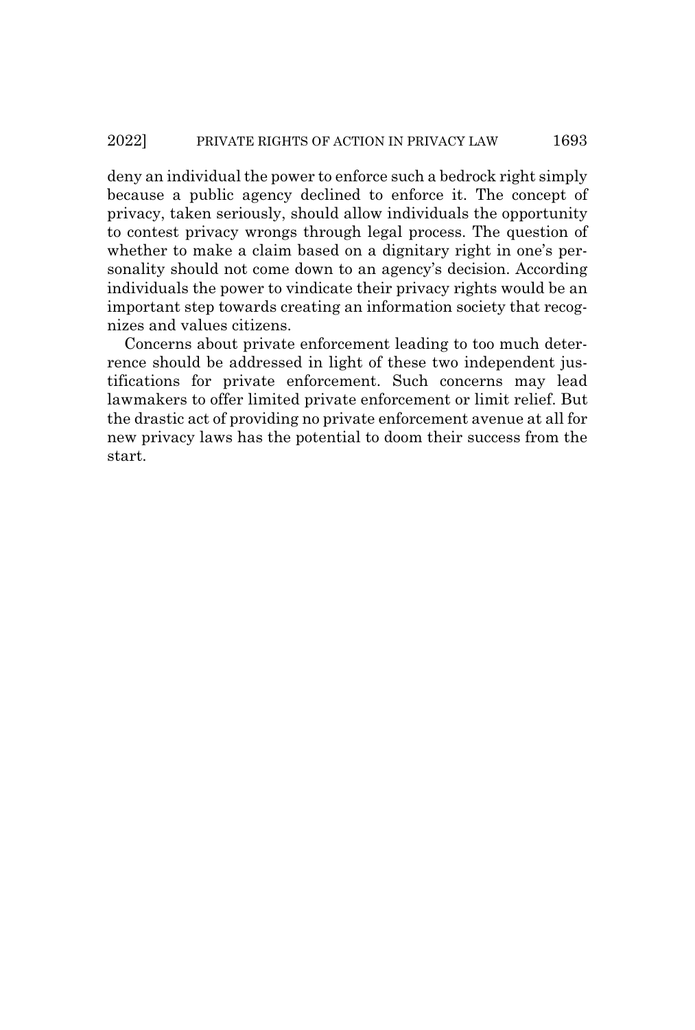deny an individual the power to enforce such a bedrock right simply because a public agency declined to enforce it. The concept of privacy, taken seriously, should allow individuals the opportunity to contest privacy wrongs through legal process. The question of whether to make a claim based on a dignitary right in one's personality should not come down to an agency's decision. According individuals the power to vindicate their privacy rights would be an important step towards creating an information society that recognizes and values citizens.

Concerns about private enforcement leading to too much deterrence should be addressed in light of these two independent justifications for private enforcement. Such concerns may lead lawmakers to offer limited private enforcement or limit relief. But the drastic act of providing no private enforcement avenue at all for new privacy laws has the potential to doom their success from the start.